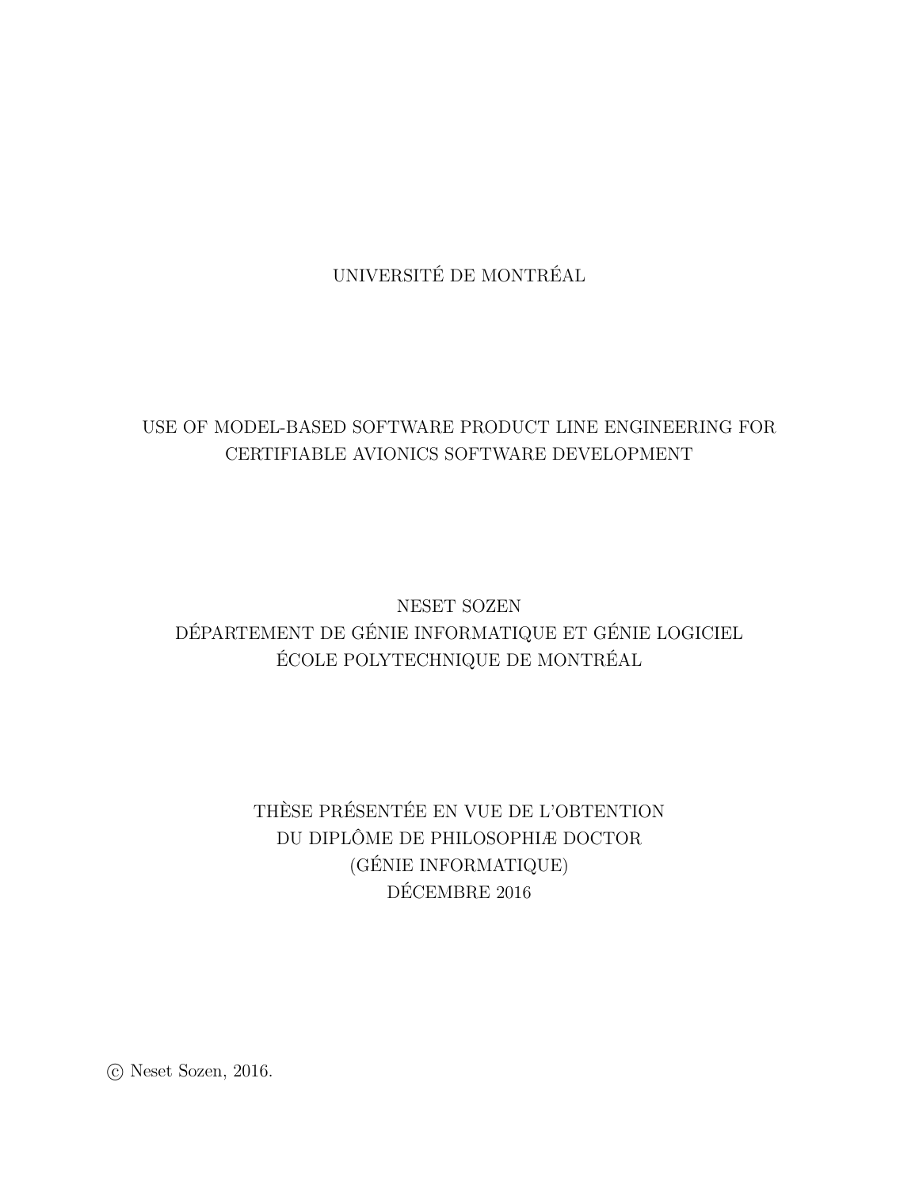UNIVERSITÉ DE MONTRÉAL

# USE OF MODEL-BASED SOFTWARE PRODUCT LINE ENGINEERING FOR CERTIFIABLE AVIONICS SOFTWARE DEVELOPMENT

NESET SOZEN
DÉPARTEMENT DE GÉNIE INFORMATIQUE ET GÉNIE LOGICIEL
ÉCOLE POLYTECHNIQUE DE MONTRÉAL

THÈSE PRÉSENTÉE EN VUE DE L'OBTENTION
DU DIPLÔME DE PHILOSOPHIÆ DOCTOR
(GÉNIE INFORMATIQUE)
DÉCEMBRE 2016

© Neset Sozen, 2016.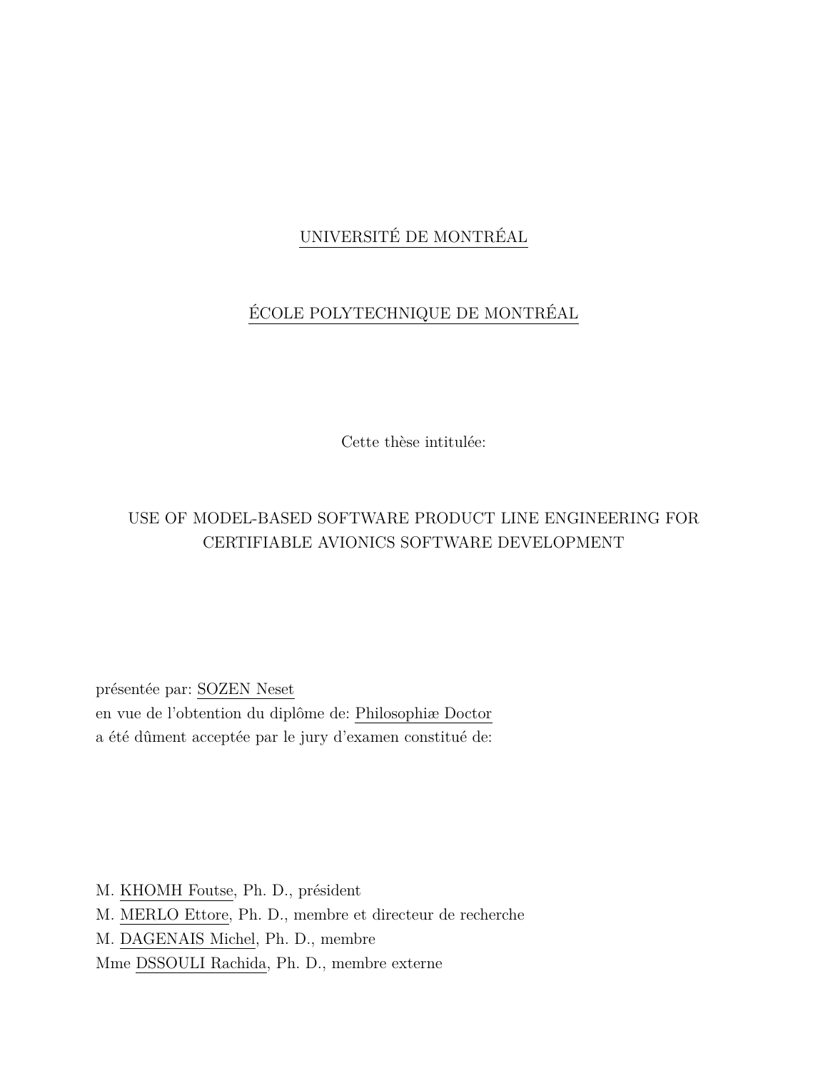UNIVERSITÉ DE MONTRÉAL

ÉCOLE POLYTECHNIQUE DE MONTRÉAL

Cette thèse intitulée:

USE OF MODEL-BASED SOFTWARE PRODUCT LINE ENGINEERING FOR CERTIFIABLE AVIONICS SOFTWARE DEVELOPMENT

présentée par: SOZEN Neset
en vue de l'obtention du diplôme de: Philosophiæ Doctor
a été dûment acceptée par le jury d'examen constitué de:

M. KHOMH Foutse, Ph. D., président
M. MERLO Ettore, Ph. D., membre et directeur de recherche
M. DAGENAIS Michel, Ph. D., membre
Mme DSSOULI Rachida, Ph. D., membre externe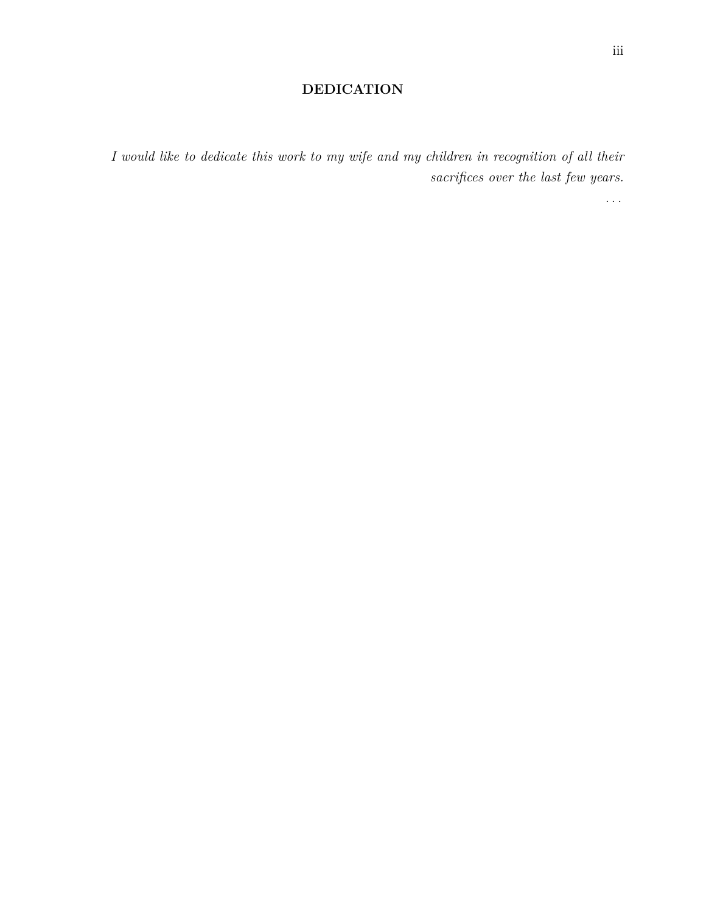# DEDICATION

*I would like to dedicate this work to my wife and my children in recognition of all their sacrifices over the last few years.*

*...*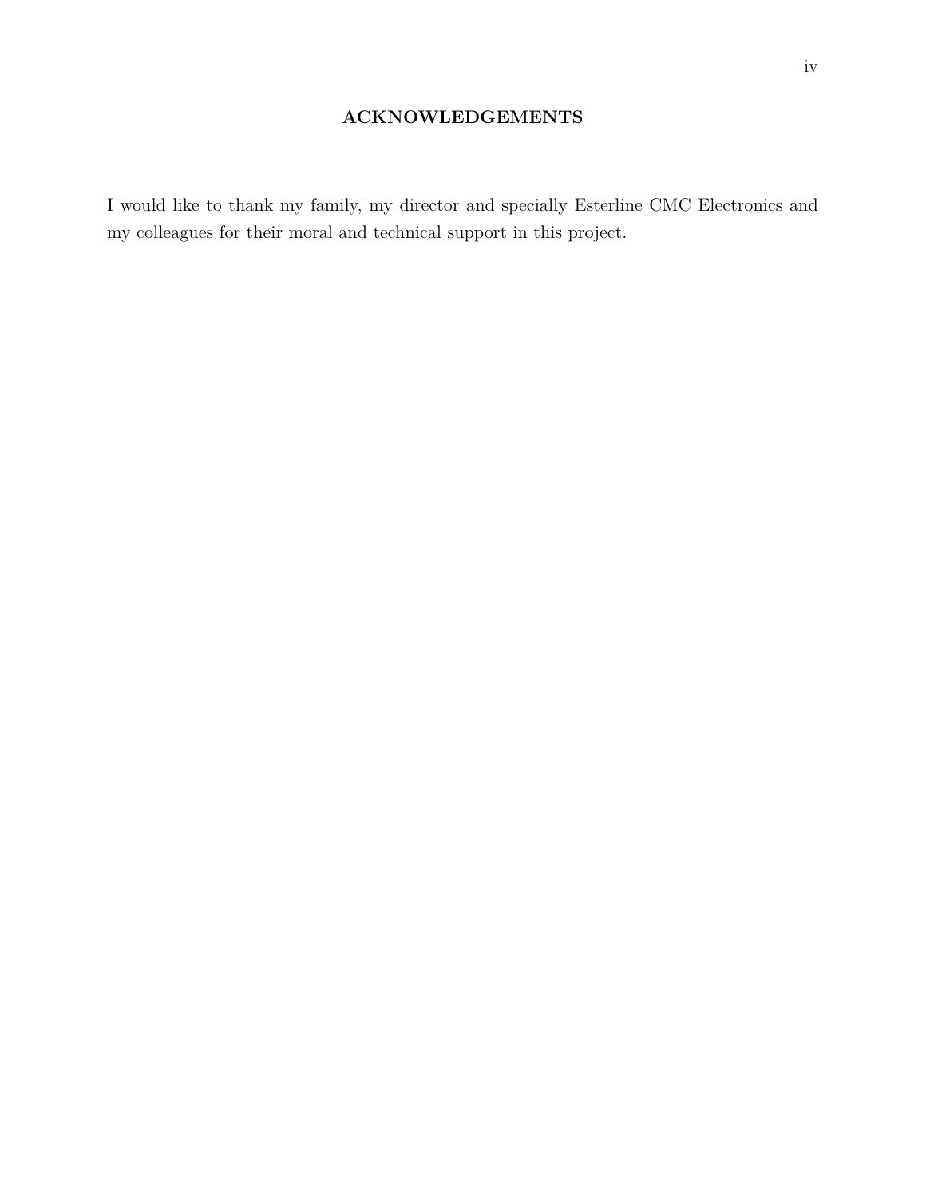## ACKNOWLEDGEMENTS

I would like to thank my family, my director and specially Esterline CMC Electronics and my colleagues for their moral and technical support in this project.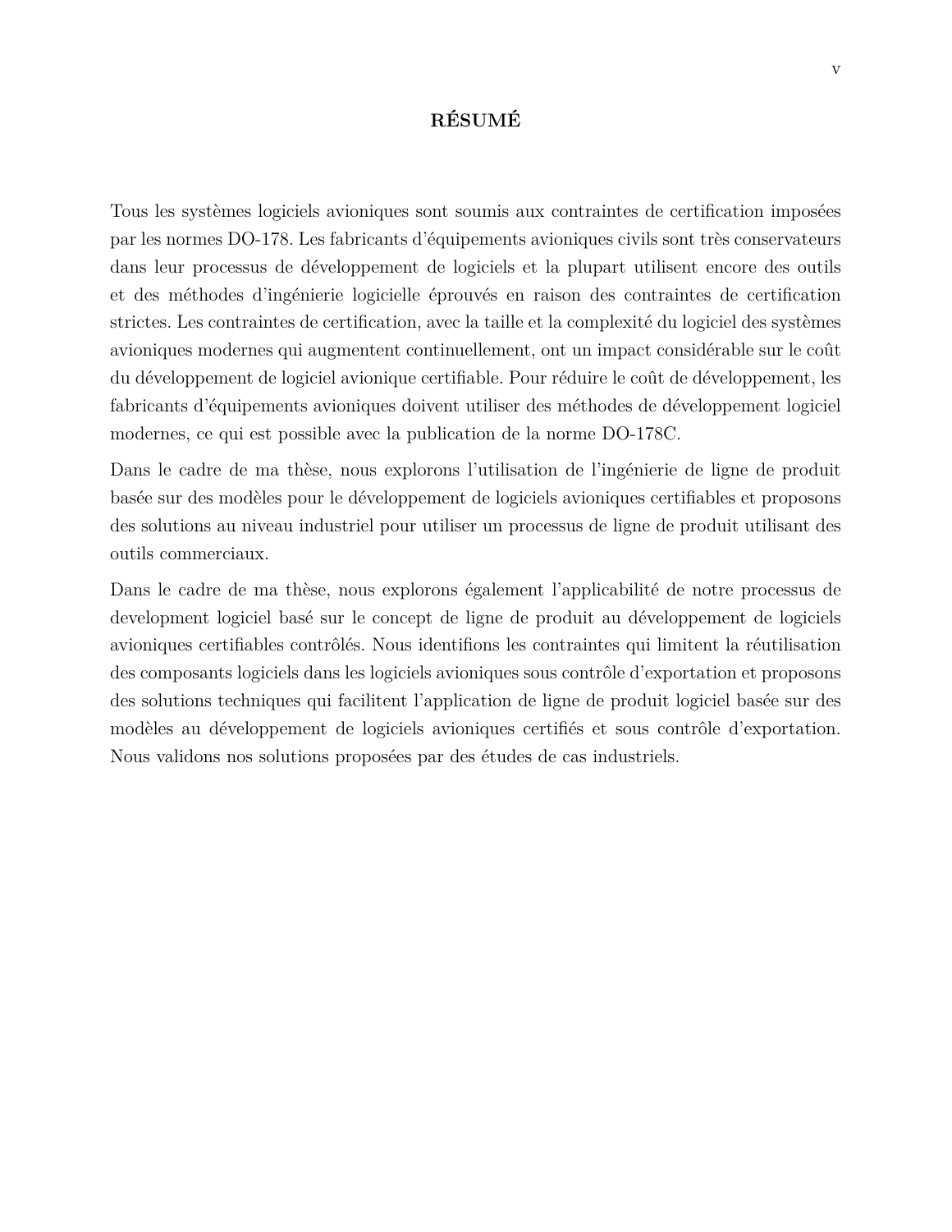# RÉSUMÉ

Tous les systèmes logiciels avioniques sont soumis aux contraintes de certification imposées par les normes DO-178. Les fabricants d'équipements avioniques civils sont très conservateurs dans leur processus de développement de logiciels et la plupart utilisent encore des outils et des méthodes d'ingénierie logicielle éprouvés en raison des contraintes de certification strictes. Les contraintes de certification, avec la taille et la complexité du logiciel des systèmes avioniques modernes qui augmentent continuellement, ont un impact considérable sur le coût du développement de logiciel avionique certifiable. Pour réduire le coût de développement, les fabricants d'équipements avioniques doivent utiliser des méthodes de développement logiciel modernes, ce qui est possible avec la publication de la norme DO-178C.

Dans le cadre de ma thèse, nous explorons l'utilisation de l'ingénierie de ligne de produit basée sur des modèles pour le développement de logiciels avioniques certifiables et proposons des solutions au niveau industriel pour utiliser un processus de ligne de produit utilisant des outils commerciaux.

Dans le cadre de ma thèse, nous explorons également l'applicabilité de notre processus de development logiciel basé sur le concept de ligne de produit au développement de logiciels avioniques certifiables contrôlés. Nous identifions les contraintes qui limitent la réutilisation des composants logiciels dans les logiciels avioniques sous contrôle d'exportation et proposons des solutions techniques qui facilitent l'application de ligne de produit logiciel basée sur des modèles au développement de logiciels avioniques certifiés et sous contrôle d'exportation. Nous validons nos solutions proposées par des études de cas industriels.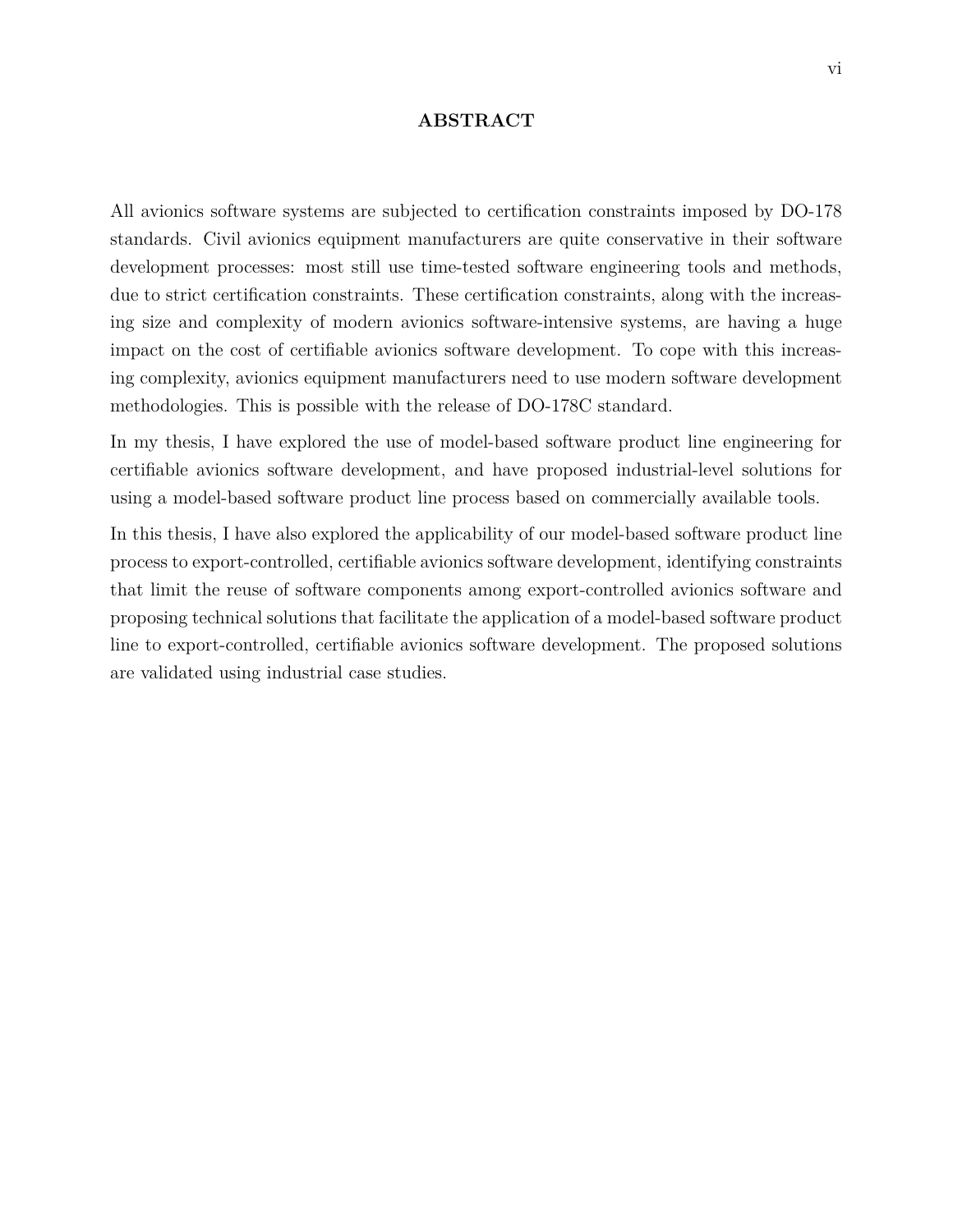# ABSTRACT

All avionics software systems are subjected to certification constraints imposed by DO-178 standards. Civil avionics equipment manufacturers are quite conservative in their software development processes: most still use time-tested software engineering tools and methods, due to strict certification constraints. These certification constraints, along with the increasing size and complexity of modern avionics software-intensive systems, are having a huge impact on the cost of certifiable avionics software development. To cope with this increasing complexity, avionics equipment manufacturers need to use modern software development methodologies. This is possible with the release of DO-178C standard.

In my thesis, I have explored the use of model-based software product line engineering for certifiable avionics software development, and have proposed industrial-level solutions for using a model-based software product line process based on commercially available tools.

In this thesis, I have also explored the applicability of our model-based software product line process to export-controlled, certifiable avionics software development, identifying constraints that limit the reuse of software components among export-controlled avionics software and proposing technical solutions that facilitate the application of a model-based software product line to export-controlled, certifiable avionics software development. The proposed solutions are validated using industrial case studies.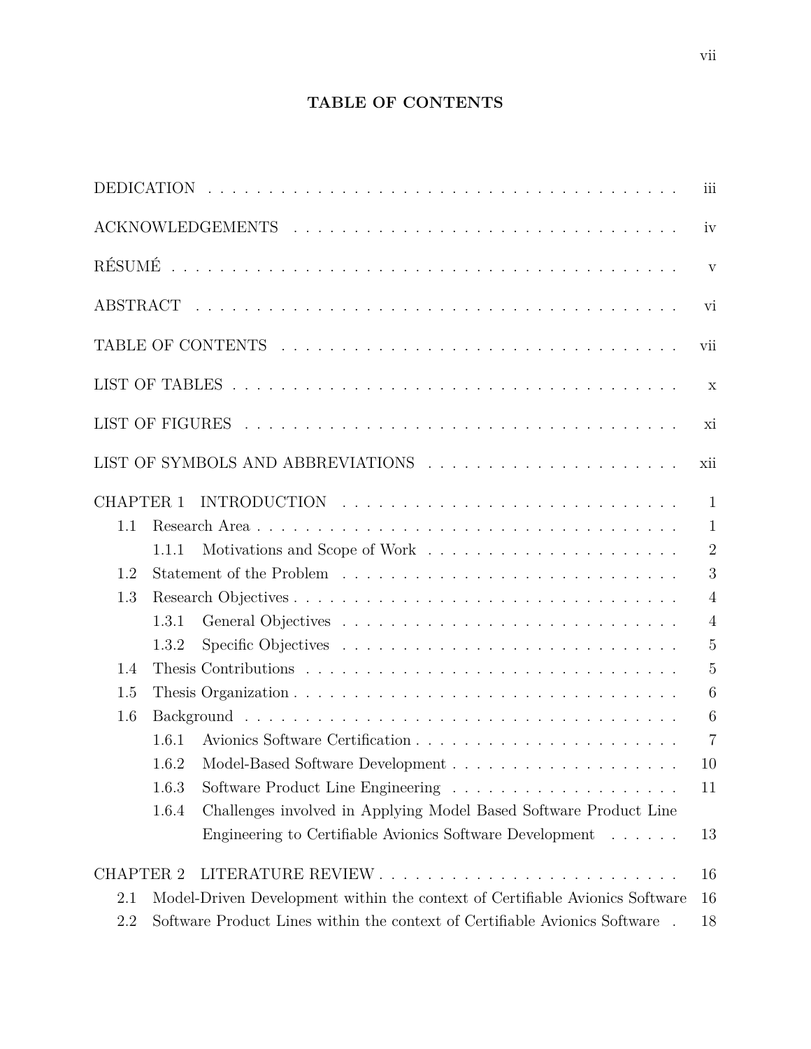**TABLE OF CONTENTS**

DEDICATION . . . . . . . . . . . . . . . . . . . . . . . . . . . . . . . . . . . . . . iii

ACKNOWLEDGEMENTS . . . . . . . . . . . . . . . . . . . . . . . . . . . . . . . . iv

RÉSUMÉ . . . . . . . . . . . . . . . . . . . . . . . . . . . . . . . . . . . . . . . v

ABSTRACT . . . . . . . . . . . . . . . . . . . . . . . . . . . . . . . . . . . . . vi

TABLE OF CONTENTS . . . . . . . . . . . . . . . . . . . . . . . . . . . . . . . vii

LIST OF TABLES . . . . . . . . . . . . . . . . . . . . . . . . . . . . . . . . . . x

LIST OF FIGURES . . . . . . . . . . . . . . . . . . . . . . . . . . . . . . . . . xi

LIST OF SYMBOLS AND ABBREVIATIONS . . . . . . . . . . . . . . . . . . . . . xii

CHAPTER 1 INTRODUCTION . . . . . . . . . . . . . . . . . . . . . . . . . . . . 1
- 1.1 Research Area . . . . . . . . . . . . . . . . . . . . . . . . . . . . . . . . 1
  - 1.1.1 Motivations and Scope of Work . . . . . . . . . . . . . . . . . . . . 2
- 1.2 Statement of the Problem . . . . . . . . . . . . . . . . . . . . . . . . . . 3
- 1.3 Research Objectives . . . . . . . . . . . . . . . . . . . . . . . . . . . . . 4
  - 1.3.1 General Objectives . . . . . . . . . . . . . . . . . . . . . . . . . . 4
  - 1.3.2 Specific Objectives . . . . . . . . . . . . . . . . . . . . . . . . . . 5
- 1.4 Thesis Contributions . . . . . . . . . . . . . . . . . . . . . . . . . . . . 5
- 1.5 Thesis Organization . . . . . . . . . . . . . . . . . . . . . . . . . . . . . 6
- 1.6 Background . . . . . . . . . . . . . . . . . . . . . . . . . . . . . . . . . 6
  - 1.6.1 Avionics Software Certification . . . . . . . . . . . . . . . . . . . . 7
  - 1.6.2 Model-Based Software Development . . . . . . . . . . . . . . . . . . 10
  - 1.6.3 Software Product Line Engineering . . . . . . . . . . . . . . . . . . 11
  - 1.6.4 Challenges involved in Applying Model Based Software Product Line Engineering to Certifiable Avionics Software Development . . . . . . 13

CHAPTER 2 LITERATURE REVIEW . . . . . . . . . . . . . . . . . . . . . . . . . 16
- 2.1 Model-Driven Development within the context of Certifiable Avionics Software 16
- 2.2 Software Product Lines within the context of Certifiable Avionics Software . 18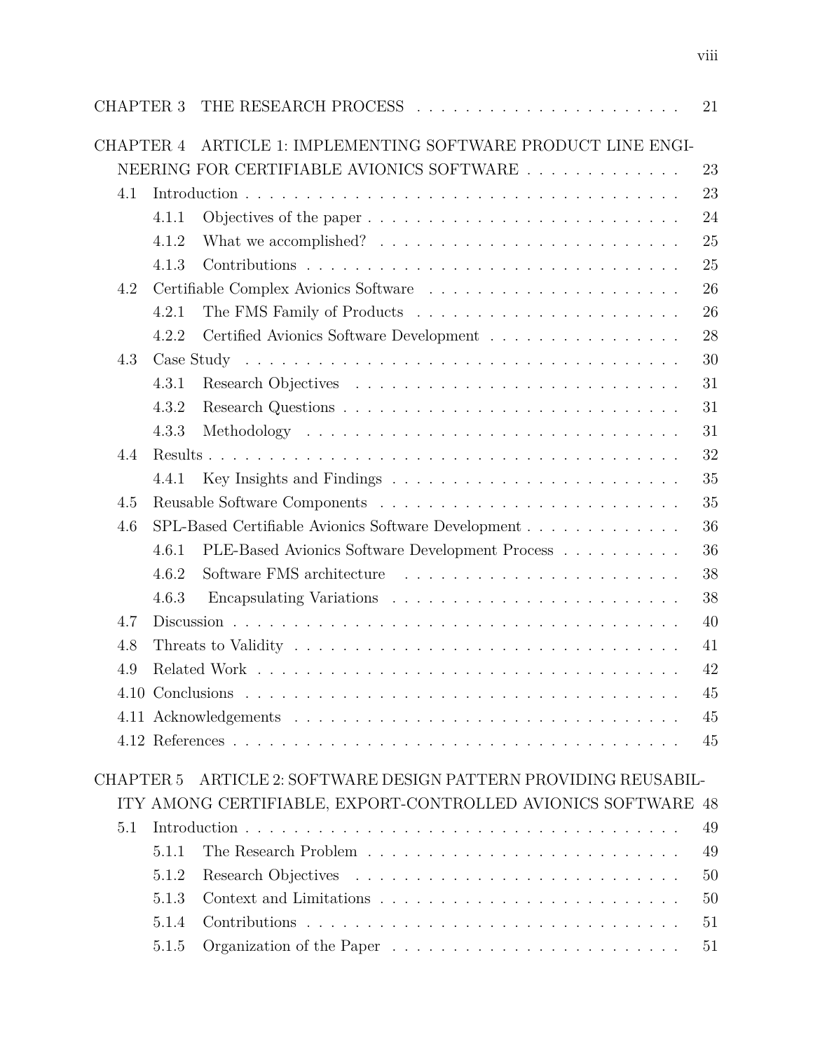CHAPTER 3 THE RESEARCH PROCESS . . . . . . . . . . . . . . . . . . . . . . 21

CHAPTER 4 ARTICLE 1: IMPLEMENTING SOFTWARE PRODUCT LINE ENGINEERING FOR CERTIFIABLE AVIONICS SOFTWARE . . . . . . . . . . . . . . 23

- 4.1 Introduction . . . . . . . . . . . . . . . . . . . . . . . . . . . . . . . . . . . 23
  - 4.1.1 Objectives of the paper . . . . . . . . . . . . . . . . . . . . . . . . . . 24
  - 4.1.2 What we accomplished? . . . . . . . . . . . . . . . . . . . . . . . . . 25
  - 4.1.3 Contributions . . . . . . . . . . . . . . . . . . . . . . . . . . . . . . 25
- 4.2 Certifiable Complex Avionics Software . . . . . . . . . . . . . . . . . . . . . 26
  - 4.2.1 The FMS Family of Products . . . . . . . . . . . . . . . . . . . . . . 26
  - 4.2.2 Certified Avionics Software Development . . . . . . . . . . . . . . . . 28
- 4.3 Case Study . . . . . . . . . . . . . . . . . . . . . . . . . . . . . . . . . . . 30
  - 4.3.1 Research Objectives . . . . . . . . . . . . . . . . . . . . . . . . . . . 31
  - 4.3.2 Research Questions . . . . . . . . . . . . . . . . . . . . . . . . . . . 31
  - 4.3.3 Methodology . . . . . . . . . . . . . . . . . . . . . . . . . . . . . . . 31
- 4.4 Results . . . . . . . . . . . . . . . . . . . . . . . . . . . . . . . . . . . . . 32
  - 4.4.1 Key Insights and Findings . . . . . . . . . . . . . . . . . . . . . . . . 35
- 4.5 Reusable Software Components . . . . . . . . . . . . . . . . . . . . . . . . 35
- 4.6 SPL-Based Certifiable Avionics Software Development . . . . . . . . . . . . . 36
  - 4.6.1 PLE-Based Avionics Software Development Process . . . . . . . . . . 36
  - 4.6.2 Software FMS architecture . . . . . . . . . . . . . . . . . . . . . . . 38
  - 4.6.3 Encapsulating Variations . . . . . . . . . . . . . . . . . . . . . . . . 38
- 4.7 Discussion . . . . . . . . . . . . . . . . . . . . . . . . . . . . . . . . . . . 40
- 4.8 Threats to Validity . . . . . . . . . . . . . . . . . . . . . . . . . . . . . . . 41
- 4.9 Related Work . . . . . . . . . . . . . . . . . . . . . . . . . . . . . . . . . . 42
- 4.10 Conclusions . . . . . . . . . . . . . . . . . . . . . . . . . . . . . . . . . . 45
- 4.11 Acknowledgements . . . . . . . . . . . . . . . . . . . . . . . . . . . . . . . 45
- 4.12 References . . . . . . . . . . . . . . . . . . . . . . . . . . . . . . . . . . . 45

CHAPTER 5 ARTICLE 2: SOFTWARE DESIGN PATTERN PROVIDING REUSABILITY AMONG CERTIFIABLE, EXPORT-CONTROLLED AVIONICS SOFTWARE 48

- 5.1 Introduction . . . . . . . . . . . . . . . . . . . . . . . . . . . . . . . . . . . 49
  - 5.1.1 The Research Problem . . . . . . . . . . . . . . . . . . . . . . . . . . 49
  - 5.1.2 Research Objectives . . . . . . . . . . . . . . . . . . . . . . . . . . . 50
  - 5.1.3 Context and Limitations . . . . . . . . . . . . . . . . . . . . . . . . . 50
  - 5.1.4 Contributions . . . . . . . . . . . . . . . . . . . . . . . . . . . . . . 51
  - 5.1.5 Organization of the Paper . . . . . . . . . . . . . . . . . . . . . . . . 51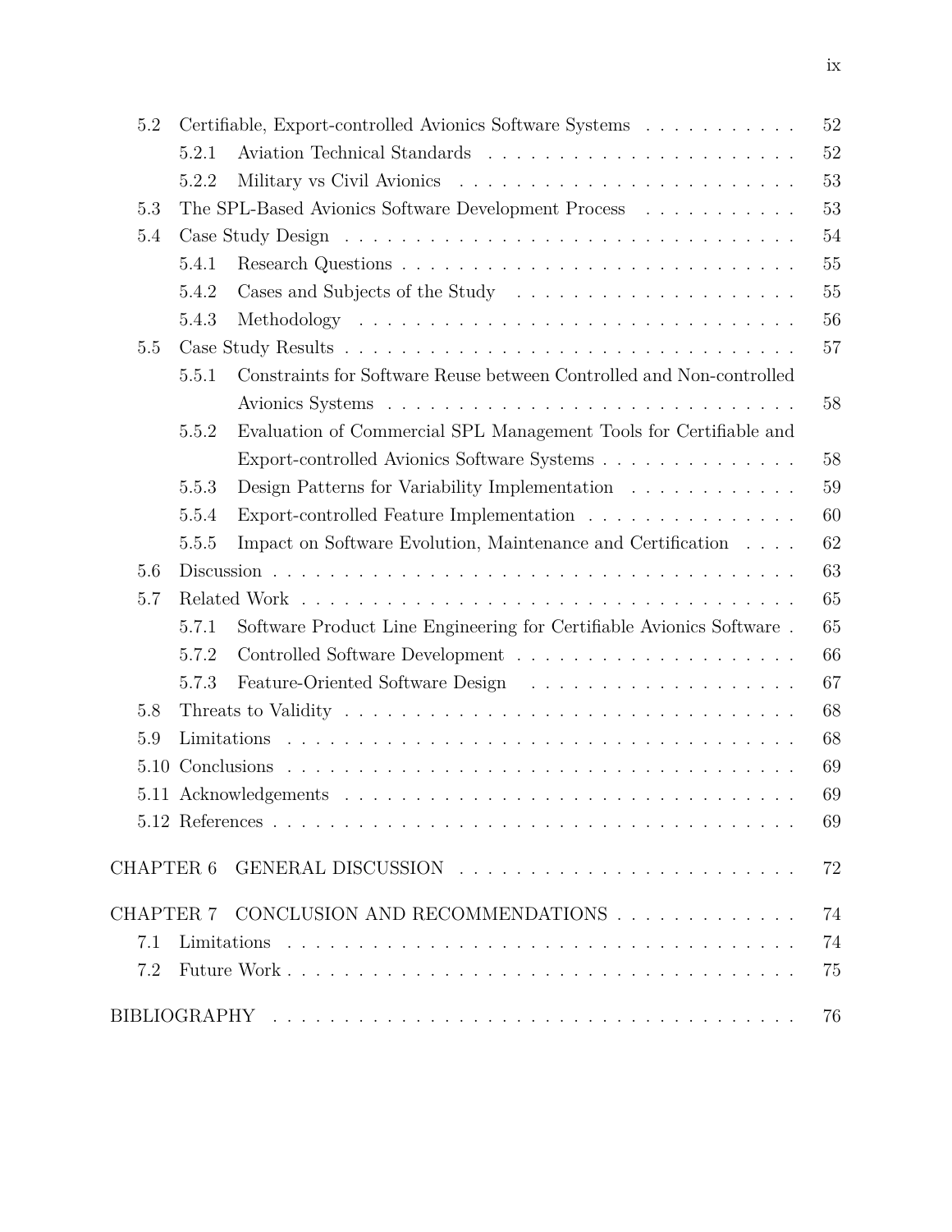- 5.2 Certifiable, Export-controlled Avionics Software Systems . . . . . 52
  - 5.2.1 Aviation Technical Standards . . . . . 52
  - 5.2.2 Military vs Civil Avionics . . . . . 53
- 5.3 The SPL-Based Avionics Software Development Process . . . . . 53
- 5.4 Case Study Design . . . . . 54
  - 5.4.1 Research Questions . . . . . 55
  - 5.4.2 Cases and Subjects of the Study . . . . . 55
  - 5.4.3 Methodology . . . . . 56
- 5.5 Case Study Results . . . . . 57
  - 5.5.1 Constraints for Software Reuse between Controlled and Non-controlled Avionics Systems . . . . . 58
  - 5.5.2 Evaluation of Commercial SPL Management Tools for Certifiable and Export-controlled Avionics Software Systems . . . . . 58
  - 5.5.3 Design Patterns for Variability Implementation . . . . . 59
  - 5.5.4 Export-controlled Feature Implementation . . . . . 60
  - 5.5.5 Impact on Software Evolution, Maintenance and Certification . . . . . 62
- 5.6 Discussion . . . . . 63
- 5.7 Related Work . . . . . 65
  - 5.7.1 Software Product Line Engineering for Certifiable Avionics Software . 65
  - 5.7.2 Controlled Software Development . . . . . 66
  - 5.7.3 Feature-Oriented Software Design . . . . . 67
- 5.8 Threats to Validity . . . . . 68
- 5.9 Limitations . . . . . 68
- 5.10 Conclusions . . . . . 69
- 5.11 Acknowledgements . . . . . 69
- 5.12 References . . . . . 69

CHAPTER 6 GENERAL DISCUSSION . . . . . 72

CHAPTER 7 CONCLUSION AND RECOMMENDATIONS . . . . . 74
- 7.1 Limitations . . . . . 74
- 7.2 Future Work . . . . . 75

BIBLIOGRAPHY . . . . . 76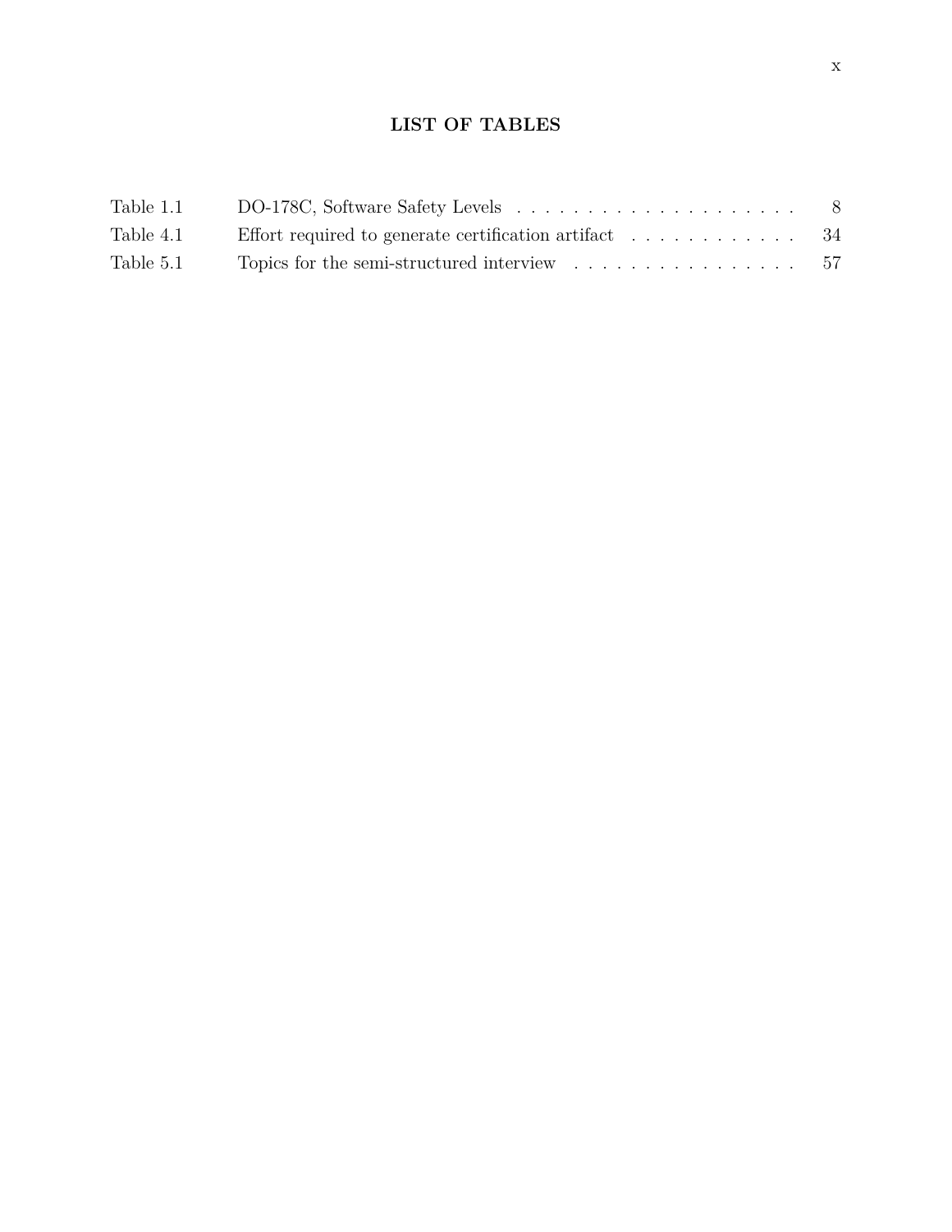# LIST OF TABLES

| | | |
|---|---|---|
| Table 1.1 | DO-178C, Software Safety Levels | 8 |
| Table 4.1 | Effort required to generate certification artifact | 34 |
| Table 5.1 | Topics for the semi-structured interview | 57 |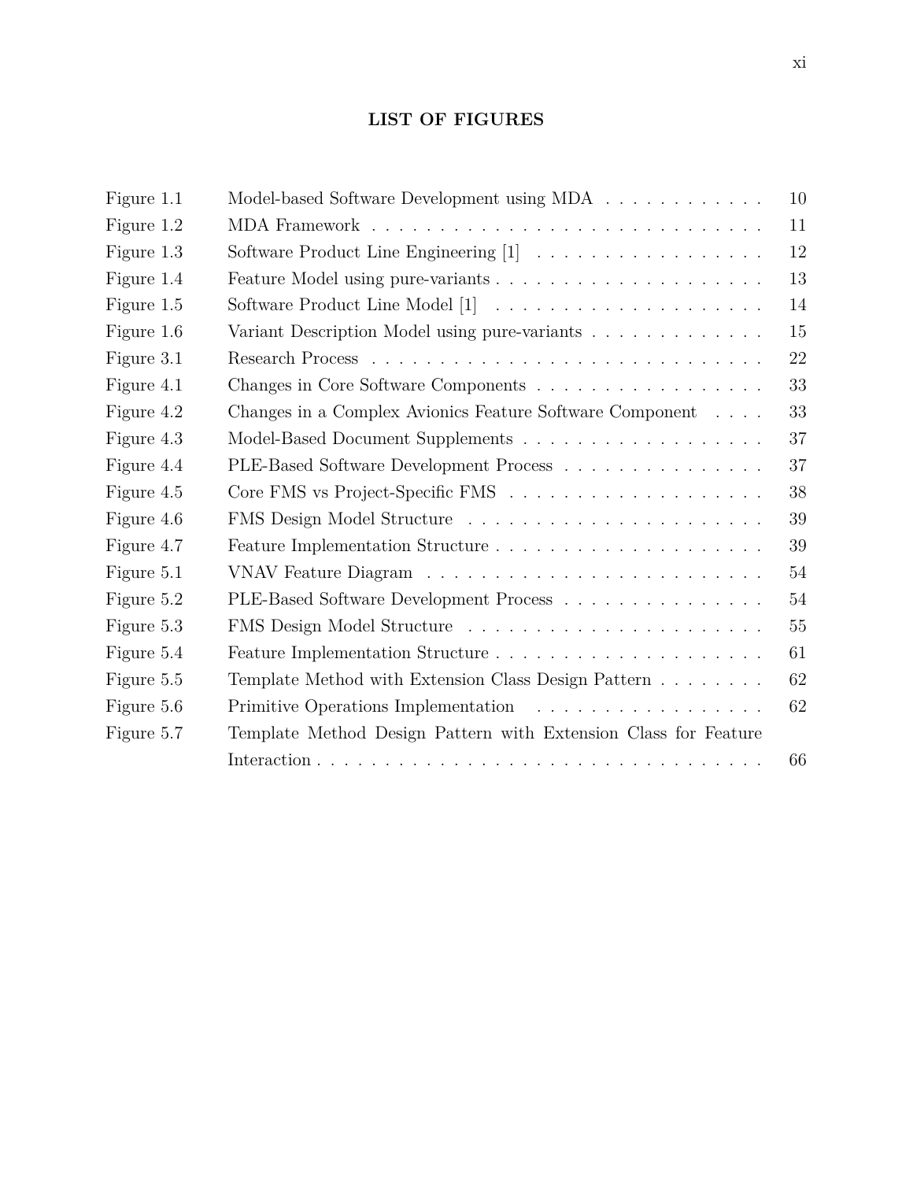## LIST OF FIGURES

| | | |
|---|---|---|
| Figure 1.1 | Model-based Software Development using MDA | 10 |
| Figure 1.2 | MDA Framework | 11 |
| Figure 1.3 | Software Product Line Engineering [1] | 12 |
| Figure 1.4 | Feature Model using pure-variants | 13 |
| Figure 1.5 | Software Product Line Model [1] | 14 |
| Figure 1.6 | Variant Description Model using pure-variants | 15 |
| Figure 3.1 | Research Process | 22 |
| Figure 4.1 | Changes in Core Software Components | 33 |
| Figure 4.2 | Changes in a Complex Avionics Feature Software Component | 33 |
| Figure 4.3 | Model-Based Document Supplements | 37 |
| Figure 4.4 | PLE-Based Software Development Process | 37 |
| Figure 4.5 | Core FMS vs Project-Specific FMS | 38 |
| Figure 4.6 | FMS Design Model Structure | 39 |
| Figure 4.7 | Feature Implementation Structure | 39 |
| Figure 5.1 | VNAV Feature Diagram | 54 |
| Figure 5.2 | PLE-Based Software Development Process | 54 |
| Figure 5.3 | FMS Design Model Structure | 55 |
| Figure 5.4 | Feature Implementation Structure | 61 |
| Figure 5.5 | Template Method with Extension Class Design Pattern | 62 |
| Figure 5.6 | Primitive Operations Implementation | 62 |
| Figure 5.7 | Template Method Design Pattern with Extension Class for Feature Interaction | 66 |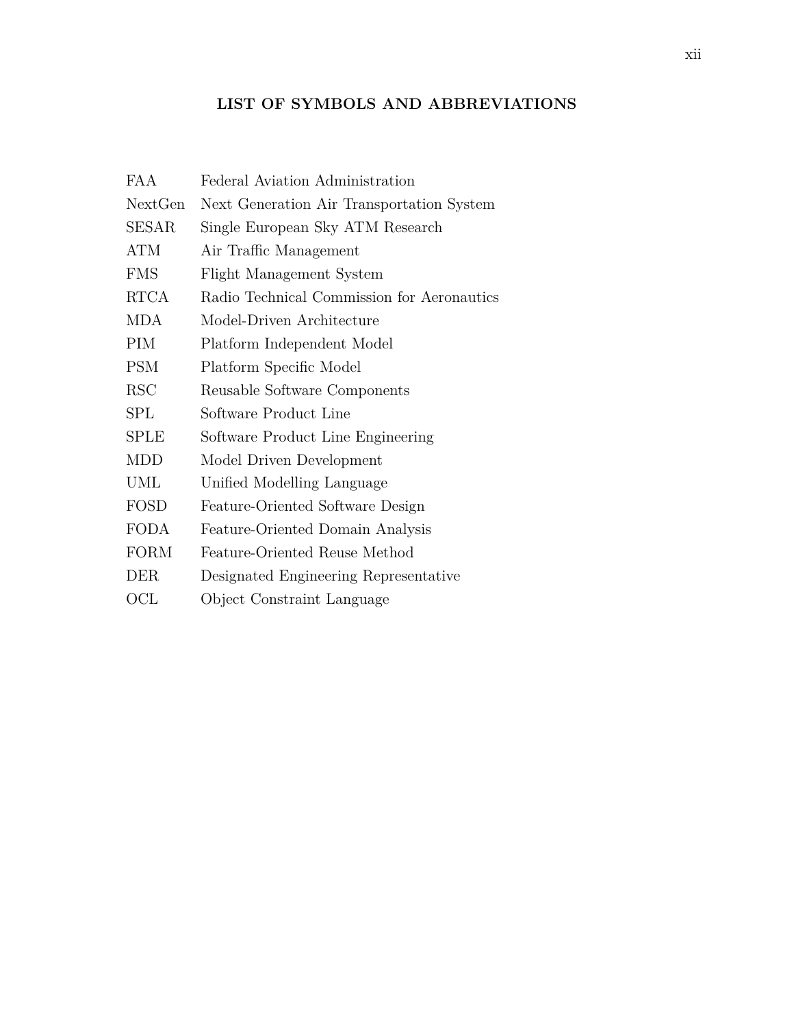## LIST OF SYMBOLS AND ABBREVIATIONS

| | |
|---|---|
| FAA | Federal Aviation Administration |
| NextGen | Next Generation Air Transportation System |
| SESAR | Single European Sky ATM Research |
| ATM | Air Traffic Management |
| FMS | Flight Management System |
| RTCA | Radio Technical Commission for Aeronautics |
| MDA | Model-Driven Architecture |
| PIM | Platform Independent Model |
| PSM | Platform Specific Model |
| RSC | Reusable Software Components |
| SPL | Software Product Line |
| SPLE | Software Product Line Engineering |
| MDD | Model Driven Development |
| UML | Unified Modelling Language |
| FOSD | Feature-Oriented Software Design |
| FODA | Feature-Oriented Domain Analysis |
| FORM | Feature-Oriented Reuse Method |
| DER | Designated Engineering Representative |
| OCL | Object Constraint Language |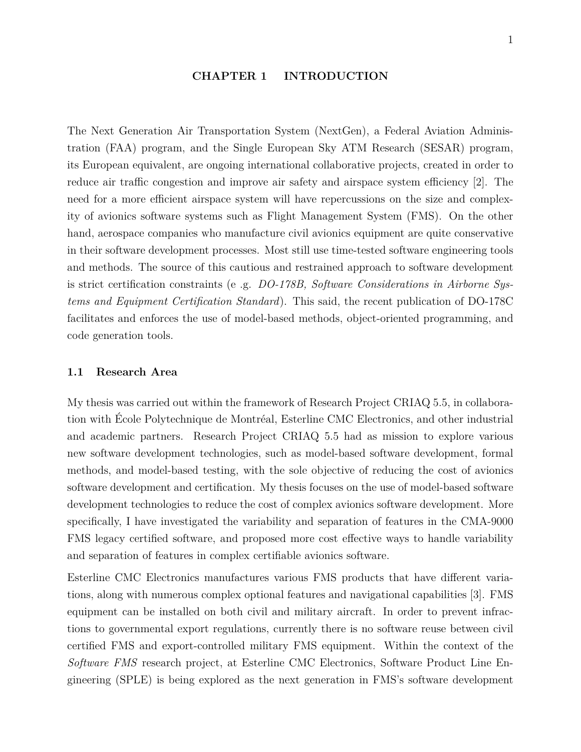# CHAPTER 1 INTRODUCTION

The Next Generation Air Transportation System (NextGen), a Federal Aviation Administration (FAA) program, and the Single European Sky ATM Research (SESAR) program, its European equivalent, are ongoing international collaborative projects, created in order to reduce air traffic congestion and improve air safety and airspace system efficiency [2]. The need for a more efficient airspace system will have repercussions on the size and complexity of avionics software systems such as Flight Management System (FMS). On the other hand, aerospace companies who manufacture civil avionics equipment are quite conservative in their software development processes. Most still use time-tested software engineering tools and methods. The source of this cautious and restrained approach to software development is strict certification constraints (e .g. *DO-178B, Software Considerations in Airborne Systems and Equipment Certification Standard*). This said, the recent publication of DO-178C facilitates and enforces the use of model-based methods, object-oriented programming, and code generation tools.

## 1.1 Research Area

My thesis was carried out within the framework of Research Project CRIAQ 5.5, in collaboration with École Polytechnique de Montréal, Esterline CMC Electronics, and other industrial and academic partners. Research Project CRIAQ 5.5 had as mission to explore various new software development technologies, such as model-based software development, formal methods, and model-based testing, with the sole objective of reducing the cost of avionics software development and certification. My thesis focuses on the use of model-based software development technologies to reduce the cost of complex avionics software development. More specifically, I have investigated the variability and separation of features in the CMA-9000 FMS legacy certified software, and proposed more cost effective ways to handle variability and separation of features in complex certifiable avionics software.

Esterline CMC Electronics manufactures various FMS products that have different variations, along with numerous complex optional features and navigational capabilities [3]. FMS equipment can be installed on both civil and military aircraft. In order to prevent infractions to governmental export regulations, currently there is no software reuse between civil certified FMS and export-controlled military FMS equipment. Within the context of the *Software FMS* research project, at Esterline CMC Electronics, Software Product Line Engineering (SPLE) is being explored as the next generation in FMS's software development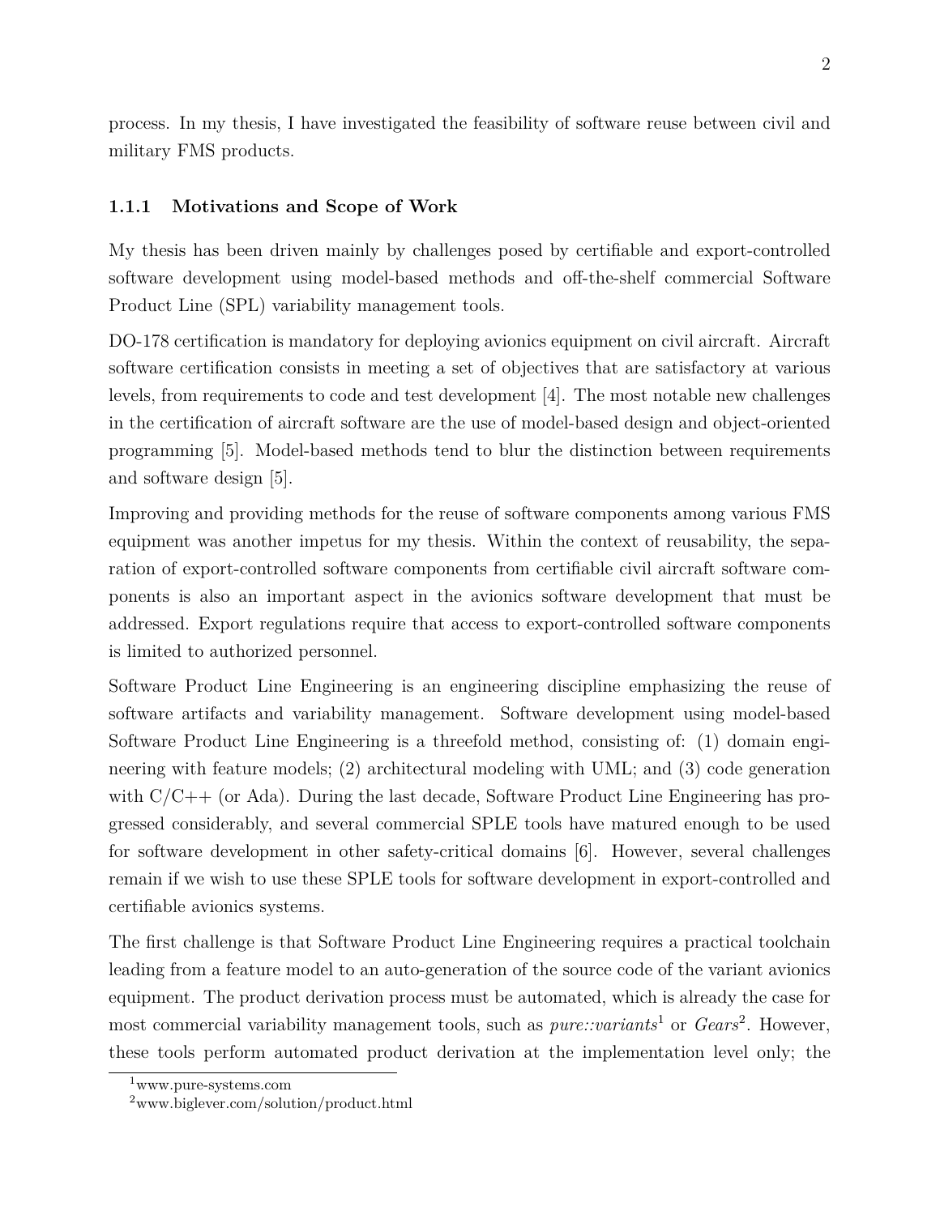process. In my thesis, I have investigated the feasibility of software reuse between civil and military FMS products.

### 1.1.1 Motivations and Scope of Work

My thesis has been driven mainly by challenges posed by certifiable and export-controlled software development using model-based methods and off-the-shelf commercial Software Product Line (SPL) variability management tools.

DO-178 certification is mandatory for deploying avionics equipment on civil aircraft. Aircraft software certification consists in meeting a set of objectives that are satisfactory at various levels, from requirements to code and test development [4]. The most notable new challenges in the certification of aircraft software are the use of model-based design and object-oriented programming [5]. Model-based methods tend to blur the distinction between requirements and software design [5].

Improving and providing methods for the reuse of software components among various FMS equipment was another impetus for my thesis. Within the context of reusability, the separation of export-controlled software components from certifiable civil aircraft software components is also an important aspect in the avionics software development that must be addressed. Export regulations require that access to export-controlled software components is limited to authorized personnel.

Software Product Line Engineering is an engineering discipline emphasizing the reuse of software artifacts and variability management. Software development using model-based Software Product Line Engineering is a threefold method, consisting of: (1) domain engineering with feature models; (2) architectural modeling with UML; and (3) code generation with C/C++ (or Ada). During the last decade, Software Product Line Engineering has progressed considerably, and several commercial SPLE tools have matured enough to be used for software development in other safety-critical domains [6]. However, several challenges remain if we wish to use these SPLE tools for software development in export-controlled and certifiable avionics systems.

The first challenge is that Software Product Line Engineering requires a practical toolchain leading from a feature model to an auto-generation of the source code of the variant avionics equipment. The product derivation process must be automated, which is already the case for most commercial variability management tools, such as *pure::variants*[1] or *Gears*[2]. However, these tools perform automated product derivation at the implementation level only; the

[1] www.pure-systems.com

[2] www.biglever.com/solution/product.html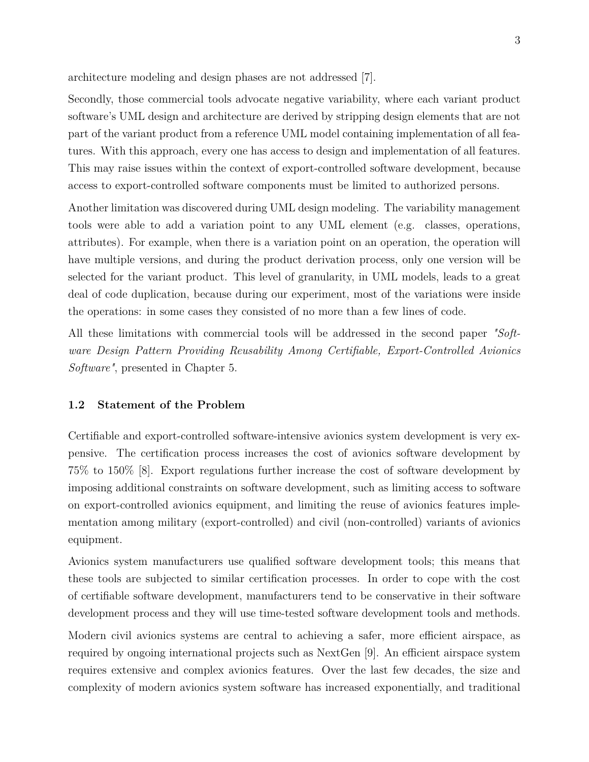architecture modeling and design phases are not addressed [7].

Secondly, those commercial tools advocate negative variability, where each variant product software's UML design and architecture are derived by stripping design elements that are not part of the variant product from a reference UML model containing implementation of all features. With this approach, every one has access to design and implementation of all features. This may raise issues within the context of export-controlled software development, because access to export-controlled software components must be limited to authorized persons.

Another limitation was discovered during UML design modeling. The variability management tools were able to add a variation point to any UML element (e.g. classes, operations, attributes). For example, when there is a variation point on an operation, the operation will have multiple versions, and during the product derivation process, only one version will be selected for the variant product. This level of granularity, in UML models, leads to a great deal of code duplication, because during our experiment, most of the variations were inside the operations: in some cases they consisted of no more than a few lines of code.

All these limitations with commercial tools will be addressed in the second paper *"Software Design Pattern Providing Reusability Among Certifiable, Export-Controlled Avionics Software"*, presented in Chapter 5.

### 1.2 Statement of the Problem

Certifiable and export-controlled software-intensive avionics system development is very expensive. The certification process increases the cost of avionics software development by 75% to 150% [8]. Export regulations further increase the cost of software development by imposing additional constraints on software development, such as limiting access to software on export-controlled avionics equipment, and limiting the reuse of avionics features implementation among military (export-controlled) and civil (non-controlled) variants of avionics equipment.

Avionics system manufacturers use qualified software development tools; this means that these tools are subjected to similar certification processes. In order to cope with the cost of certifiable software development, manufacturers tend to be conservative in their software development process and they will use time-tested software development tools and methods.

Modern civil avionics systems are central to achieving a safer, more efficient airspace, as required by ongoing international projects such as NextGen [9]. An efficient airspace system requires extensive and complex avionics features. Over the last few decades, the size and complexity of modern avionics system software has increased exponentially, and traditional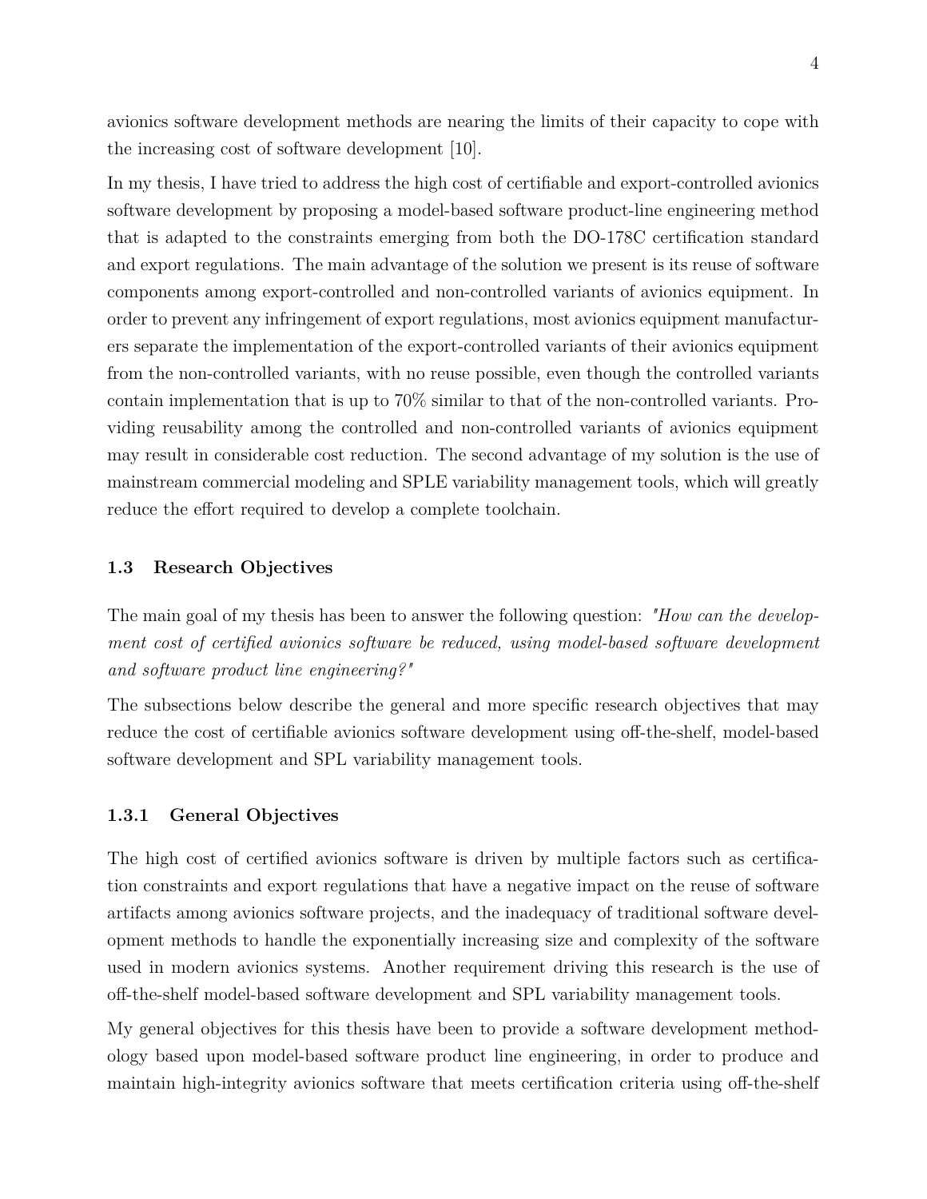avionics software development methods are nearing the limits of their capacity to cope with the increasing cost of software development [10].

In my thesis, I have tried to address the high cost of certifiable and export-controlled avionics software development by proposing a model-based software product-line engineering method that is adapted to the constraints emerging from both the DO-178C certification standard and export regulations. The main advantage of the solution we present is its reuse of software components among export-controlled and non-controlled variants of avionics equipment. In order to prevent any infringement of export regulations, most avionics equipment manufacturers separate the implementation of the export-controlled variants of their avionics equipment from the non-controlled variants, with no reuse possible, even though the controlled variants contain implementation that is up to 70% similar to that of the non-controlled variants. Providing reusability among the controlled and non-controlled variants of avionics equipment may result in considerable cost reduction. The second advantage of my solution is the use of mainstream commercial modeling and SPLE variability management tools, which will greatly reduce the effort required to develop a complete toolchain.

### 1.3 Research Objectives

The main goal of my thesis has been to answer the following question: *"How can the development cost of certified avionics software be reduced, using model-based software development and software product line engineering?"*

The subsections below describe the general and more specific research objectives that may reduce the cost of certifiable avionics software development using off-the-shelf, model-based software development and SPL variability management tools.

#### 1.3.1 General Objectives

The high cost of certified avionics software is driven by multiple factors such as certification constraints and export regulations that have a negative impact on the reuse of software artifacts among avionics software projects, and the inadequacy of traditional software development methods to handle the exponentially increasing size and complexity of the software used in modern avionics systems. Another requirement driving this research is the use of off-the-shelf model-based software development and SPL variability management tools.

My general objectives for this thesis have been to provide a software development methodology based upon model-based software product line engineering, in order to produce and maintain high-integrity avionics software that meets certification criteria using off-the-shelf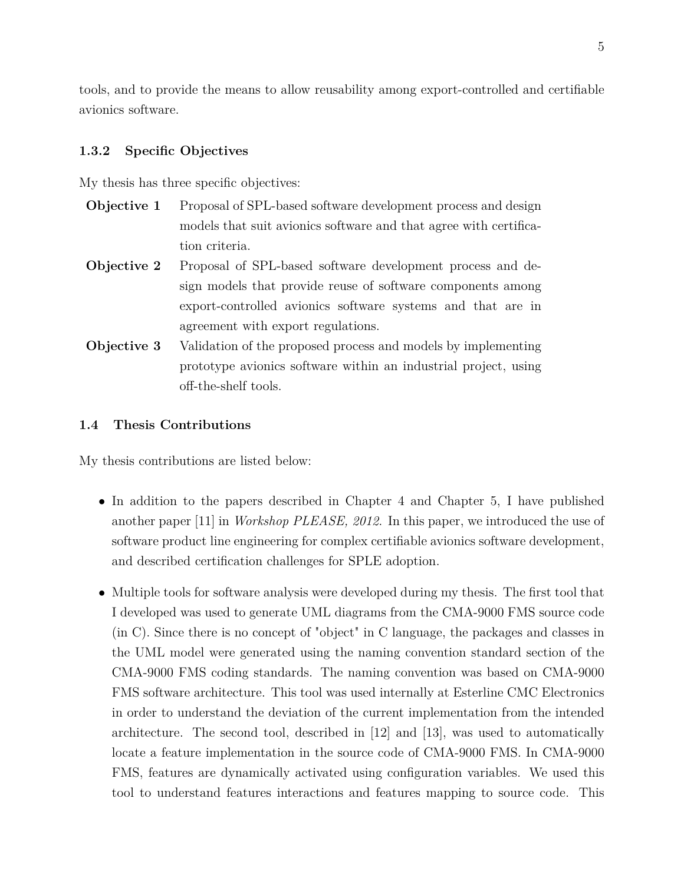tools, and to provide the means to allow reusability among export-controlled and certifiable avionics software.

### 1.3.2 Specific Objectives

My thesis has three specific objectives:

**Objective 1** Proposal of SPL-based software development process and design models that suit avionics software and that agree with certification criteria.

**Objective 2** Proposal of SPL-based software development process and design models that provide reuse of software components among export-controlled avionics software systems and that are in agreement with export regulations.

**Objective 3** Validation of the proposed process and models by implementing prototype avionics software within an industrial project, using off-the-shelf tools.

## 1.4 Thesis Contributions

My thesis contributions are listed below:

- In addition to the papers described in Chapter 4 and Chapter 5, I have published another paper [11] in *Workshop PLEASE, 2012.* In this paper, we introduced the use of software product line engineering for complex certifiable avionics software development, and described certification challenges for SPLE adoption.

- Multiple tools for software analysis were developed during my thesis. The first tool that I developed was used to generate UML diagrams from the CMA-9000 FMS source code (in C). Since there is no concept of "object" in C language, the packages and classes in the UML model were generated using the naming convention standard section of the CMA-9000 FMS coding standards. The naming convention was based on CMA-9000 FMS software architecture. This tool was used internally at Esterline CMC Electronics in order to understand the deviation of the current implementation from the intended architecture. The second tool, described in [12] and [13], was used to automatically locate a feature implementation in the source code of CMA-9000 FMS. In CMA-9000 FMS, features are dynamically activated using configuration variables. We used this tool to understand features interactions and features mapping to source code. This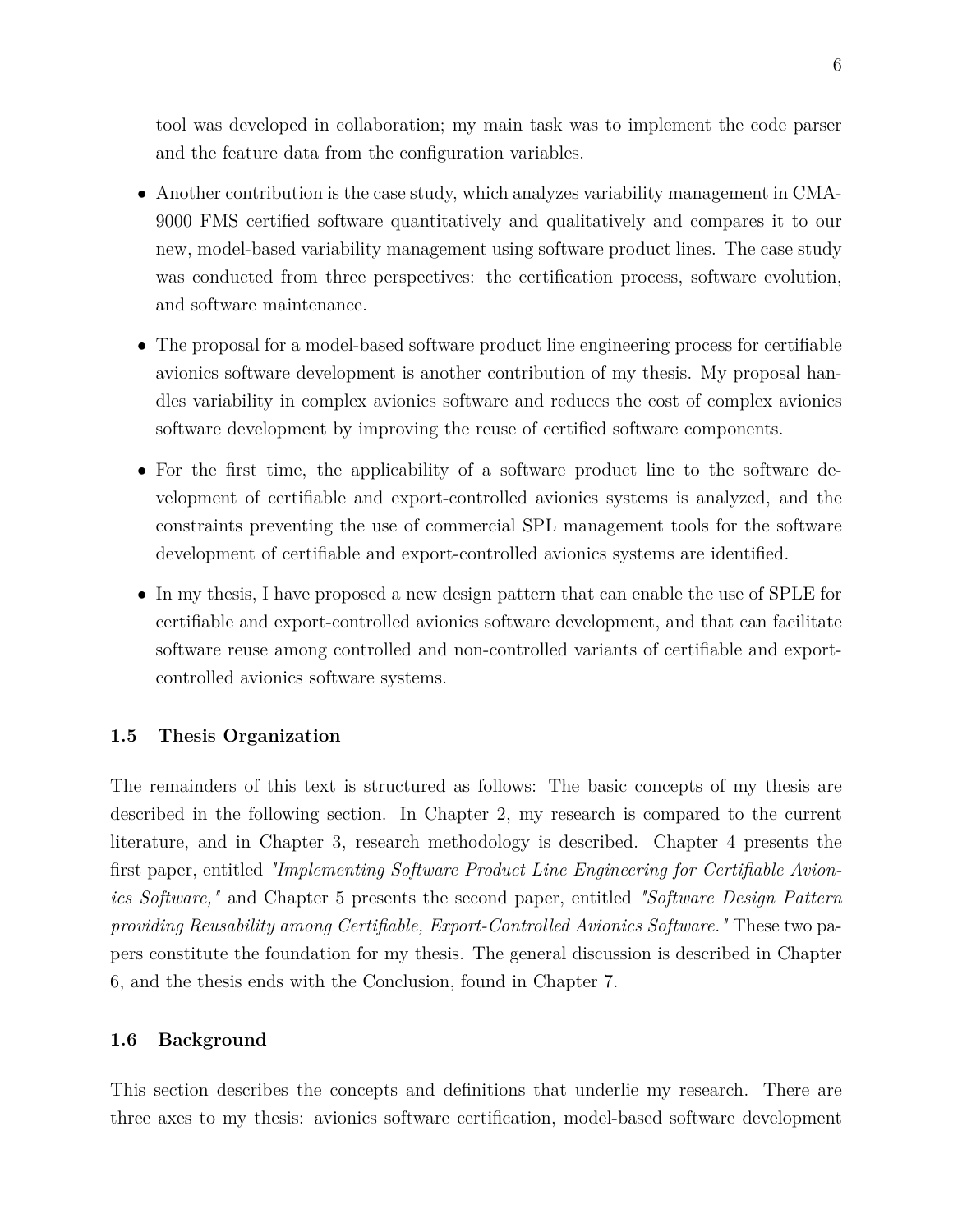tool was developed in collaboration; my main task was to implement the code parser and the feature data from the configuration variables.

- Another contribution is the case study, which analyzes variability management in CMA-9000 FMS certified software quantitatively and qualitatively and compares it to our new, model-based variability management using software product lines. The case study was conducted from three perspectives: the certification process, software evolution, and software maintenance.

- The proposal for a model-based software product line engineering process for certifiable avionics software development is another contribution of my thesis. My proposal handles variability in complex avionics software and reduces the cost of complex avionics software development by improving the reuse of certified software components.

- For the first time, the applicability of a software product line to the software development of certifiable and export-controlled avionics systems is analyzed, and the constraints preventing the use of commercial SPL management tools for the software development of certifiable and export-controlled avionics systems are identified.

- In my thesis, I have proposed a new design pattern that can enable the use of SPLE for certifiable and export-controlled avionics software development, and that can facilitate software reuse among controlled and non-controlled variants of certifiable and export-controlled avionics software systems.

### 1.5 Thesis Organization

The remainders of this text is structured as follows: The basic concepts of my thesis are described in the following section. In Chapter 2, my research is compared to the current literature, and in Chapter 3, research methodology is described. Chapter 4 presents the first paper, entitled *"Implementing Software Product Line Engineering for Certifiable Avionics Software,"* and Chapter 5 presents the second paper, entitled *"Software Design Pattern providing Reusability among Certifiable, Export-Controlled Avionics Software."* These two papers constitute the foundation for my thesis. The general discussion is described in Chapter 6, and the thesis ends with the Conclusion, found in Chapter 7.

### 1.6 Background

This section describes the concepts and definitions that underlie my research. There are three axes to my thesis: avionics software certification, model-based software development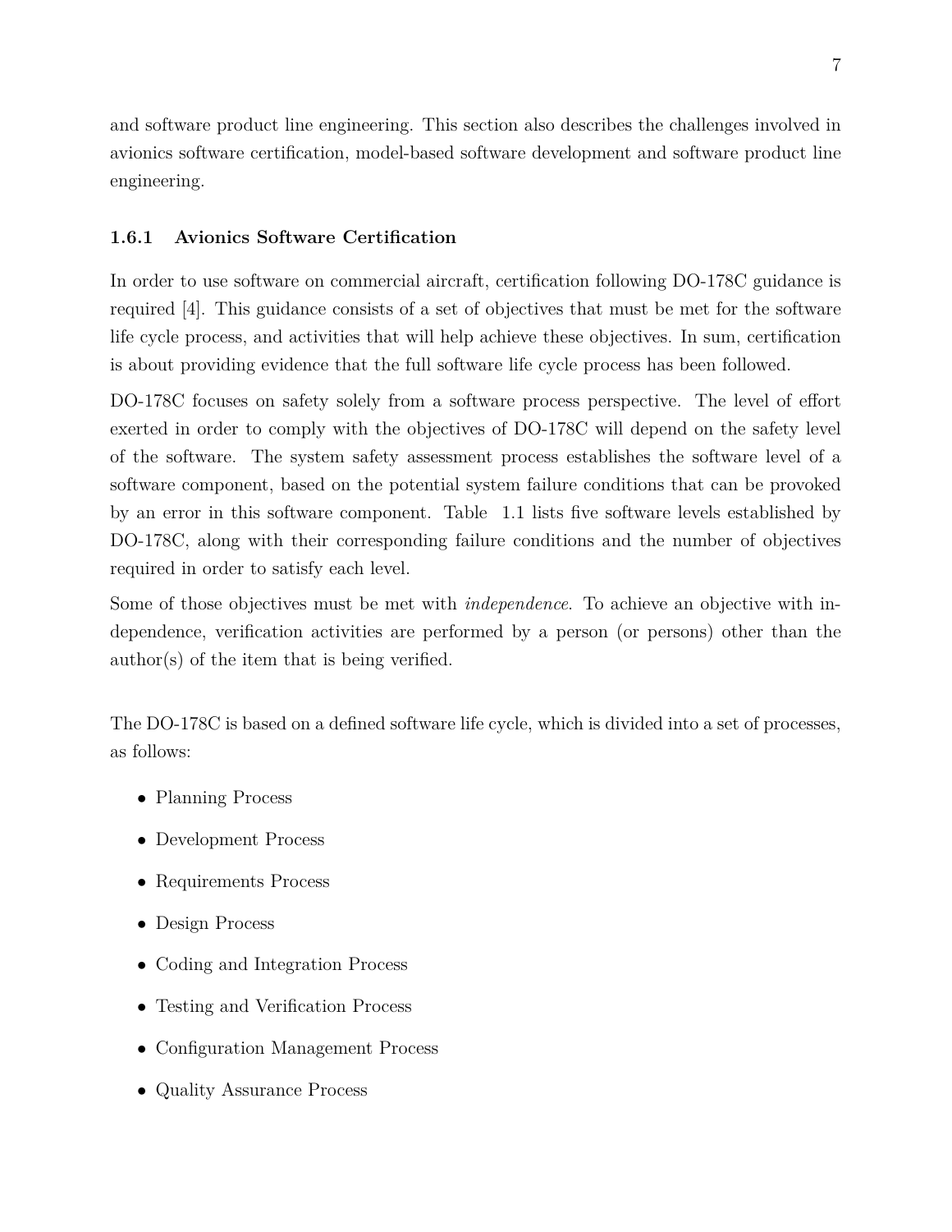and software product line engineering. This section also describes the challenges involved in avionics software certification, model-based software development and software product line engineering.

### 1.6.1 Avionics Software Certification

In order to use software on commercial aircraft, certification following DO-178C guidance is required [4]. This guidance consists of a set of objectives that must be met for the software life cycle process, and activities that will help achieve these objectives. In sum, certification is about providing evidence that the full software life cycle process has been followed.

DO-178C focuses on safety solely from a software process perspective. The level of effort exerted in order to comply with the objectives of DO-178C will depend on the safety level of the software. The system safety assessment process establishes the software level of a software component, based on the potential system failure conditions that can be provoked by an error in this software component. Table 1.1 lists five software levels established by DO-178C, along with their corresponding failure conditions and the number of objectives required in order to satisfy each level.

Some of those objectives must be met with *independence*. To achieve an objective with independence, verification activities are performed by a person (or persons) other than the author(s) of the item that is being verified.

The DO-178C is based on a defined software life cycle, which is divided into a set of processes, as follows:

- Planning Process
- Development Process
- Requirements Process
- Design Process
- Coding and Integration Process
- Testing and Verification Process
- Configuration Management Process
- Quality Assurance Process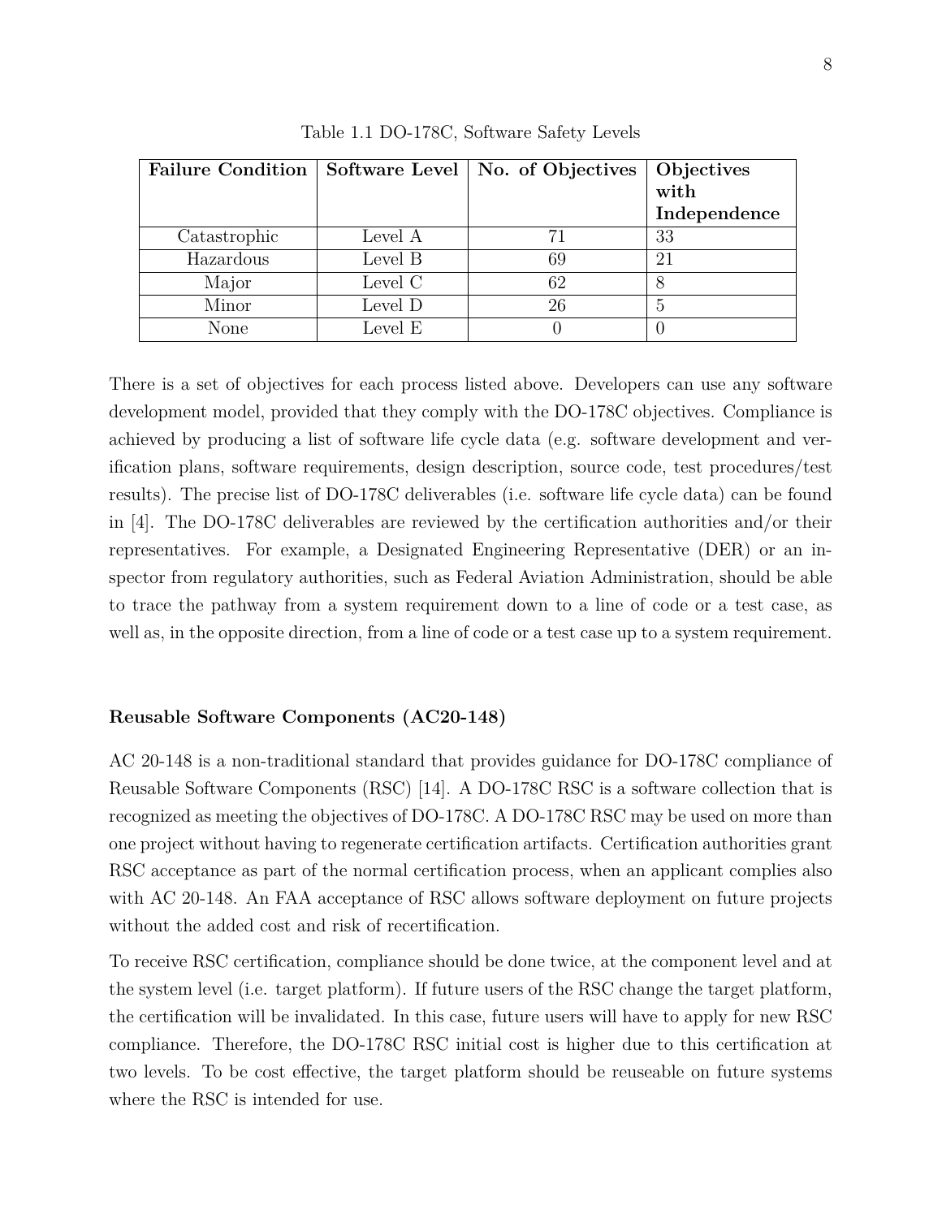Table 1.1 DO-178C, Software Safety Levels

| **Failure Condition** | **Software Level** | **No. of Objectives** | **Objectives with Independence** |
|---|---|---|---|
| Catastrophic | Level A | 71 | 33 |
| Hazardous | Level B | 69 | 21 |
| Major | Level C | 62 | 8 |
| Minor | Level D | 26 | 5 |
| None | Level E | 0 | 0 |

There is a set of objectives for each process listed above. Developers can use any software development model, provided that they comply with the DO-178C objectives. Compliance is achieved by producing a list of software life cycle data (e.g. software development and verification plans, software requirements, design description, source code, test procedures/test results). The precise list of DO-178C deliverables (i.e. software life cycle data) can be found in [4]. The DO-178C deliverables are reviewed by the certification authorities and/or their representatives. For example, a Designated Engineering Representative (DER) or an inspector from regulatory authorities, such as Federal Aviation Administration, should be able to trace the pathway from a system requirement down to a line of code or a test case, as well as, in the opposite direction, from a line of code or a test case up to a system requirement.

### Reusable Software Components (AC20-148)

AC 20-148 is a non-traditional standard that provides guidance for DO-178C compliance of Reusable Software Components (RSC) [14]. A DO-178C RSC is a software collection that is recognized as meeting the objectives of DO-178C. A DO-178C RSC may be used on more than one project without having to regenerate certification artifacts. Certification authorities grant RSC acceptance as part of the normal certification process, when an applicant complies also with AC 20-148. An FAA acceptance of RSC allows software deployment on future projects without the added cost and risk of recertification.

To receive RSC certification, compliance should be done twice, at the component level and at the system level (i.e. target platform). If future users of the RSC change the target platform, the certification will be invalidated. In this case, future users will have to apply for new RSC compliance. Therefore, the DO-178C RSC initial cost is higher due to this certification at two levels. To be cost effective, the target platform should be reuseable on future systems where the RSC is intended for use.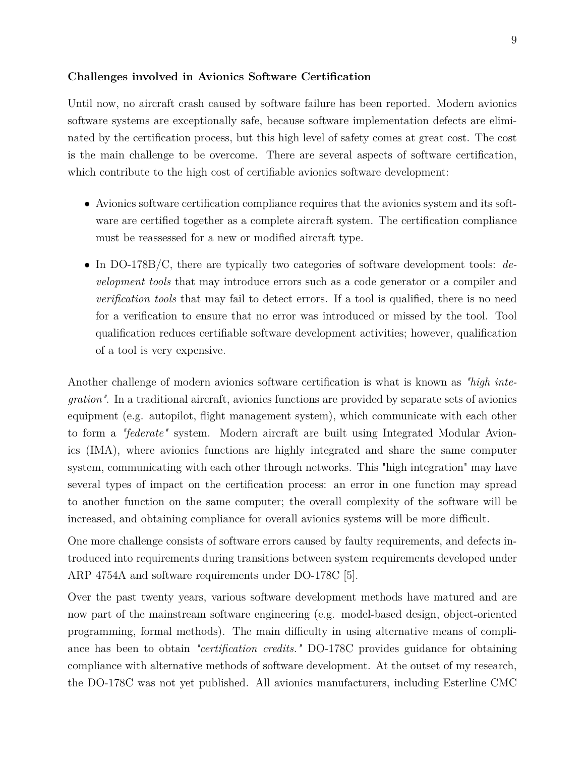**Challenges involved in Avionics Software Certification**

Until now, no aircraft crash caused by software failure has been reported. Modern avionics software systems are exceptionally safe, because software implementation defects are eliminated by the certification process, but this high level of safety comes at great cost. The cost is the main challenge to be overcome. There are several aspects of software certification, which contribute to the high cost of certifiable avionics software development:

- Avionics software certification compliance requires that the avionics system and its software are certified together as a complete aircraft system. The certification compliance must be reassessed for a new or modified aircraft type.
- In DO-178B/C, there are typically two categories of software development tools: *development tools* that may introduce errors such as a code generator or a compiler and *verification tools* that may fail to detect errors. If a tool is qualified, there is no need for a verification to ensure that no error was introduced or missed by the tool. Tool qualification reduces certifiable software development activities; however, qualification of a tool is very expensive.

Another challenge of modern avionics software certification is what is known as *"high integration"*. In a traditional aircraft, avionics functions are provided by separate sets of avionics equipment (e.g. autopilot, flight management system), which communicate with each other to form a *"federate"* system. Modern aircraft are built using Integrated Modular Avionics (IMA), where avionics functions are highly integrated and share the same computer system, communicating with each other through networks. This "high integration" may have several types of impact on the certification process: an error in one function may spread to another function on the same computer; the overall complexity of the software will be increased, and obtaining compliance for overall avionics systems will be more difficult.

One more challenge consists of software errors caused by faulty requirements, and defects introduced into requirements during transitions between system requirements developed under ARP 4754A and software requirements under DO-178C [5].

Over the past twenty years, various software development methods have matured and are now part of the mainstream software engineering (e.g. model-based design, object-oriented programming, formal methods). The main difficulty in using alternative means of compliance has been to obtain *"certification credits."* DO-178C provides guidance for obtaining compliance with alternative methods of software development. At the outset of my research, the DO-178C was not yet published. All avionics manufacturers, including Esterline CMC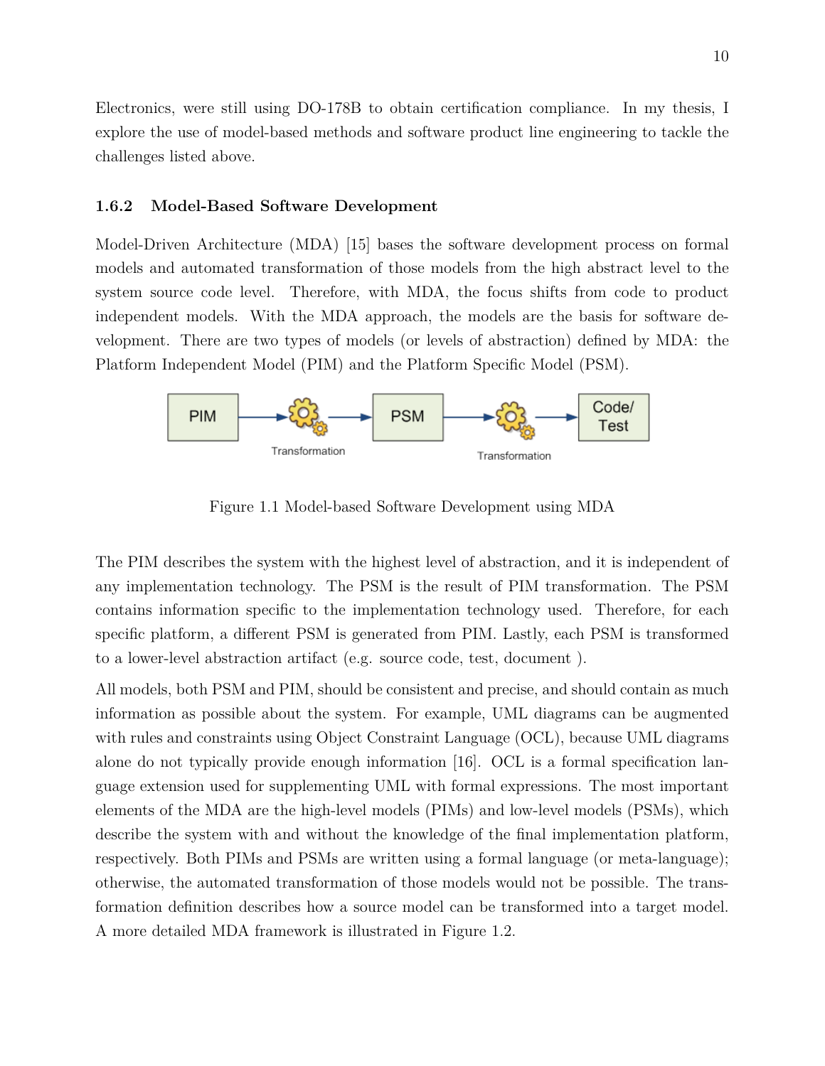Electronics, were still using DO-178B to obtain certification compliance. In my thesis, I explore the use of model-based methods and software product line engineering to tackle the challenges listed above.

### 1.6.2 Model-Based Software Development

Model-Driven Architecture (MDA) [15] bases the software development process on formal models and automated transformation of those models from the high abstract level to the system source code level. Therefore, with MDA, the focus shifts from code to product independent models. With the MDA approach, the models are the basis for software development. There are two types of models (or levels of abstraction) defined by MDA: the Platform Independent Model (PIM) and the Platform Specific Model (PSM).

Figure 1.1 Model-based Software Development using MDA

The PIM describes the system with the highest level of abstraction, and it is independent of any implementation technology. The PSM is the result of PIM transformation. The PSM contains information specific to the implementation technology used. Therefore, for each specific platform, a different PSM is generated from PIM. Lastly, each PSM is transformed to a lower-level abstraction artifact (e.g. source code, test, document ).

All models, both PSM and PIM, should be consistent and precise, and should contain as much information as possible about the system. For example, UML diagrams can be augmented with rules and constraints using Object Constraint Language (OCL), because UML diagrams alone do not typically provide enough information [16]. OCL is a formal specification language extension used for supplementing UML with formal expressions. The most important elements of the MDA are the high-level models (PIMs) and low-level models (PSMs), which describe the system with and without the knowledge of the final implementation platform, respectively. Both PIMs and PSMs are written using a formal language (or meta-language); otherwise, the automated transformation of those models would not be possible. The transformation definition describes how a source model can be transformed into a target model. A more detailed MDA framework is illustrated in Figure 1.2.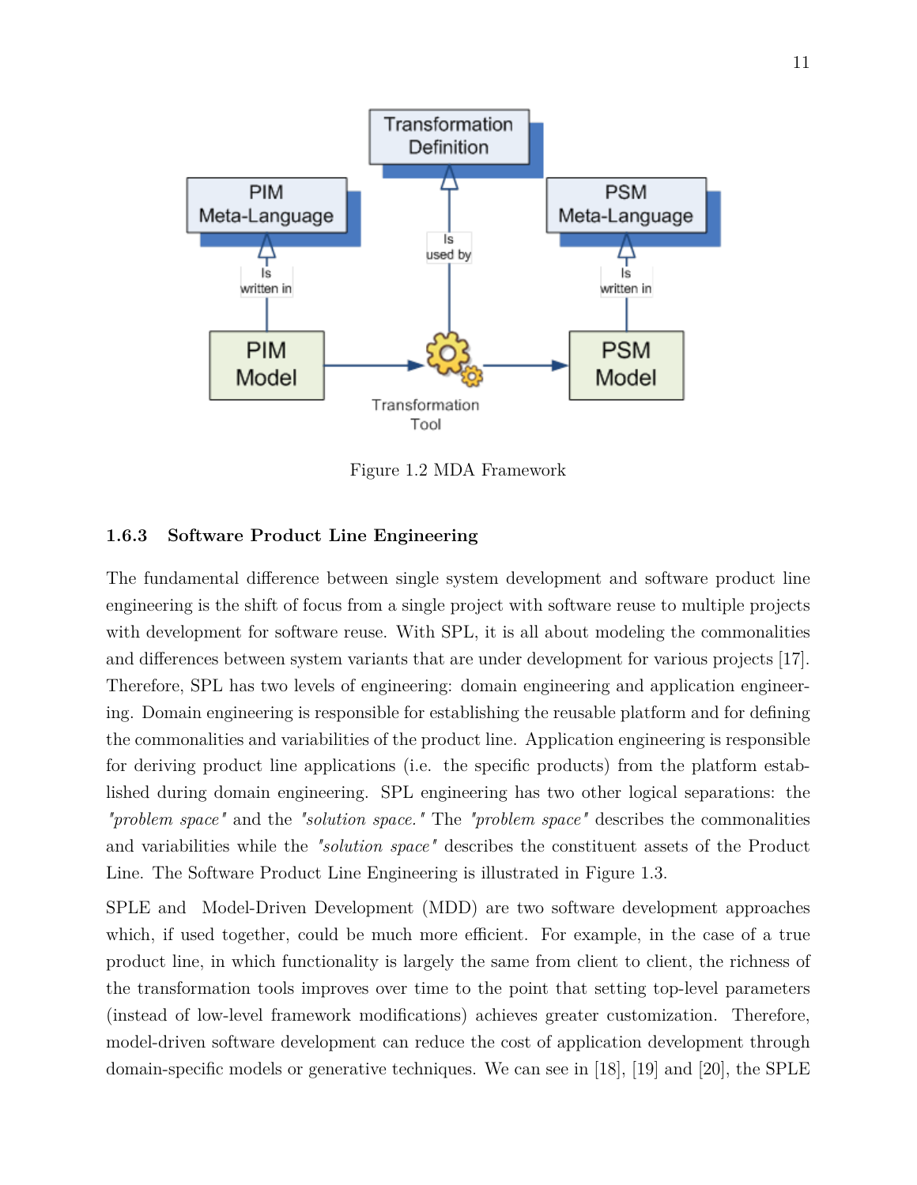Figure 1.2 MDA Framework

### 1.6.3 Software Product Line Engineering

The fundamental difference between single system development and software product line engineering is the shift of focus from a single project with software reuse to multiple projects with development for software reuse. With SPL, it is all about modeling the commonalities and differences between system variants that are under development for various projects [17]. Therefore, SPL has two levels of engineering: domain engineering and application engineering. Domain engineering is responsible for establishing the reusable platform and for defining the commonalities and variabilities of the product line. Application engineering is responsible for deriving product line applications (i.e. the specific products) from the platform established during domain engineering. SPL engineering has two other logical separations: the *"problem space"* and the *"solution space."* The *"problem space"* describes the commonalities and variabilities while the *"solution space"* describes the constituent assets of the Product Line. The Software Product Line Engineering is illustrated in Figure 1.3.

SPLE and Model-Driven Development (MDD) are two software development approaches which, if used together, could be much more efficient. For example, in the case of a true product line, in which functionality is largely the same from client to client, the richness of the transformation tools improves over time to the point that setting top-level parameters (instead of low-level framework modifications) achieves greater customization. Therefore, model-driven software development can reduce the cost of application development through domain-specific models or generative techniques. We can see in [18], [19] and [20], the SPLE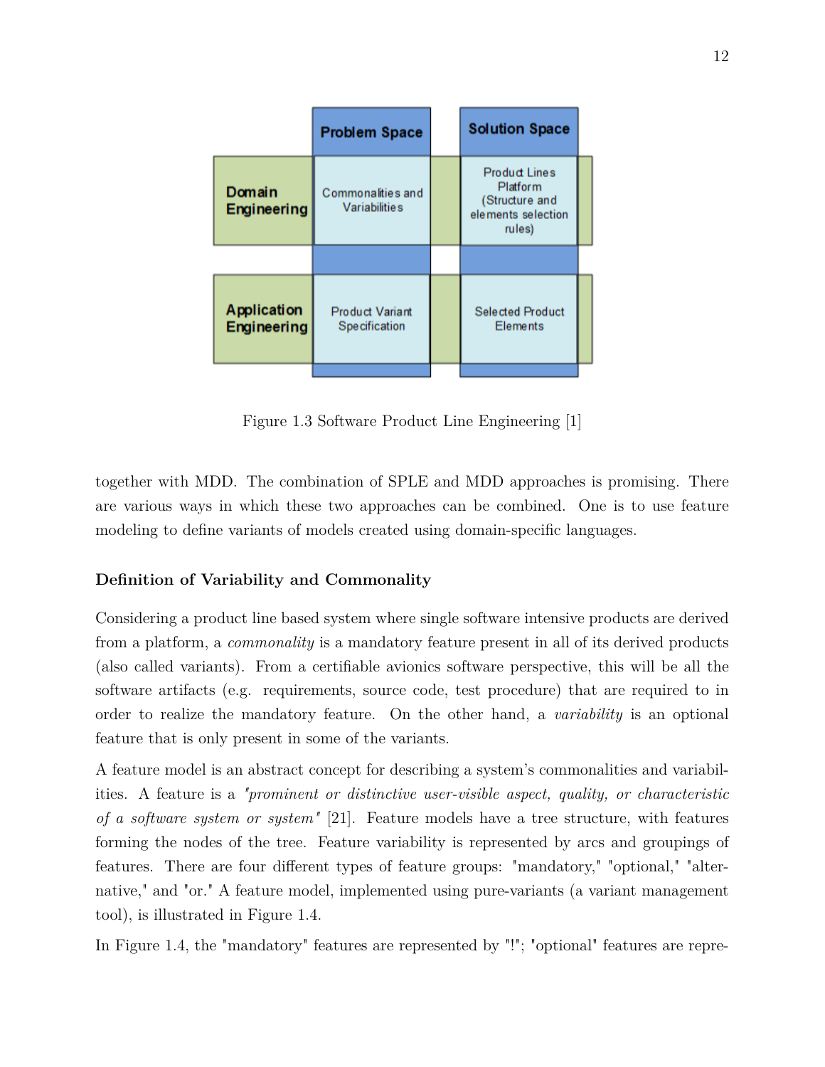| | Problem Space | Solution Space |
|---|---|---|
| Domain Engineering | Commonalities and Variabilities | Product Lines Platform (Structure and elements selection rules) |
| Application Engineering | Product Variant Specification | Selected Product Elements |

Figure 1.3 Software Product Line Engineering [1]

together with MDD. The combination of SPLE and MDD approaches is promising. There are various ways in which these two approaches can be combined. One is to use feature modeling to define variants of models created using domain-specific languages.

**Definition of Variability and Commonality**

Considering a product line based system where single software intensive products are derived from a platform, a *commonality* is a mandatory feature present in all of its derived products (also called variants). From a certifiable avionics software perspective, this will be all the software artifacts (e.g. requirements, source code, test procedure) that are required to in order to realize the mandatory feature. On the other hand, a *variability* is an optional feature that is only present in some of the variants.

A feature model is an abstract concept for describing a system's commonalities and variabilities. A feature is a *"prominent or distinctive user-visible aspect, quality, or characteristic of a software system or system"* [21]. Feature models have a tree structure, with features forming the nodes of the tree. Feature variability is represented by arcs and groupings of features. There are four different types of feature groups: "mandatory," "optional," "alternative," and "or." A feature model, implemented using pure-variants (a variant management tool), is illustrated in Figure 1.4.

In Figure 1.4, the "mandatory" features are represented by "!"; "optional" features are repre-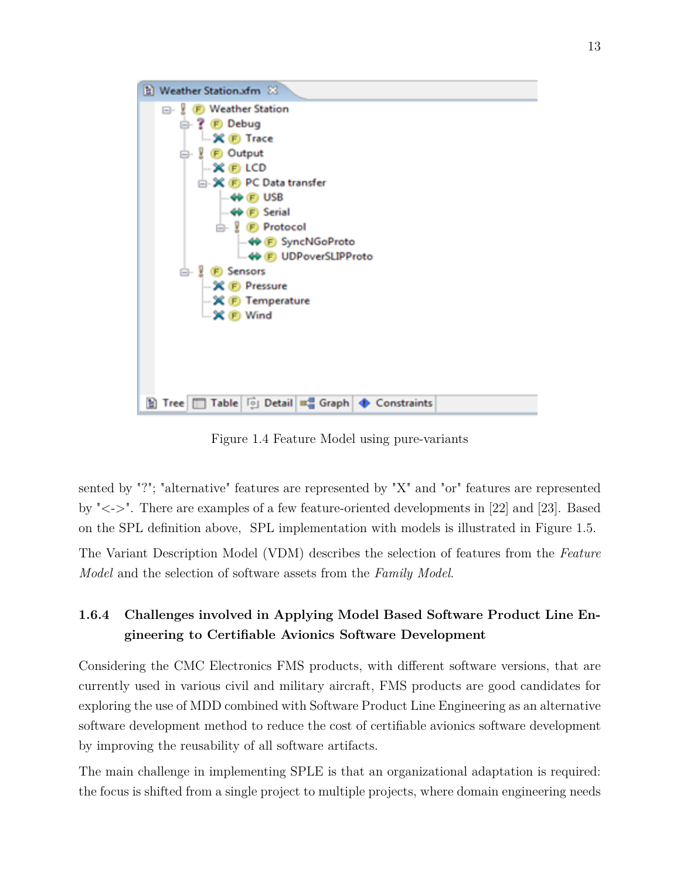Figure 1.4 Feature Model using pure-variants

sented by "?"; "alternative" features are represented by "X" and "or" features are represented by "<->". There are examples of a few feature-oriented developments in [22] and [23]. Based on the SPL definition above, SPL implementation with models is illustrated in Figure 1.5.

The Variant Description Model (VDM) describes the selection of features from the *Feature Model* and the selection of software assets from the *Family Model*.

### 1.6.4 Challenges involved in Applying Model Based Software Product Line Engineering to Certifiable Avionics Software Development

Considering the CMC Electronics FMS products, with different software versions, that are currently used in various civil and military aircraft, FMS products are good candidates for exploring the use of MDD combined with Software Product Line Engineering as an alternative software development method to reduce the cost of certifiable avionics software development by improving the reusability of all software artifacts.

The main challenge in implementing SPLE is that an organizational adaptation is required: the focus is shifted from a single project to multiple projects, where domain engineering needs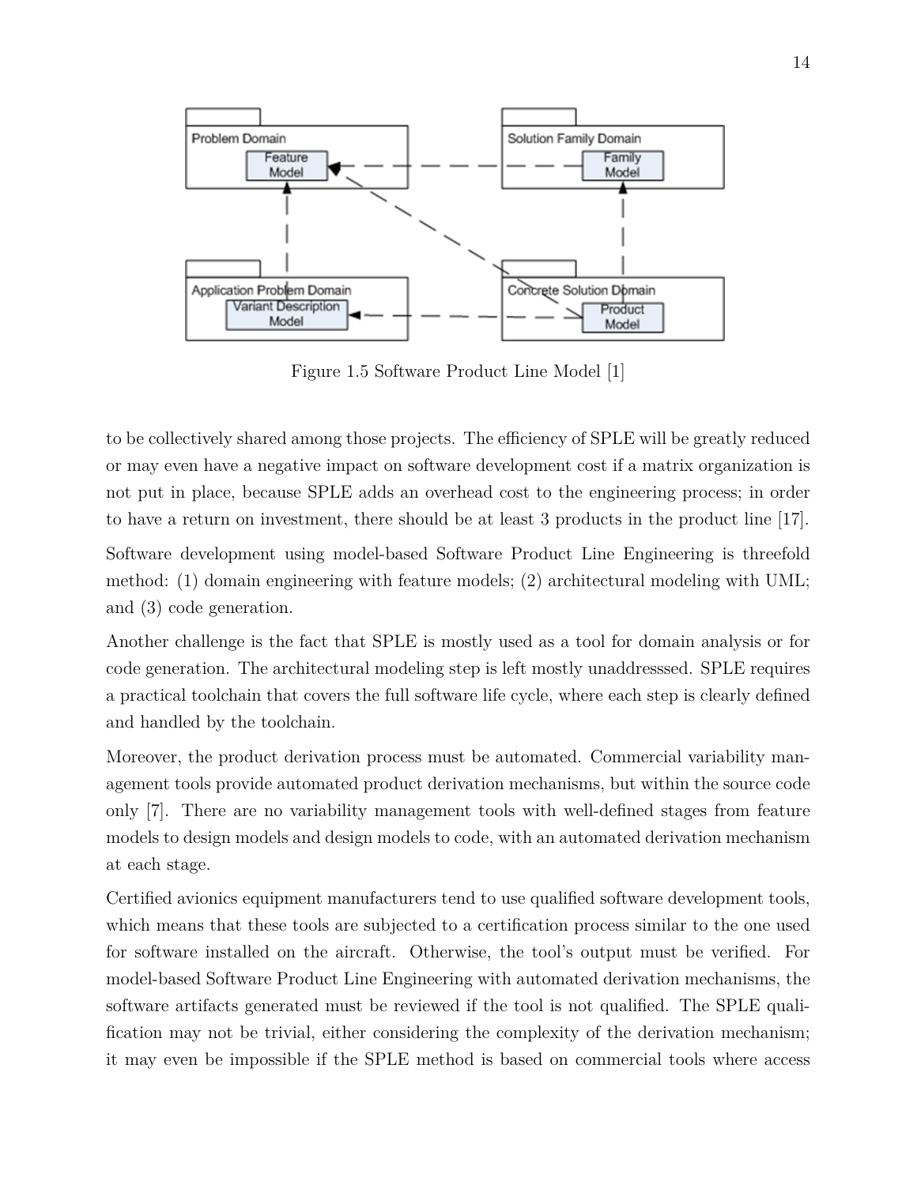Figure 1.5 Software Product Line Model [1]

to be collectively shared among those projects. The efficiency of SPLE will be greatly reduced or may even have a negative impact on software development cost if a matrix organization is not put in place, because SPLE adds an overhead cost to the engineering process; in order to have a return on investment, there should be at least 3 products in the product line [17].

Software development using model-based Software Product Line Engineering is threefold method: (1) domain engineering with feature models; (2) architectural modeling with UML; and (3) code generation.

Another challenge is the fact that SPLE is mostly used as a tool for domain analysis or for code generation. The architectural modeling step is left mostly unaddresssed. SPLE requires a practical toolchain that covers the full software life cycle, where each step is clearly defined and handled by the toolchain.

Moreover, the product derivation process must be automated. Commercial variability management tools provide automated product derivation mechanisms, but within the source code only [7]. There are no variability management tools with well-defined stages from feature models to design models and design models to code, with an automated derivation mechanism at each stage.

Certified avionics equipment manufacturers tend to use qualified software development tools, which means that these tools are subjected to a certification process similar to the one used for software installed on the aircraft. Otherwise, the tool's output must be verified. For model-based Software Product Line Engineering with automated derivation mechanisms, the software artifacts generated must be reviewed if the tool is not qualified. The SPLE qualification may not be trivial, either considering the complexity of the derivation mechanism; it may even be impossible if the SPLE method is based on commercial tools where access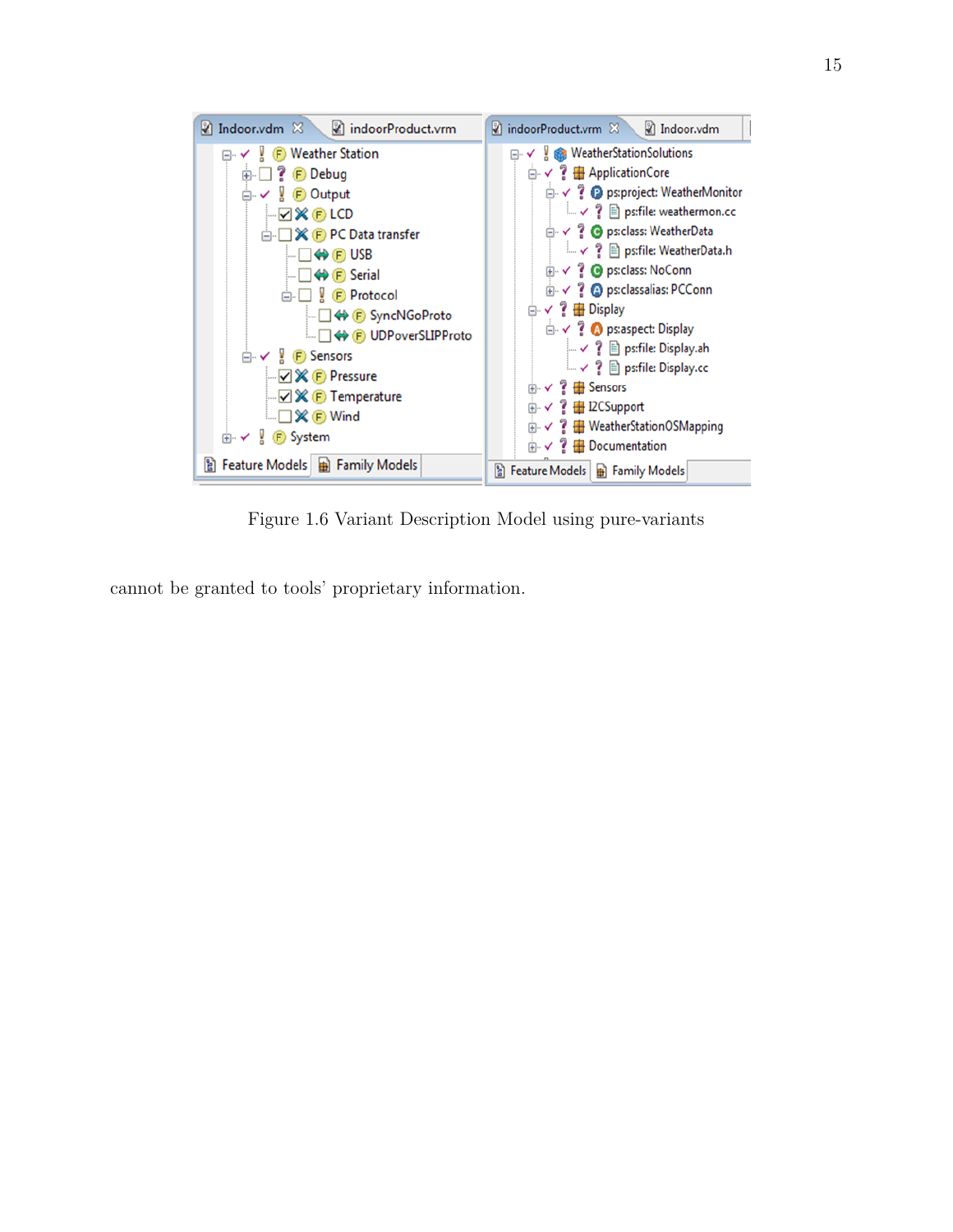Figure 1.6 Variant Description Model using pure-variants

cannot be granted to tools' proprietary information.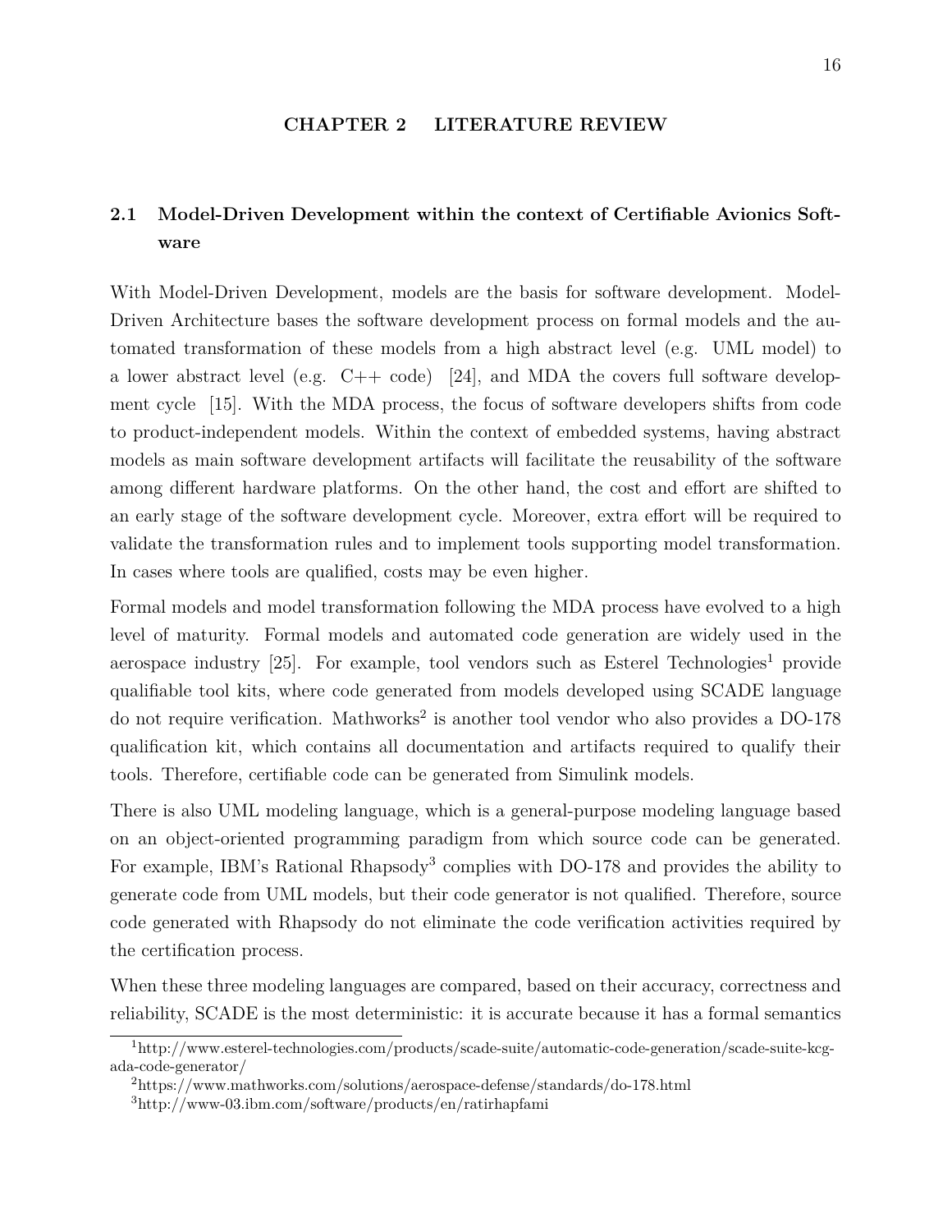# CHAPTER 2 LITERATURE REVIEW

## 2.1 Model-Driven Development within the context of Certifiable Avionics Software

With Model-Driven Development, models are the basis for software development. Model-Driven Architecture bases the software development process on formal models and the automated transformation of these models from a high abstract level (e.g. UML model) to a lower abstract level (e.g. C++ code) [24], and MDA the covers full software development cycle [15]. With the MDA process, the focus of software developers shifts from code to product-independent models. Within the context of embedded systems, having abstract models as main software development artifacts will facilitate the reusability of the software among different hardware platforms. On the other hand, the cost and effort are shifted to an early stage of the software development cycle. Moreover, extra effort will be required to validate the transformation rules and to implement tools supporting model transformation. In cases where tools are qualified, costs may be even higher.

Formal models and model transformation following the MDA process have evolved to a high level of maturity. Formal models and automated code generation are widely used in the aerospace industry [25]. For example, tool vendors such as Esterel Technologies[1] provide qualifiable tool kits, where code generated from models developed using SCADE language do not require verification. Mathworks[2] is another tool vendor who also provides a DO-178 qualification kit, which contains all documentation and artifacts required to qualify their tools. Therefore, certifiable code can be generated from Simulink models.

There is also UML modeling language, which is a general-purpose modeling language based on an object-oriented programming paradigm from which source code can be generated. For example, IBM's Rational Rhapsody[3] complies with DO-178 and provides the ability to generate code from UML models, but their code generator is not qualified. Therefore, source code generated with Rhapsody do not eliminate the code verification activities required by the certification process.

When these three modeling languages are compared, based on their accuracy, correctness and reliability, SCADE is the most deterministic: it is accurate because it has a formal semantics

[1] http://www.esterel-technologies.com/products/scade-suite/automatic-code-generation/scade-suite-kcg-ada-code-generator/

[2] https://www.mathworks.com/solutions/aerospace-defense/standards/do-178.html

[3] http://www-03.ibm.com/software/products/en/ratirhapfami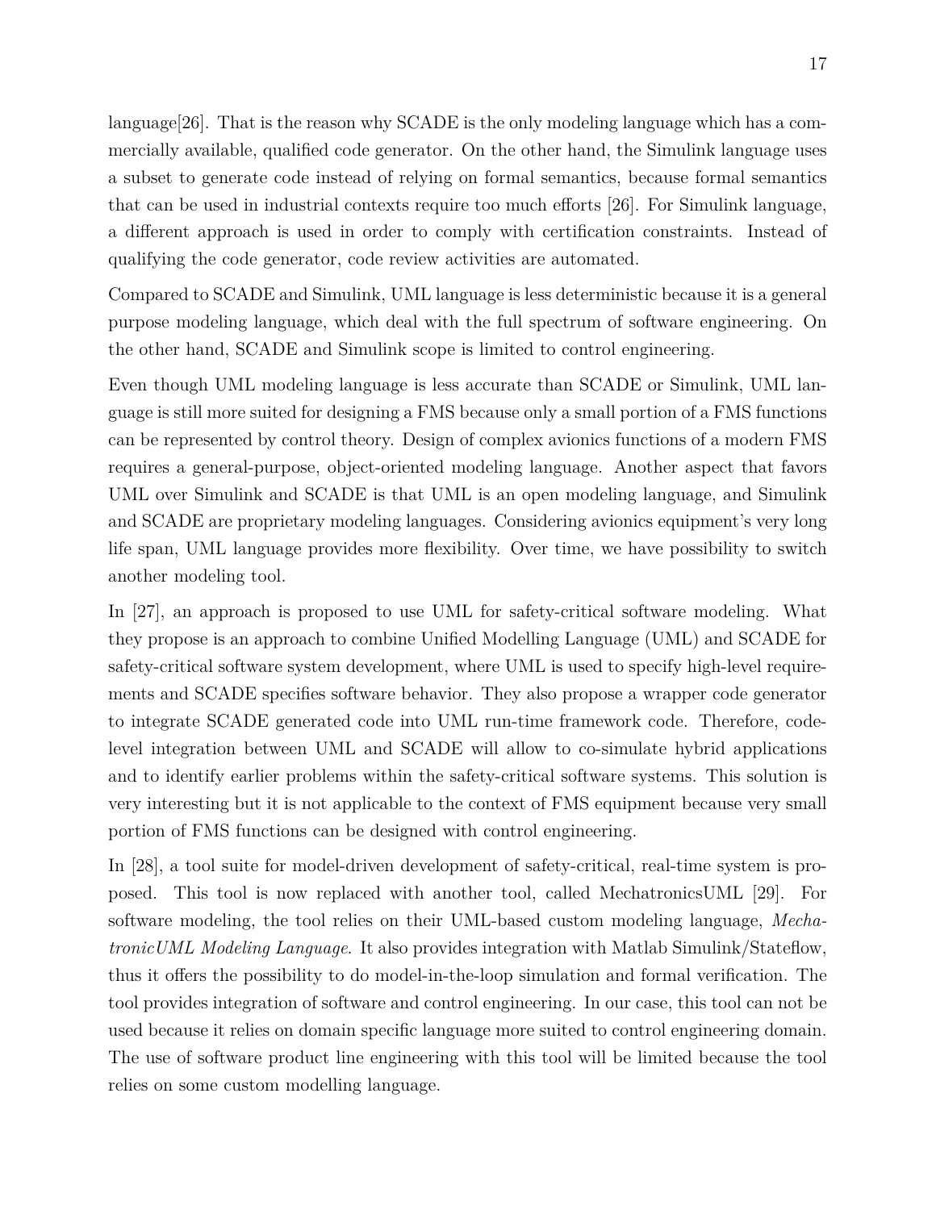language[26]. That is the reason why SCADE is the only modeling language which has a commercially available, qualified code generator. On the other hand, the Simulink language uses a subset to generate code instead of relying on formal semantics, because formal semantics that can be used in industrial contexts require too much efforts [26]. For Simulink language, a different approach is used in order to comply with certification constraints. Instead of qualifying the code generator, code review activities are automated.

Compared to SCADE and Simulink, UML language is less deterministic because it is a general purpose modeling language, which deal with the full spectrum of software engineering. On the other hand, SCADE and Simulink scope is limited to control engineering.

Even though UML modeling language is less accurate than SCADE or Simulink, UML language is still more suited for designing a FMS because only a small portion of a FMS functions can be represented by control theory. Design of complex avionics functions of a modern FMS requires a general-purpose, object-oriented modeling language. Another aspect that favors UML over Simulink and SCADE is that UML is an open modeling language, and Simulink and SCADE are proprietary modeling languages. Considering avionics equipment's very long life span, UML language provides more flexibility. Over time, we have possibility to switch another modeling tool.

In [27], an approach is proposed to use UML for safety-critical software modeling. What they propose is an approach to combine Unified Modelling Language (UML) and SCADE for safety-critical software system development, where UML is used to specify high-level requirements and SCADE specifies software behavior. They also propose a wrapper code generator to integrate SCADE generated code into UML run-time framework code. Therefore, code-level integration between UML and SCADE will allow to co-simulate hybrid applications and to identify earlier problems within the safety-critical software systems. This solution is very interesting but it is not applicable to the context of FMS equipment because very small portion of FMS functions can be designed with control engineering.

In [28], a tool suite for model-driven development of safety-critical, real-time system is proposed. This tool is now replaced with another tool, called MechatronicsUML [29]. For software modeling, the tool relies on their UML-based custom modeling language, *MechatronicUML Modeling Language*. It also provides integration with Matlab Simulink/Stateflow, thus it offers the possibility to do model-in-the-loop simulation and formal verification. The tool provides integration of software and control engineering. In our case, this tool can not be used because it relies on domain specific language more suited to control engineering domain. The use of software product line engineering with this tool will be limited because the tool relies on some custom modelling language.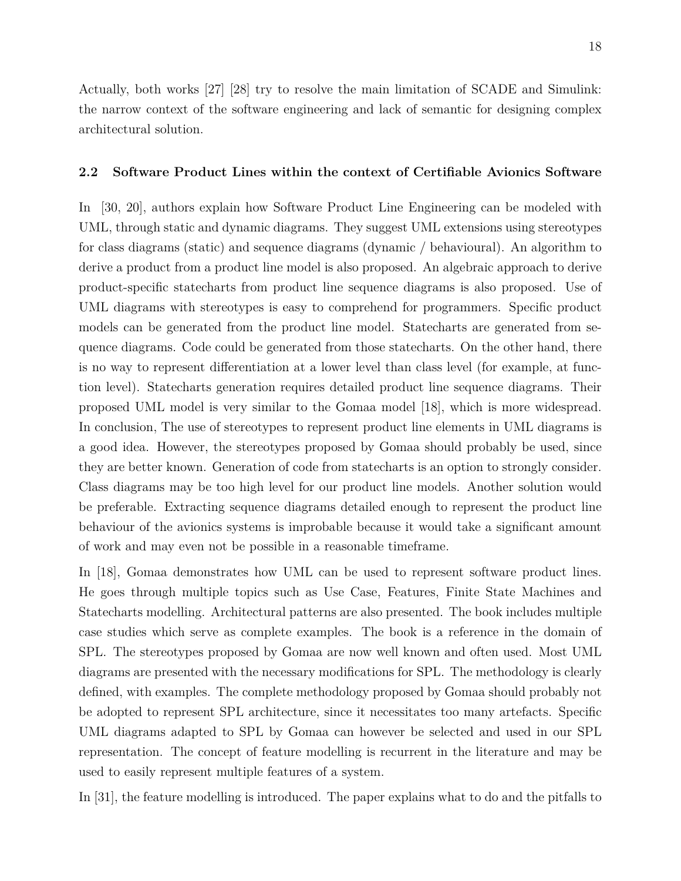Actually, both works [27] [28] try to resolve the main limitation of SCADE and Simulink: the narrow context of the software engineering and lack of semantic for designing complex architectural solution.

### 2.2 Software Product Lines within the context of Certifiable Avionics Software

In [30, 20], authors explain how Software Product Line Engineering can be modeled with UML, through static and dynamic diagrams. They suggest UML extensions using stereotypes for class diagrams (static) and sequence diagrams (dynamic / behavioural). An algorithm to derive a product from a product line model is also proposed. An algebraic approach to derive product-specific statecharts from product line sequence diagrams is also proposed. Use of UML diagrams with stereotypes is easy to comprehend for programmers. Specific product models can be generated from the product line model. Statecharts are generated from sequence diagrams. Code could be generated from those statecharts. On the other hand, there is no way to represent differentiation at a lower level than class level (for example, at function level). Statecharts generation requires detailed product line sequence diagrams. Their proposed UML model is very similar to the Gomaa model [18], which is more widespread. In conclusion, The use of stereotypes to represent product line elements in UML diagrams is a good idea. However, the stereotypes proposed by Gomaa should probably be used, since they are better known. Generation of code from statecharts is an option to strongly consider. Class diagrams may be too high level for our product line models. Another solution would be preferable. Extracting sequence diagrams detailed enough to represent the product line behaviour of the avionics systems is improbable because it would take a significant amount of work and may even not be possible in a reasonable timeframe.

In [18], Gomaa demonstrates how UML can be used to represent software product lines. He goes through multiple topics such as Use Case, Features, Finite State Machines and Statecharts modelling. Architectural patterns are also presented. The book includes multiple case studies which serve as complete examples. The book is a reference in the domain of SPL. The stereotypes proposed by Gomaa are now well known and often used. Most UML diagrams are presented with the necessary modifications for SPL. The methodology is clearly defined, with examples. The complete methodology proposed by Gomaa should probably not be adopted to represent SPL architecture, since it necessitates too many artefacts. Specific UML diagrams adapted to SPL by Gomaa can however be selected and used in our SPL representation. The concept of feature modelling is recurrent in the literature and may be used to easily represent multiple features of a system.

In [31], the feature modelling is introduced. The paper explains what to do and the pitfalls to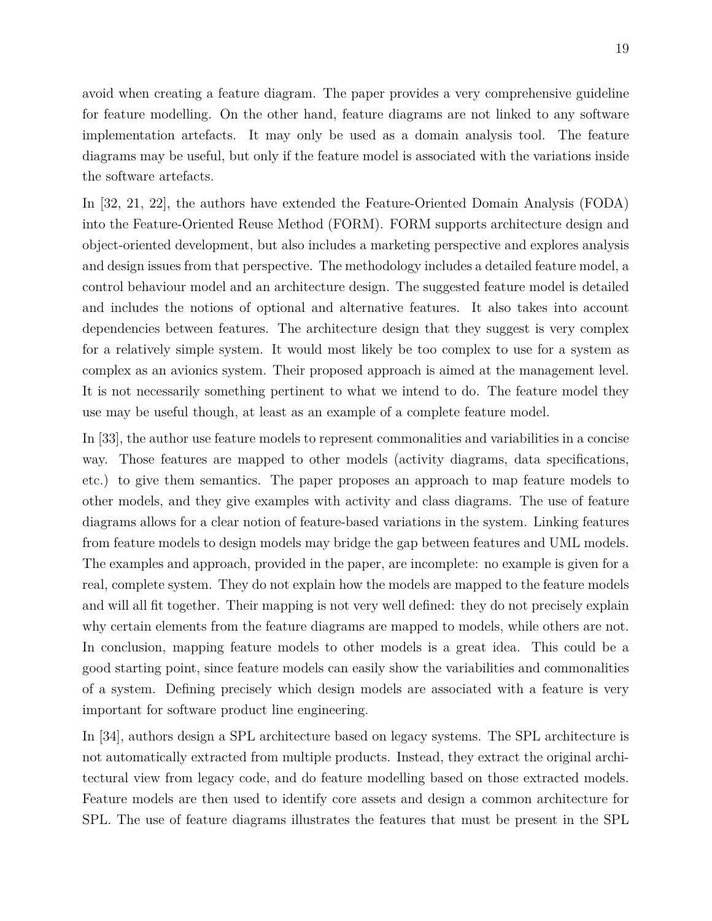avoid when creating a feature diagram. The paper provides a very comprehensive guideline for feature modelling. On the other hand, feature diagrams are not linked to any software implementation artefacts. It may only be used as a domain analysis tool. The feature diagrams may be useful, but only if the feature model is associated with the variations inside the software artefacts.

In [32, 21, 22], the authors have extended the Feature-Oriented Domain Analysis (FODA) into the Feature-Oriented Reuse Method (FORM). FORM supports architecture design and object-oriented development, but also includes a marketing perspective and explores analysis and design issues from that perspective. The methodology includes a detailed feature model, a control behaviour model and an architecture design. The suggested feature model is detailed and includes the notions of optional and alternative features. It also takes into account dependencies between features. The architecture design that they suggest is very complex for a relatively simple system. It would most likely be too complex to use for a system as complex as an avionics system. Their proposed approach is aimed at the management level. It is not necessarily something pertinent to what we intend to do. The feature model they use may be useful though, at least as an example of a complete feature model.

In [33], the author use feature models to represent commonalities and variabilities in a concise way. Those features are mapped to other models (activity diagrams, data specifications, etc.) to give them semantics. The paper proposes an approach to map feature models to other models, and they give examples with activity and class diagrams. The use of feature diagrams allows for a clear notion of feature-based variations in the system. Linking features from feature models to design models may bridge the gap between features and UML models. The examples and approach, provided in the paper, are incomplete: no example is given for a real, complete system. They do not explain how the models are mapped to the feature models and will all fit together. Their mapping is not very well defined: they do not precisely explain why certain elements from the feature diagrams are mapped to models, while others are not. In conclusion, mapping feature models to other models is a great idea. This could be a good starting point, since feature models can easily show the variabilities and commonalities of a system. Defining precisely which design models are associated with a feature is very important for software product line engineering.

In [34], authors design a SPL architecture based on legacy systems. The SPL architecture is not automatically extracted from multiple products. Instead, they extract the original architectural view from legacy code, and do feature modelling based on those extracted models. Feature models are then used to identify core assets and design a common architecture for SPL. The use of feature diagrams illustrates the features that must be present in the SPL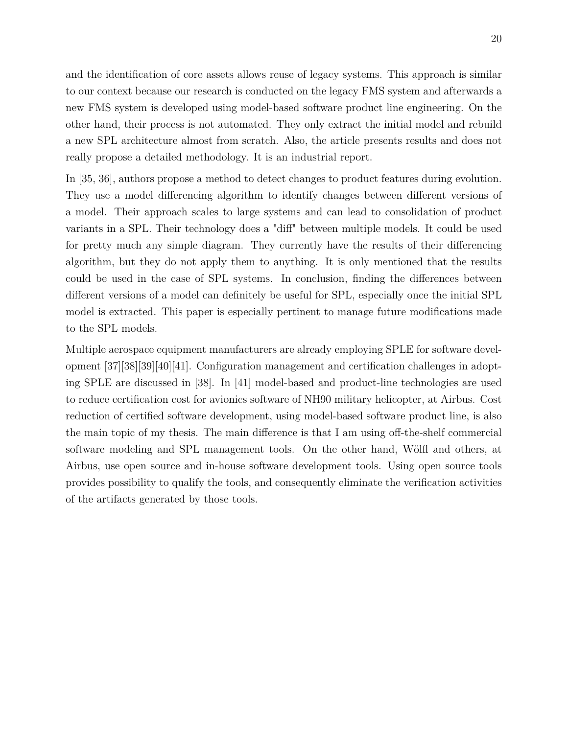and the identification of core assets allows reuse of legacy systems. This approach is similar to our context because our research is conducted on the legacy FMS system and afterwards a new FMS system is developed using model-based software product line engineering. On the other hand, their process is not automated. They only extract the initial model and rebuild a new SPL architecture almost from scratch. Also, the article presents results and does not really propose a detailed methodology. It is an industrial report.

In [35, 36], authors propose a method to detect changes to product features during evolution. They use a model differencing algorithm to identify changes between different versions of a model. Their approach scales to large systems and can lead to consolidation of product variants in a SPL. Their technology does a "diff" between multiple models. It could be used for pretty much any simple diagram. They currently have the results of their differencing algorithm, but they do not apply them to anything. It is only mentioned that the results could be used in the case of SPL systems. In conclusion, finding the differences between different versions of a model can definitely be useful for SPL, especially once the initial SPL model is extracted. This paper is especially pertinent to manage future modifications made to the SPL models.

Multiple aerospace equipment manufacturers are already employing SPLE for software development [37][38][39][40][41]. Configuration management and certification challenges in adopting SPLE are discussed in [38]. In [41] model-based and product-line technologies are used to reduce certification cost for avionics software of NH90 military helicopter, at Airbus. Cost reduction of certified software development, using model-based software product line, is also the main topic of my thesis. The main difference is that I am using off-the-shelf commercial software modeling and SPL management tools. On the other hand, Wölfl and others, at Airbus, use open source and in-house software development tools. Using open source tools provides possibility to qualify the tools, and consequently eliminate the verification activities of the artifacts generated by those tools.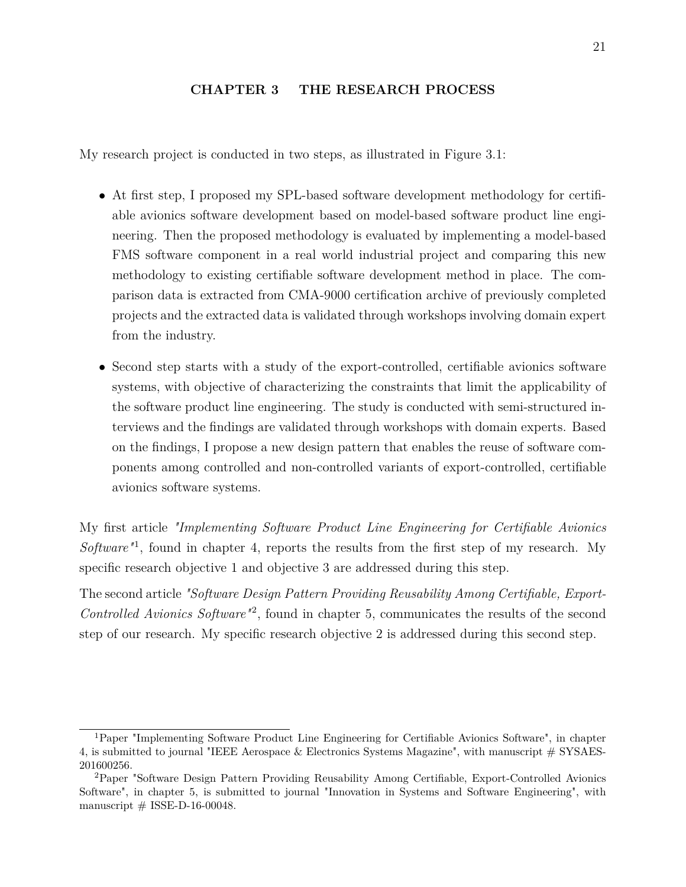# CHAPTER 3 THE RESEARCH PROCESS

My research project is conducted in two steps, as illustrated in Figure 3.1:

- At first step, I proposed my SPL-based software development methodology for certifiable avionics software development based on model-based software product line engineering. Then the proposed methodology is evaluated by implementing a model-based FMS software component in a real world industrial project and comparing this new methodology to existing certifiable software development method in place. The comparison data is extracted from CMA-9000 certification archive of previously completed projects and the extracted data is validated through workshops involving domain expert from the industry.
- Second step starts with a study of the export-controlled, certifiable avionics software systems, with objective of characterizing the constraints that limit the applicability of the software product line engineering. The study is conducted with semi-structured interviews and the findings are validated through workshops with domain experts. Based on the findings, I propose a new design pattern that enables the reuse of software components among controlled and non-controlled variants of export-controlled, certifiable avionics software systems.

My first article *"Implementing Software Product Line Engineering for Certifiable Avionics Software"*[1], found in chapter 4, reports the results from the first step of my research. My specific research objective 1 and objective 3 are addressed during this step.

The second article *"Software Design Pattern Providing Reusability Among Certifiable, Export-Controlled Avionics Software"*[2], found in chapter 5, communicates the results of the second step of our research. My specific research objective 2 is addressed during this second step.

---

[1] Paper "Implementing Software Product Line Engineering for Certifiable Avionics Software", in chapter 4, is submitted to journal "IEEE Aerospace & Electronics Systems Magazine", with manuscript # SYSAES-201600256.

[2] Paper "Software Design Pattern Providing Reusability Among Certifiable, Export-Controlled Avionics Software", in chapter 5, is submitted to journal "Innovation in Systems and Software Engineering", with manuscript # ISSE-D-16-00048.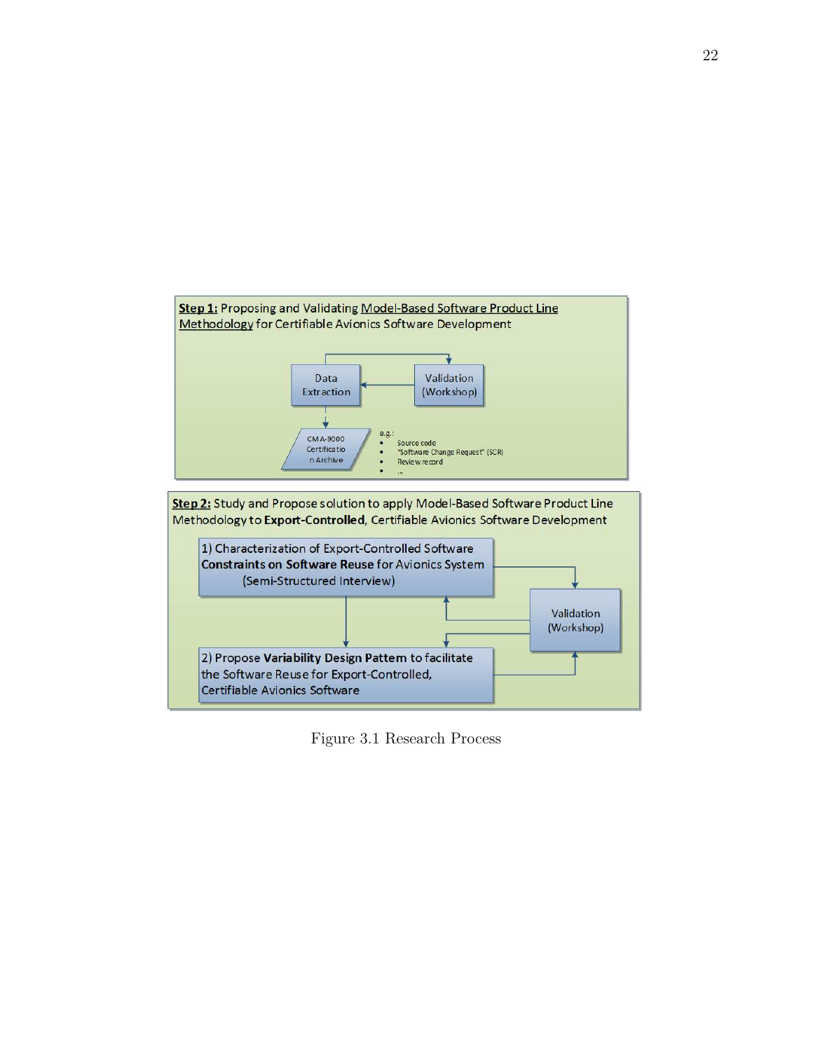**Step 1:** Proposing and Validating Model-Based Software Product Line Methodology for Certifiable Avionics Software Development

Data Extraction

Validation (Workshop)

CMA-9000 Certification Archive

e.g.:

- Source code
- "Software Change Request" (SCR)
- Review record
- ...

**Step 2:** Study and Propose solution to apply Model-Based Software Product Line Methodology to **Export-Controlled**, Certifiable Avionics Software Development

1) Characterization of Export-Controlled Software **Constraints on Software Reuse** for Avionics System (Semi-Structured Interview)

Validation (Workshop)

2) Propose **Variability Design Pattern** to facilitate the Software Reuse for Export-Controlled, Certifiable Avionics Software

Figure 3.1 Research Process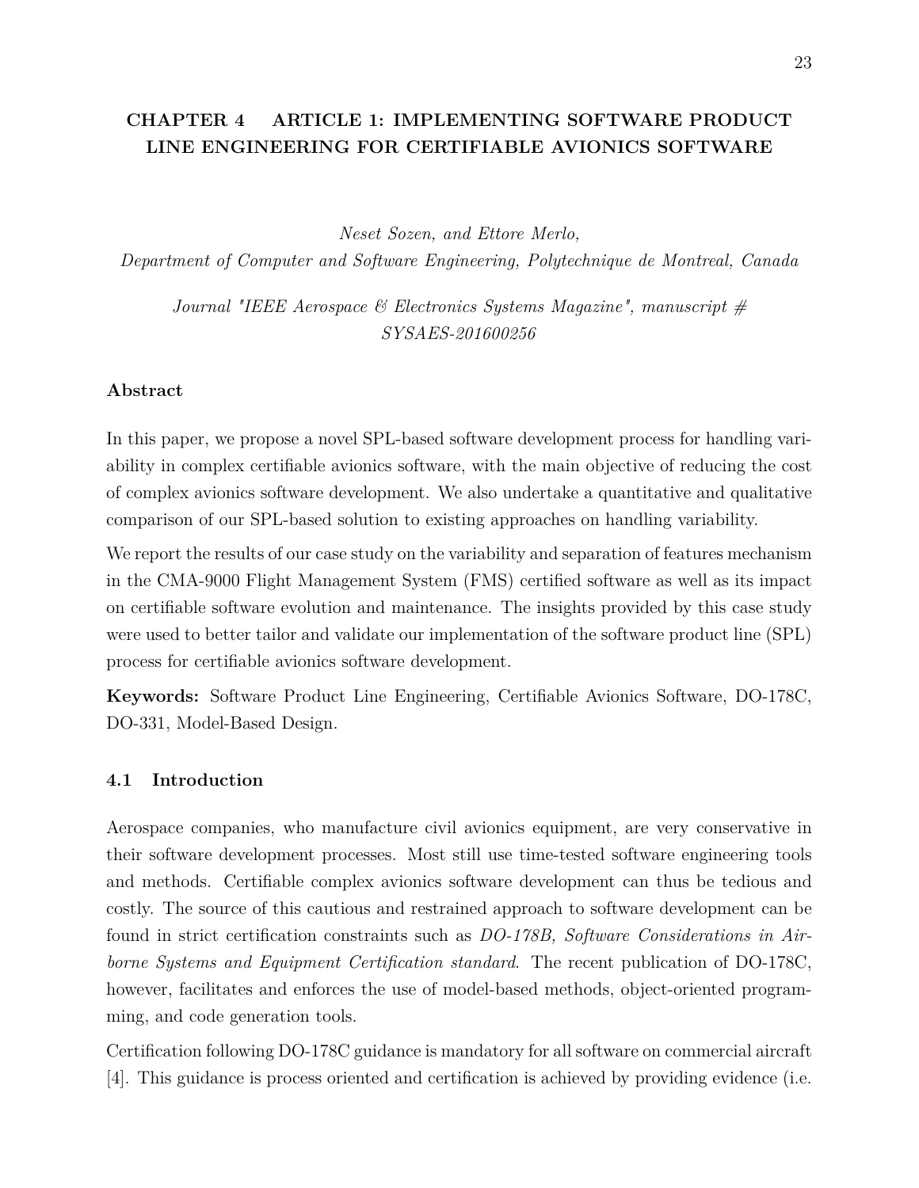# CHAPTER 4 ARTICLE 1: IMPLEMENTING SOFTWARE PRODUCT LINE ENGINEERING FOR CERTIFIABLE AVIONICS SOFTWARE

*Neset Sozen, and Ettore Merlo,*
*Department of Computer and Software Engineering, Polytechnique de Montreal, Canada*

*Journal "IEEE Aerospace & Electronics Systems Magazine", manuscript # SYSAES-201600256*

**Abstract**

In this paper, we propose a novel SPL-based software development process for handling variability in complex certifiable avionics software, with the main objective of reducing the cost of complex avionics software development. We also undertake a quantitative and qualitative comparison of our SPL-based solution to existing approaches on handling variability.

We report the results of our case study on the variability and separation of features mechanism in the CMA-9000 Flight Management System (FMS) certified software as well as its impact on certifiable software evolution and maintenance. The insights provided by this case study were used to better tailor and validate our implementation of the software product line (SPL) process for certifiable avionics software development.

**Keywords:** Software Product Line Engineering, Certifiable Avionics Software, DO-178C, DO-331, Model-Based Design.

## 4.1 Introduction

Aerospace companies, who manufacture civil avionics equipment, are very conservative in their software development processes. Most still use time-tested software engineering tools and methods. Certifiable complex avionics software development can thus be tedious and costly. The source of this cautious and restrained approach to software development can be found in strict certification constraints such as *DO-178B, Software Considerations in Airborne Systems and Equipment Certification standard*. The recent publication of DO-178C, however, facilitates and enforces the use of model-based methods, object-oriented programming, and code generation tools.

Certification following DO-178C guidance is mandatory for all software on commercial aircraft [4]. This guidance is process oriented and certification is achieved by providing evidence (i.e.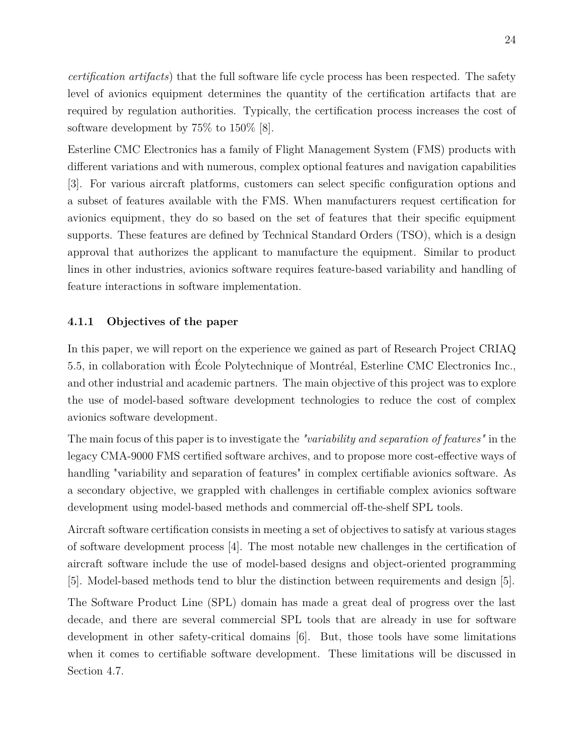*certification artifacts*) that the full software life cycle process has been respected. The safety level of avionics equipment determines the quantity of the certification artifacts that are required by regulation authorities. Typically, the certification process increases the cost of software development by 75% to 150% [8].

Esterline CMC Electronics has a family of Flight Management System (FMS) products with different variations and with numerous, complex optional features and navigation capabilities [3]. For various aircraft platforms, customers can select specific configuration options and a subset of features available with the FMS. When manufacturers request certification for avionics equipment, they do so based on the set of features that their specific equipment supports. These features are defined by Technical Standard Orders (TSO), which is a design approval that authorizes the applicant to manufacture the equipment. Similar to product lines in other industries, avionics software requires feature-based variability and handling of feature interactions in software implementation.

### 4.1.1 Objectives of the paper

In this paper, we will report on the experience we gained as part of Research Project CRIAQ 5.5, in collaboration with École Polytechnique of Montréal, Esterline CMC Electronics Inc., and other industrial and academic partners. The main objective of this project was to explore the use of model-based software development technologies to reduce the cost of complex avionics software development.

The main focus of this paper is to investigate the *"variability and separation of features"* in the legacy CMA-9000 FMS certified software archives, and to propose more cost-effective ways of handling "variability and separation of features" in complex certifiable avionics software. As a secondary objective, we grappled with challenges in certifiable complex avionics software development using model-based methods and commercial off-the-shelf SPL tools.

Aircraft software certification consists in meeting a set of objectives to satisfy at various stages of software development process [4]. The most notable new challenges in the certification of aircraft software include the use of model-based designs and object-oriented programming [5]. Model-based methods tend to blur the distinction between requirements and design [5].

The Software Product Line (SPL) domain has made a great deal of progress over the last decade, and there are several commercial SPL tools that are already in use for software development in other safety-critical domains [6]. But, those tools have some limitations when it comes to certifiable software development. These limitations will be discussed in Section 4.7.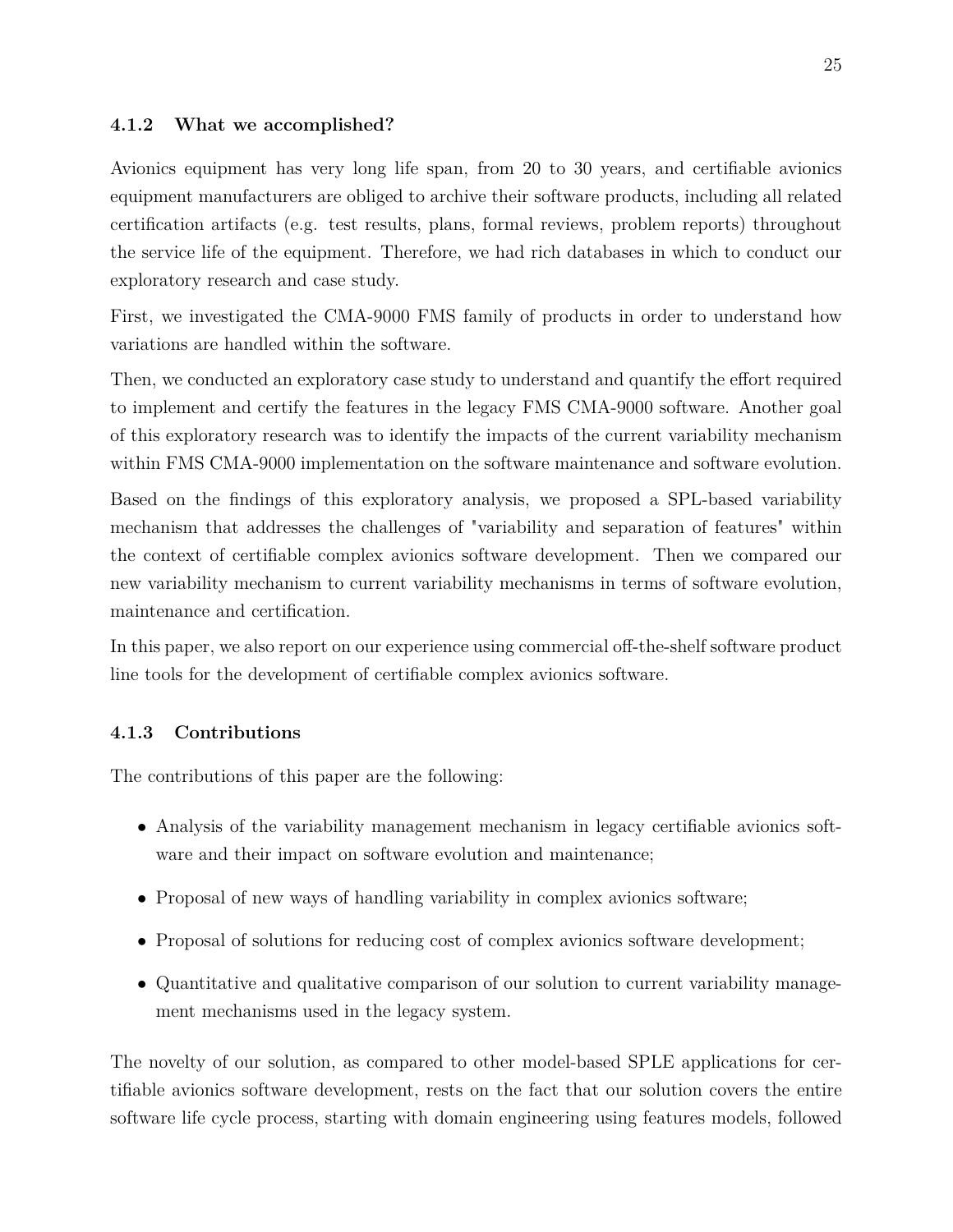### 4.1.2 What we accomplished?

Avionics equipment has very long life span, from 20 to 30 years, and certifiable avionics equipment manufacturers are obliged to archive their software products, including all related certification artifacts (e.g. test results, plans, formal reviews, problem reports) throughout the service life of the equipment. Therefore, we had rich databases in which to conduct our exploratory research and case study.

First, we investigated the CMA-9000 FMS family of products in order to understand how variations are handled within the software.

Then, we conducted an exploratory case study to understand and quantify the effort required to implement and certify the features in the legacy FMS CMA-9000 software. Another goal of this exploratory research was to identify the impacts of the current variability mechanism within FMS CMA-9000 implementation on the software maintenance and software evolution.

Based on the findings of this exploratory analysis, we proposed a SPL-based variability mechanism that addresses the challenges of "variability and separation of features" within the context of certifiable complex avionics software development. Then we compared our new variability mechanism to current variability mechanisms in terms of software evolution, maintenance and certification.

In this paper, we also report on our experience using commercial off-the-shelf software product line tools for the development of certifiable complex avionics software.

### 4.1.3 Contributions

The contributions of this paper are the following:

- Analysis of the variability management mechanism in legacy certifiable avionics software and their impact on software evolution and maintenance;
- Proposal of new ways of handling variability in complex avionics software;
- Proposal of solutions for reducing cost of complex avionics software development;
- Quantitative and qualitative comparison of our solution to current variability management mechanisms used in the legacy system.

The novelty of our solution, as compared to other model-based SPLE applications for certifiable avionics software development, rests on the fact that our solution covers the entire software life cycle process, starting with domain engineering using features models, followed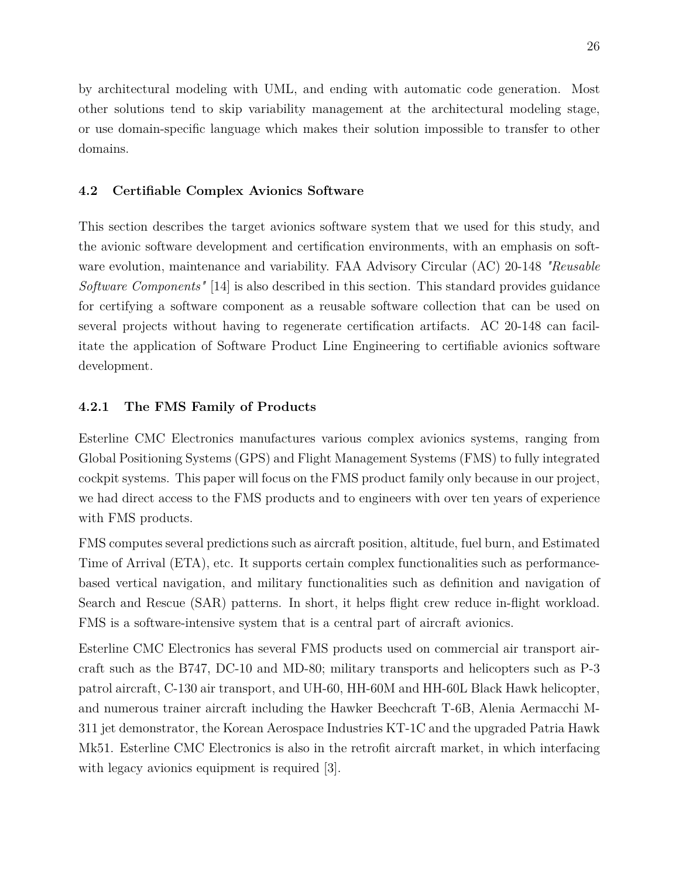by architectural modeling with UML, and ending with automatic code generation. Most other solutions tend to skip variability management at the architectural modeling stage, or use domain-specific language which makes their solution impossible to transfer to other domains.

### 4.2 Certifiable Complex Avionics Software

This section describes the target avionics software system that we used for this study, and the avionic software development and certification environments, with an emphasis on software evolution, maintenance and variability. FAA Advisory Circular (AC) 20-148 *"Reusable Software Components"* [14] is also described in this section. This standard provides guidance for certifying a software component as a reusable software collection that can be used on several projects without having to regenerate certification artifacts. AC 20-148 can facilitate the application of Software Product Line Engineering to certifiable avionics software development.

#### 4.2.1 The FMS Family of Products

Esterline CMC Electronics manufactures various complex avionics systems, ranging from Global Positioning Systems (GPS) and Flight Management Systems (FMS) to fully integrated cockpit systems. This paper will focus on the FMS product family only because in our project, we had direct access to the FMS products and to engineers with over ten years of experience with FMS products.

FMS computes several predictions such as aircraft position, altitude, fuel burn, and Estimated Time of Arrival (ETA), etc. It supports certain complex functionalities such as performance-based vertical navigation, and military functionalities such as definition and navigation of Search and Rescue (SAR) patterns. In short, it helps flight crew reduce in-flight workload. FMS is a software-intensive system that is a central part of aircraft avionics.

Esterline CMC Electronics has several FMS products used on commercial air transport aircraft such as the B747, DC-10 and MD-80; military transports and helicopters such as P-3 patrol aircraft, C-130 air transport, and UH-60, HH-60M and HH-60L Black Hawk helicopter, and numerous trainer aircraft including the Hawker Beechcraft T-6B, Alenia Aermacchi M-311 jet demonstrator, the Korean Aerospace Industries KT-1C and the upgraded Patria Hawk Mk51. Esterline CMC Electronics is also in the retrofit aircraft market, in which interfacing with legacy avionics equipment is required [3].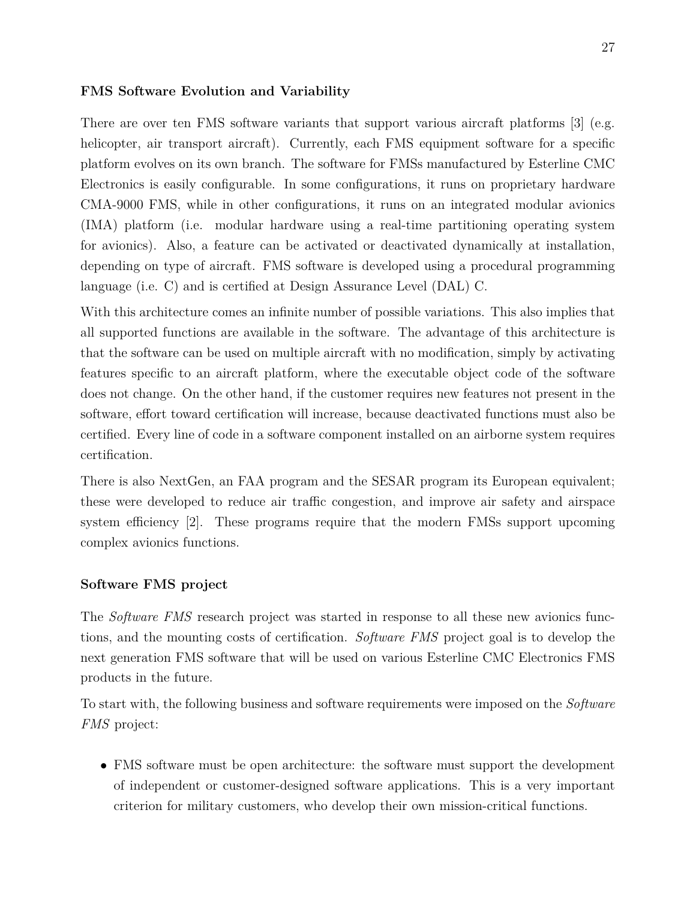### FMS Software Evolution and Variability

There are over ten FMS software variants that support various aircraft platforms [3] (e.g. helicopter, air transport aircraft). Currently, each FMS equipment software for a specific platform evolves on its own branch. The software for FMSs manufactured by Esterline CMC Electronics is easily configurable. In some configurations, it runs on proprietary hardware CMA-9000 FMS, while in other configurations, it runs on an integrated modular avionics (IMA) platform (i.e. modular hardware using a real-time partitioning operating system for avionics). Also, a feature can be activated or deactivated dynamically at installation, depending on type of aircraft. FMS software is developed using a procedural programming language (i.e. C) and is certified at Design Assurance Level (DAL) C.

With this architecture comes an infinite number of possible variations. This also implies that all supported functions are available in the software. The advantage of this architecture is that the software can be used on multiple aircraft with no modification, simply by activating features specific to an aircraft platform, where the executable object code of the software does not change. On the other hand, if the customer requires new features not present in the software, effort toward certification will increase, because deactivated functions must also be certified. Every line of code in a software component installed on an airborne system requires certification.

There is also NextGen, an FAA program and the SESAR program its European equivalent; these were developed to reduce air traffic congestion, and improve air safety and airspace system efficiency [2]. These programs require that the modern FMSs support upcoming complex avionics functions.

### Software FMS project

The *Software FMS* research project was started in response to all these new avionics functions, and the mounting costs of certification. *Software FMS* project goal is to develop the next generation FMS software that will be used on various Esterline CMC Electronics FMS products in the future.

To start with, the following business and software requirements were imposed on the *Software FMS* project:

- FMS software must be open architecture: the software must support the development of independent or customer-designed software applications. This is a very important criterion for military customers, who develop their own mission-critical functions.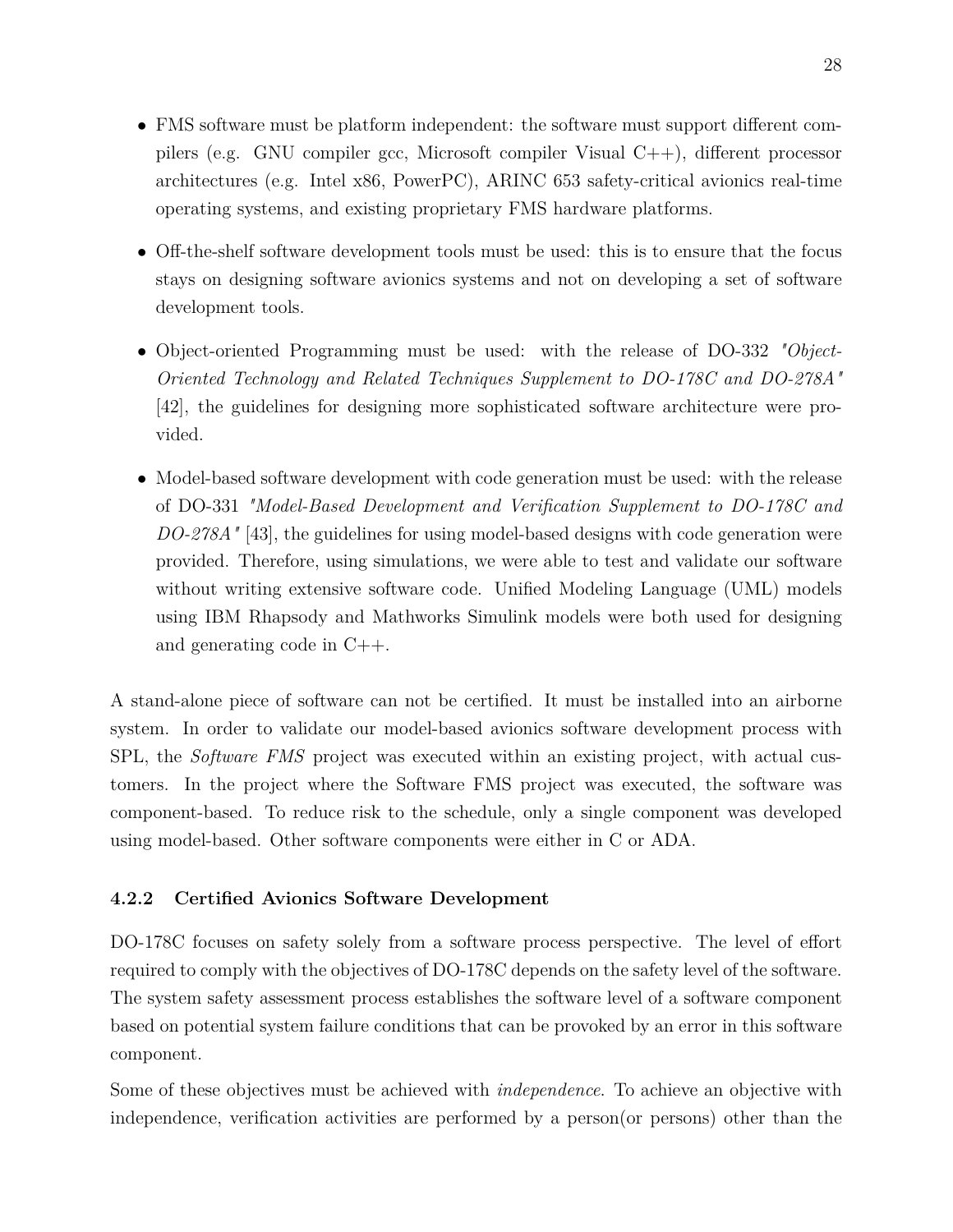- FMS software must be platform independent: the software must support different compilers (e.g. GNU compiler gcc, Microsoft compiler Visual C++), different processor architectures (e.g. Intel x86, PowerPC), ARINC 653 safety-critical avionics real-time operating systems, and existing proprietary FMS hardware platforms.

- Off-the-shelf software development tools must be used: this is to ensure that the focus stays on designing software avionics systems and not on developing a set of software development tools.

- Object-oriented Programming must be used: with the release of DO-332 *"Object-Oriented Technology and Related Techniques Supplement to DO-178C and DO-278A"* [42], the guidelines for designing more sophisticated software architecture were provided.

- Model-based software development with code generation must be used: with the release of DO-331 *"Model-Based Development and Verification Supplement to DO-178C and DO-278A"* [43], the guidelines for using model-based designs with code generation were provided. Therefore, using simulations, we were able to test and validate our software without writing extensive software code. Unified Modeling Language (UML) models using IBM Rhapsody and Mathworks Simulink models were both used for designing and generating code in C++.

A stand-alone piece of software can not be certified. It must be installed into an airborne system. In order to validate our model-based avionics software development process with SPL, the *Software FMS* project was executed within an existing project, with actual customers. In the project where the Software FMS project was executed, the software was component-based. To reduce risk to the schedule, only a single component was developed using model-based. Other software components were either in C or ADA.

### 4.2.2 Certified Avionics Software Development

DO-178C focuses on safety solely from a software process perspective. The level of effort required to comply with the objectives of DO-178C depends on the safety level of the software. The system safety assessment process establishes the software level of a software component based on potential system failure conditions that can be provoked by an error in this software component.

Some of these objectives must be achieved with *independence*. To achieve an objective with independence, verification activities are performed by a person(or persons) other than the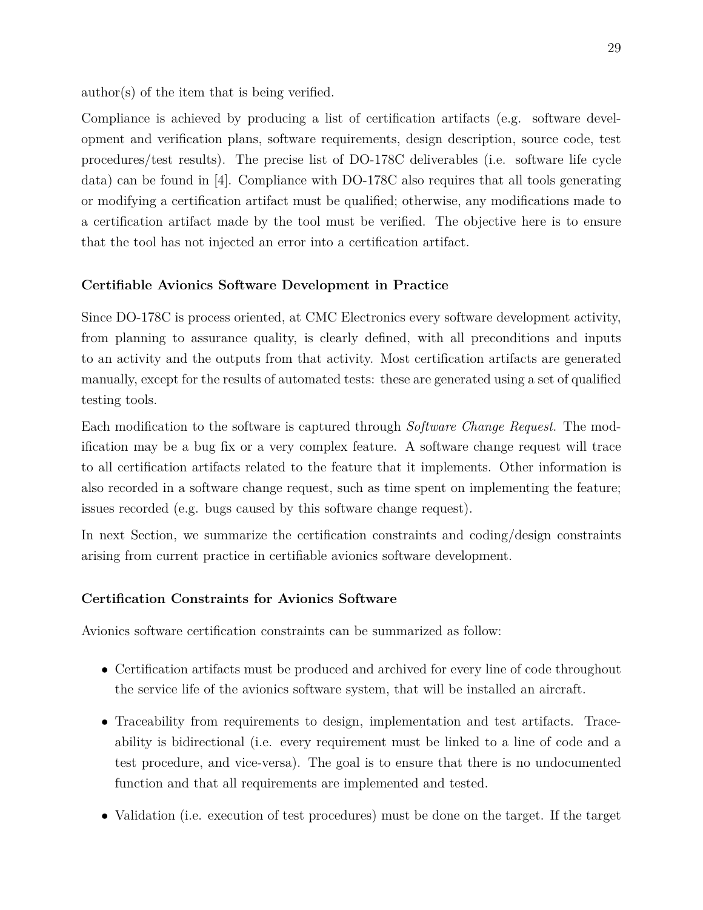author(s) of the item that is being verified.

Compliance is achieved by producing a list of certification artifacts (e.g. software development and verification plans, software requirements, design description, source code, test procedures/test results). The precise list of DO-178C deliverables (i.e. software life cycle data) can be found in [4]. Compliance with DO-178C also requires that all tools generating or modifying a certification artifact must be qualified; otherwise, any modifications made to a certification artifact made by the tool must be verified. The objective here is to ensure that the tool has not injected an error into a certification artifact.

### Certifiable Avionics Software Development in Practice

Since DO-178C is process oriented, at CMC Electronics every software development activity, from planning to assurance quality, is clearly defined, with all preconditions and inputs to an activity and the outputs from that activity. Most certification artifacts are generated manually, except for the results of automated tests: these are generated using a set of qualified testing tools.

Each modification to the software is captured through *Software Change Request*. The modification may be a bug fix or a very complex feature. A software change request will trace to all certification artifacts related to the feature that it implements. Other information is also recorded in a software change request, such as time spent on implementing the feature; issues recorded (e.g. bugs caused by this software change request).

In next Section, we summarize the certification constraints and coding/design constraints arising from current practice in certifiable avionics software development.

### Certification Constraints for Avionics Software

Avionics software certification constraints can be summarized as follow:

- Certification artifacts must be produced and archived for every line of code throughout the service life of the avionics software system, that will be installed an aircraft.
- Traceability from requirements to design, implementation and test artifacts. Traceability is bidirectional (i.e. every requirement must be linked to a line of code and a test procedure, and vice-versa). The goal is to ensure that there is no undocumented function and that all requirements are implemented and tested.
- Validation (i.e. execution of test procedures) must be done on the target. If the target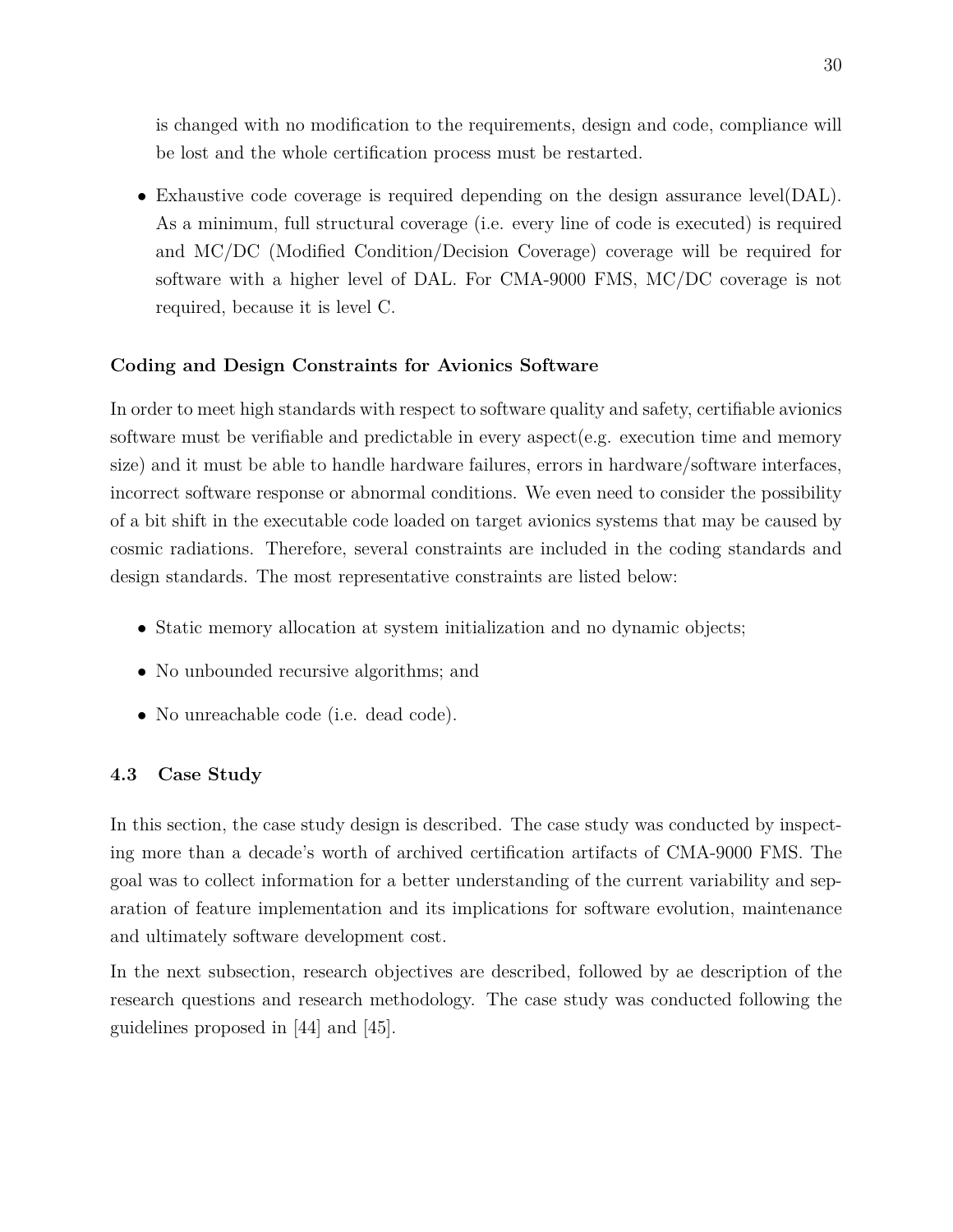is changed with no modification to the requirements, design and code, compliance will be lost and the whole certification process must be restarted.

- Exhaustive code coverage is required depending on the design assurance level(DAL). As a minimum, full structural coverage (i.e. every line of code is executed) is required and MC/DC (Modified Condition/Decision Coverage) coverage will be required for software with a higher level of DAL. For CMA-9000 FMS, MC/DC coverage is not required, because it is level C.

**Coding and Design Constraints for Avionics Software**

In order to meet high standards with respect to software quality and safety, certifiable avionics software must be verifiable and predictable in every aspect(e.g. execution time and memory size) and it must be able to handle hardware failures, errors in hardware/software interfaces, incorrect software response or abnormal conditions. We even need to consider the possibility of a bit shift in the executable code loaded on target avionics systems that may be caused by cosmic radiations. Therefore, several constraints are included in the coding standards and design standards. The most representative constraints are listed below:

- Static memory allocation at system initialization and no dynamic objects;
- No unbounded recursive algorithms; and
- No unreachable code (i.e. dead code).

### 4.3 Case Study

In this section, the case study design is described. The case study was conducted by inspecting more than a decade's worth of archived certification artifacts of CMA-9000 FMS. The goal was to collect information for a better understanding of the current variability and separation of feature implementation and its implications for software evolution, maintenance and ultimately software development cost.

In the next subsection, research objectives are described, followed by ae description of the research questions and research methodology. The case study was conducted following the guidelines proposed in [44] and [45].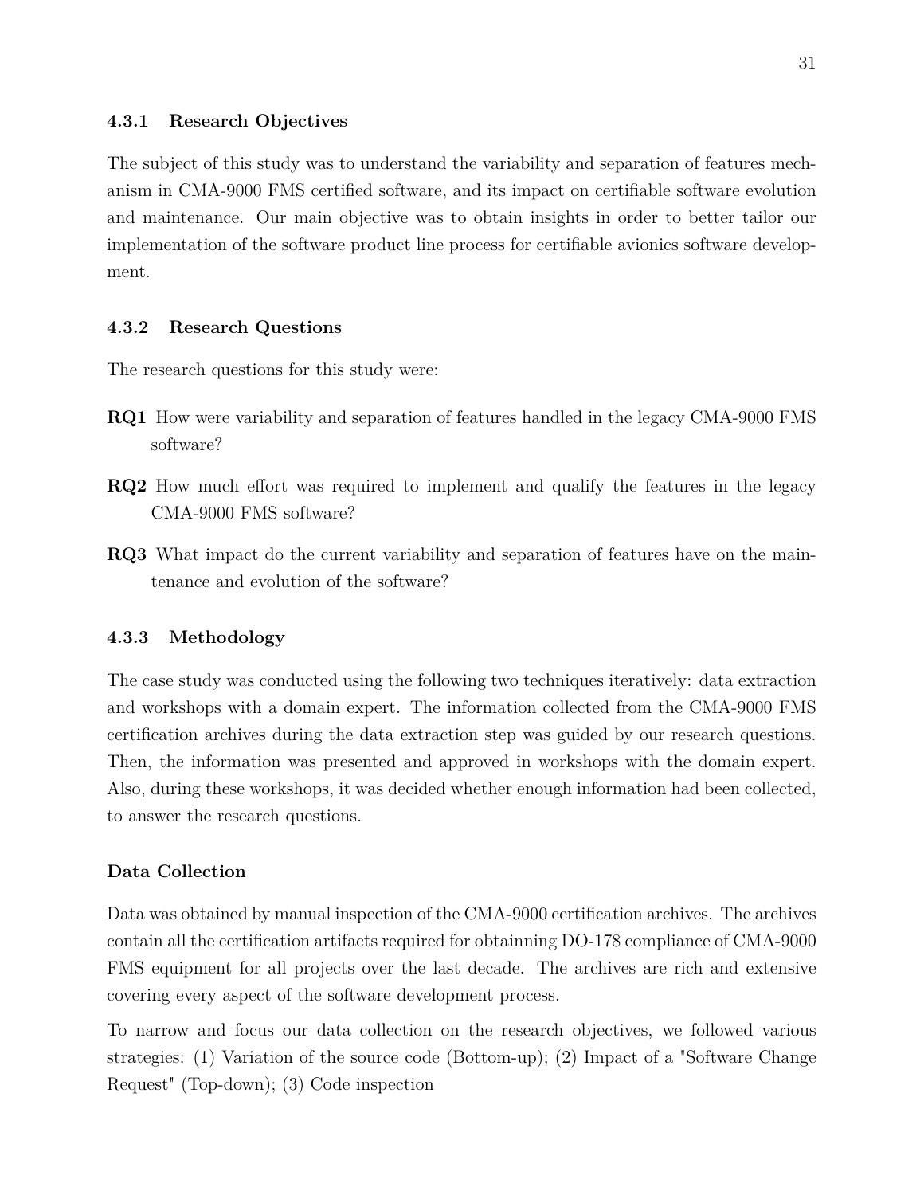### 4.3.1 Research Objectives

The subject of this study was to understand the variability and separation of features mechanism in CMA-9000 FMS certified software, and its impact on certifiable software evolution and maintenance. Our main objective was to obtain insights in order to better tailor our implementation of the software product line process for certifiable avionics software development.

### 4.3.2 Research Questions

The research questions for this study were:

**RQ1** How were variability and separation of features handled in the legacy CMA-9000 FMS software?

**RQ2** How much effort was required to implement and qualify the features in the legacy CMA-9000 FMS software?

**RQ3** What impact do the current variability and separation of features have on the maintenance and evolution of the software?

### 4.3.3 Methodology

The case study was conducted using the following two techniques iteratively: data extraction and workshops with a domain expert. The information collected from the CMA-9000 FMS certification archives during the data extraction step was guided by our research questions. Then, the information was presented and approved in workshops with the domain expert. Also, during these workshops, it was decided whether enough information had been collected, to answer the research questions.

#### Data Collection

Data was obtained by manual inspection of the CMA-9000 certification archives. The archives contain all the certification artifacts required for obtainning DO-178 compliance of CMA-9000 FMS equipment for all projects over the last decade. The archives are rich and extensive covering every aspect of the software development process.

To narrow and focus our data collection on the research objectives, we followed various strategies: (1) Variation of the source code (Bottom-up); (2) Impact of a "Software Change Request" (Top-down); (3) Code inspection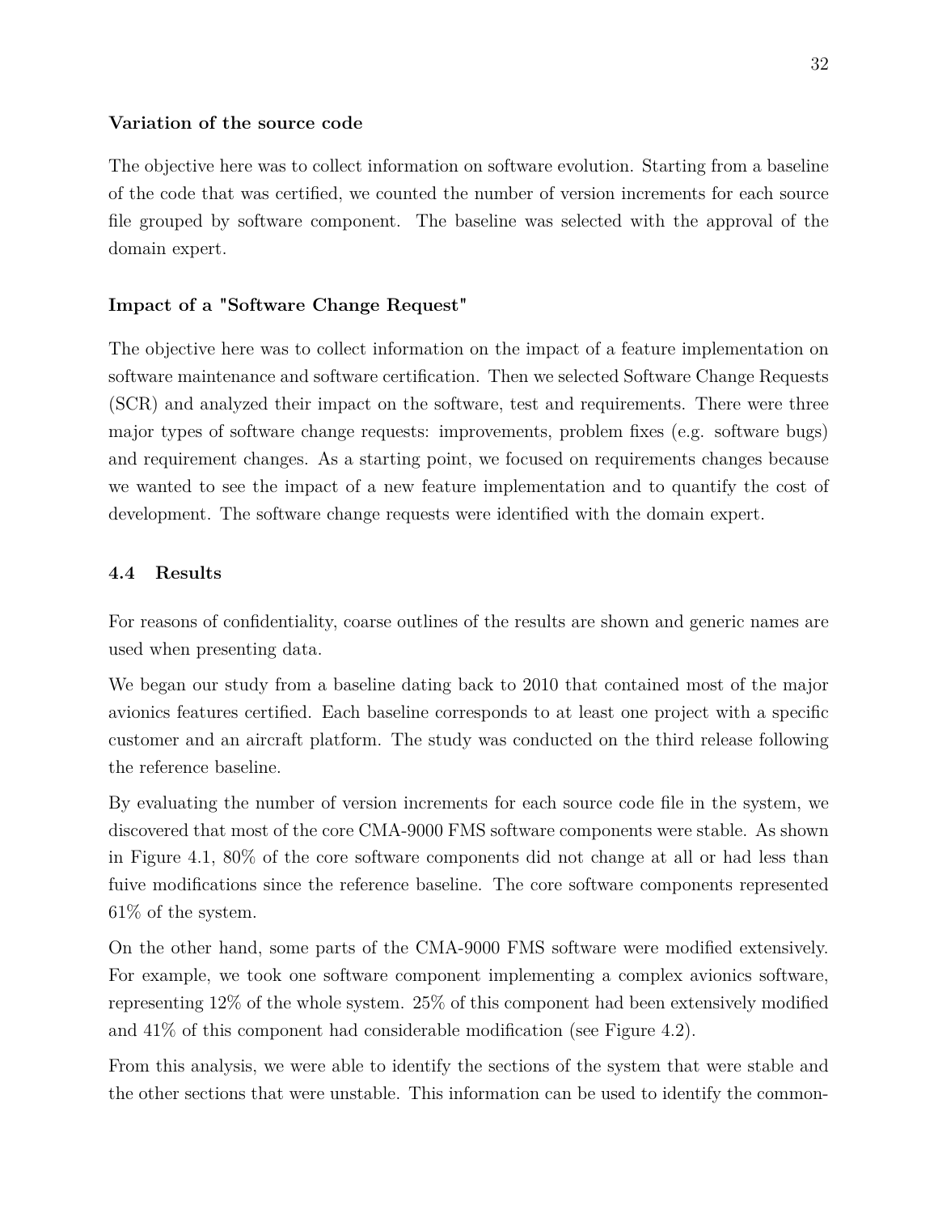**Variation of the source code**

The objective here was to collect information on software evolution. Starting from a baseline of the code that was certified, we counted the number of version increments for each source file grouped by software component. The baseline was selected with the approval of the domain expert.

**Impact of a "Software Change Request"**

The objective here was to collect information on the impact of a feature implementation on software maintenance and software certification. Then we selected Software Change Requests (SCR) and analyzed their impact on the software, test and requirements. There were three major types of software change requests: improvements, problem fixes (e.g. software bugs) and requirement changes. As a starting point, we focused on requirements changes because we wanted to see the impact of a new feature implementation and to quantify the cost of development. The software change requests were identified with the domain expert.

### 4.4 Results

For reasons of confidentiality, coarse outlines of the results are shown and generic names are used when presenting data.

We began our study from a baseline dating back to 2010 that contained most of the major avionics features certified. Each baseline corresponds to at least one project with a specific customer and an aircraft platform. The study was conducted on the third release following the reference baseline.

By evaluating the number of version increments for each source code file in the system, we discovered that most of the core CMA-9000 FMS software components were stable. As shown in Figure 4.1, 80% of the core software components did not change at all or had less than fuive modifications since the reference baseline. The core software components represented 61% of the system.

On the other hand, some parts of the CMA-9000 FMS software were modified extensively. For example, we took one software component implementing a complex avionics software, representing 12% of the whole system. 25% of this component had been extensively modified and 41% of this component had considerable modification (see Figure 4.2).

From this analysis, we were able to identify the sections of the system that were stable and the other sections that were unstable. This information can be used to identify the common-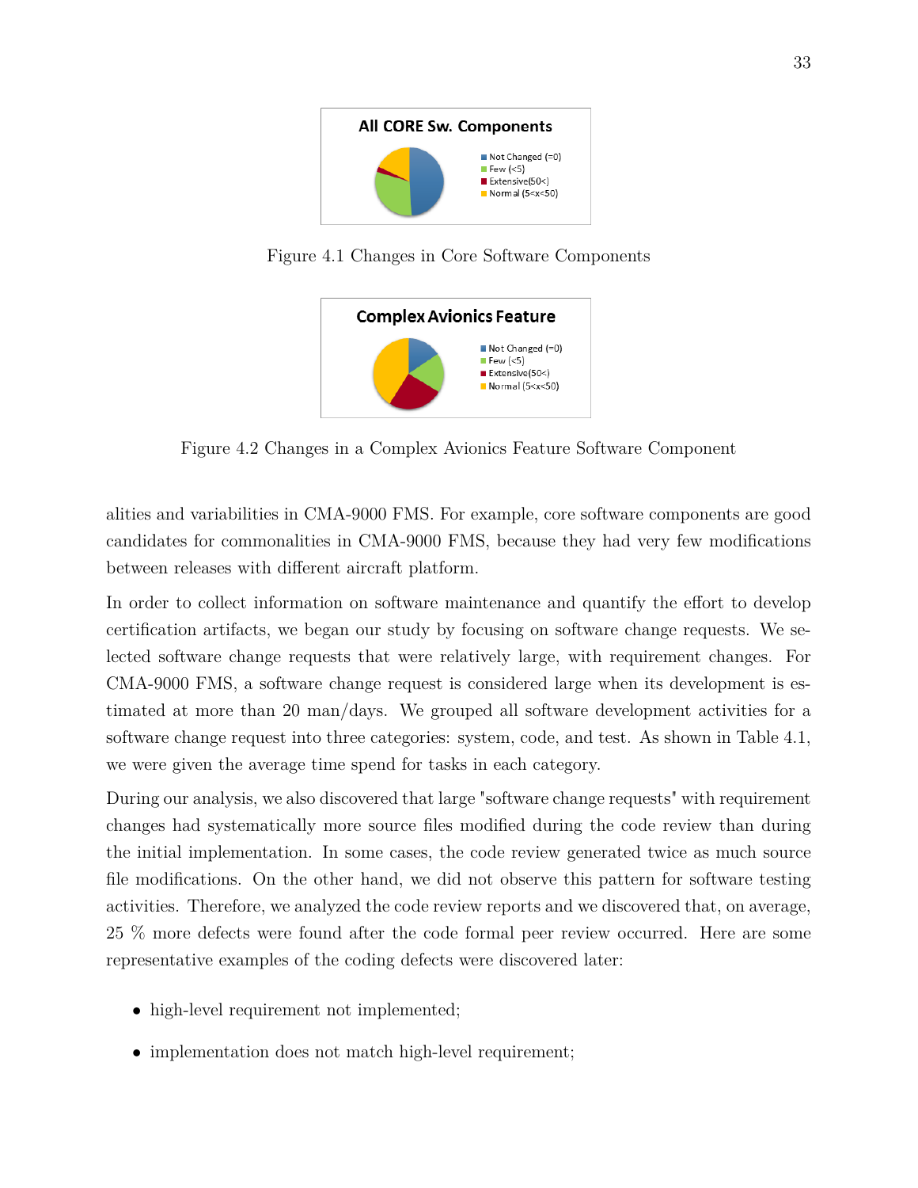Figure 4.1 Changes in Core Software Components

Figure 4.2 Changes in a Complex Avionics Feature Software Component

alities and variabilities in CMA-9000 FMS. For example, core software components are good candidates for commonalities in CMA-9000 FMS, because they had very few modifications between releases with different aircraft platform.

In order to collect information on software maintenance and quantify the effort to develop certification artifacts, we began our study by focusing on software change requests. We selected software change requests that were relatively large, with requirement changes. For CMA-9000 FMS, a software change request is considered large when its development is estimated at more than 20 man/days. We grouped all software development activities for a software change request into three categories: system, code, and test. As shown in Table 4.1, we were given the average time spend for tasks in each category.

During our analysis, we also discovered that large "software change requests" with requirement changes had systematically more source files modified during the code review than during the initial implementation. In some cases, the code review generated twice as much source file modifications. On the other hand, we did not observe this pattern for software testing activities. Therefore, we analyzed the code review reports and we discovered that, on average, 25 % more defects were found after the code formal peer review occurred. Here are some representative examples of the coding defects were discovered later:

- high-level requirement not implemented;
- implementation does not match high-level requirement;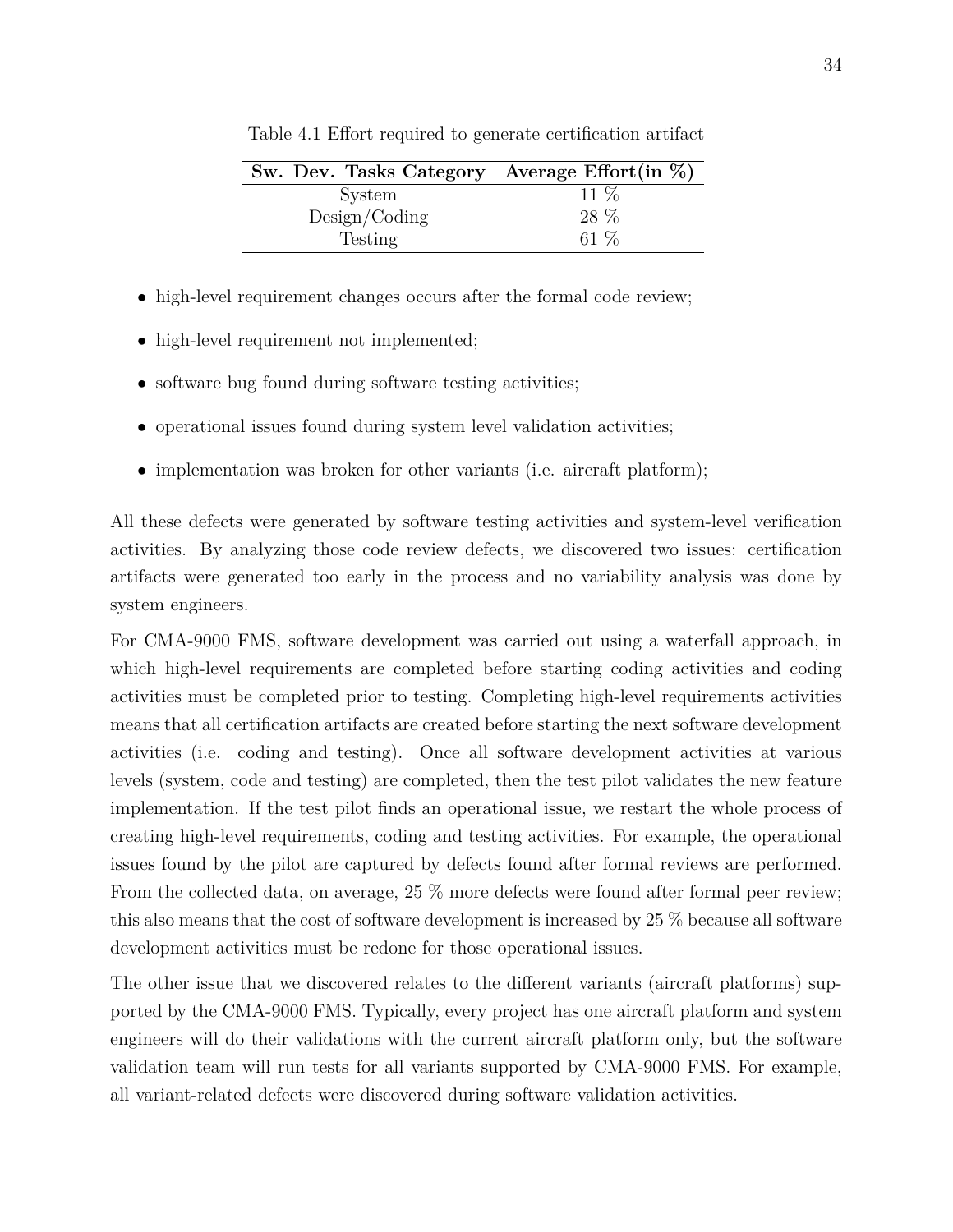Table 4.1 Effort required to generate certification artifact

| Sw. Dev. Tasks Category | Average Effort(in %) |
| --- | --- |
| System | 11 % |
| Design/Coding | 28 % |
| Testing | 61 % |

- high-level requirement changes occurs after the formal code review;
- high-level requirement not implemented;
- software bug found during software testing activities;
- operational issues found during system level validation activities;
- implementation was broken for other variants (i.e. aircraft platform);

All these defects were generated by software testing activities and system-level verification activities. By analyzing those code review defects, we discovered two issues: certification artifacts were generated too early in the process and no variability analysis was done by system engineers.

For CMA-9000 FMS, software development was carried out using a waterfall approach, in which high-level requirements are completed before starting coding activities and coding activities must be completed prior to testing. Completing high-level requirements activities means that all certification artifacts are created before starting the next software development activities (i.e. coding and testing). Once all software development activities at various levels (system, code and testing) are completed, then the test pilot validates the new feature implementation. If the test pilot finds an operational issue, we restart the whole process of creating high-level requirements, coding and testing activities. For example, the operational issues found by the pilot are captured by defects found after formal reviews are performed. From the collected data, on average, 25 % more defects were found after formal peer review; this also means that the cost of software development is increased by 25 % because all software development activities must be redone for those operational issues.

The other issue that we discovered relates to the different variants (aircraft platforms) supported by the CMA-9000 FMS. Typically, every project has one aircraft platform and system engineers will do their validations with the current aircraft platform only, but the software validation team will run tests for all variants supported by CMA-9000 FMS. For example, all variant-related defects were discovered during software validation activities.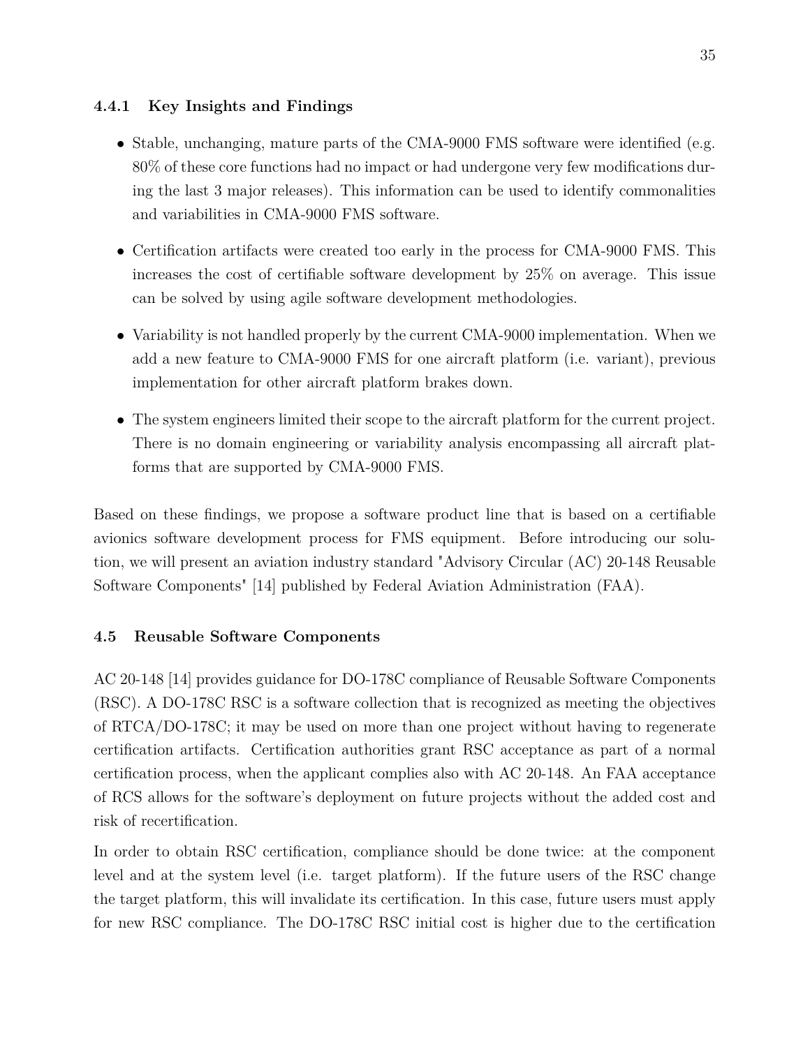### 4.4.1 Key Insights and Findings

- Stable, unchanging, mature parts of the CMA-9000 FMS software were identified (e.g. 80% of these core functions had no impact or had undergone very few modifications during the last 3 major releases). This information can be used to identify commonalities and variabilities in CMA-9000 FMS software.
- Certification artifacts were created too early in the process for CMA-9000 FMS. This increases the cost of certifiable software development by 25% on average. This issue can be solved by using agile software development methodologies.
- Variability is not handled properly by the current CMA-9000 implementation. When we add a new feature to CMA-9000 FMS for one aircraft platform (i.e. variant), previous implementation for other aircraft platform brakes down.
- The system engineers limited their scope to the aircraft platform for the current project. There is no domain engineering or variability analysis encompassing all aircraft platforms that are supported by CMA-9000 FMS.

Based on these findings, we propose a software product line that is based on a certifiable avionics software development process for FMS equipment. Before introducing our solution, we will present an aviation industry standard "Advisory Circular (AC) 20-148 Reusable Software Components" [14] published by Federal Aviation Administration (FAA).

## 4.5 Reusable Software Components

AC 20-148 [14] provides guidance for DO-178C compliance of Reusable Software Components (RSC). A DO-178C RSC is a software collection that is recognized as meeting the objectives of RTCA/DO-178C; it may be used on more than one project without having to regenerate certification artifacts. Certification authorities grant RSC acceptance as part of a normal certification process, when the applicant complies also with AC 20-148. An FAA acceptance of RCS allows for the software's deployment on future projects without the added cost and risk of recertification.

In order to obtain RSC certification, compliance should be done twice: at the component level and at the system level (i.e. target platform). If the future users of the RSC change the target platform, this will invalidate its certification. In this case, future users must apply for new RSC compliance. The DO-178C RSC initial cost is higher due to the certification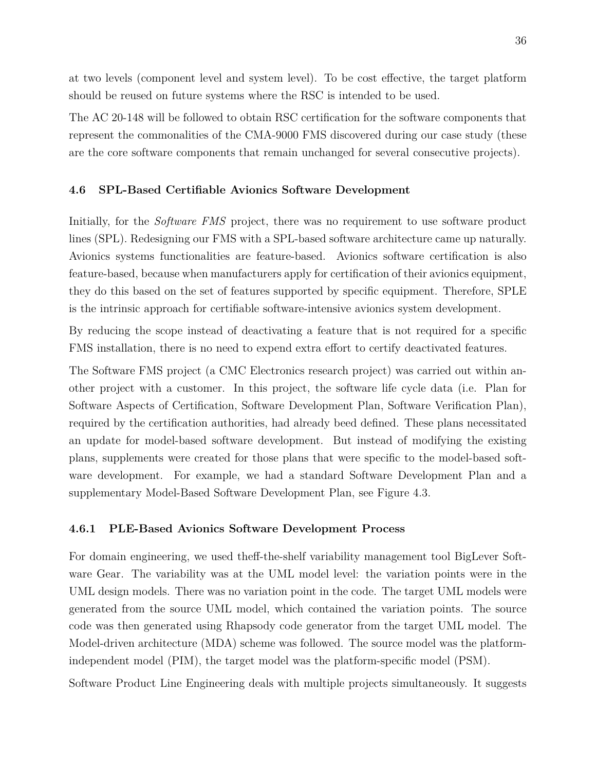at two levels (component level and system level). To be cost effective, the target platform should be reused on future systems where the RSC is intended to be used.

The AC 20-148 will be followed to obtain RSC certification for the software components that represent the commonalities of the CMA-9000 FMS discovered during our case study (these are the core software components that remain unchanged for several consecutive projects).

### 4.6 SPL-Based Certifiable Avionics Software Development

Initially, for the *Software FMS* project, there was no requirement to use software product lines (SPL). Redesigning our FMS with a SPL-based software architecture came up naturally. Avionics systems functionalities are feature-based. Avionics software certification is also feature-based, because when manufacturers apply for certification of their avionics equipment, they do this based on the set of features supported by specific equipment. Therefore, SPLE is the intrinsic approach for certifiable software-intensive avionics system development.

By reducing the scope instead of deactivating a feature that is not required for a specific FMS installation, there is no need to expend extra effort to certify deactivated features.

The Software FMS project (a CMC Electronics research project) was carried out within another project with a customer. In this project, the software life cycle data (i.e. Plan for Software Aspects of Certification, Software Development Plan, Software Verification Plan), required by the certification authorities, had already beed defined. These plans necessitated an update for model-based software development. But instead of modifying the existing plans, supplements were created for those plans that were specific to the model-based software development. For example, we had a standard Software Development Plan and a supplementary Model-Based Software Development Plan, see Figure 4.3.

#### 4.6.1 PLE-Based Avionics Software Development Process

For domain engineering, we used theff-the-shelf variability management tool BigLever Software Gear. The variability was at the UML model level: the variation points were in the UML design models. There was no variation point in the code. The target UML models were generated from the source UML model, which contained the variation points. The source code was then generated using Rhapsody code generator from the target UML model. The Model-driven architecture (MDA) scheme was followed. The source model was the platform-independent model (PIM), the target model was the platform-specific model (PSM).

Software Product Line Engineering deals with multiple projects simultaneously. It suggests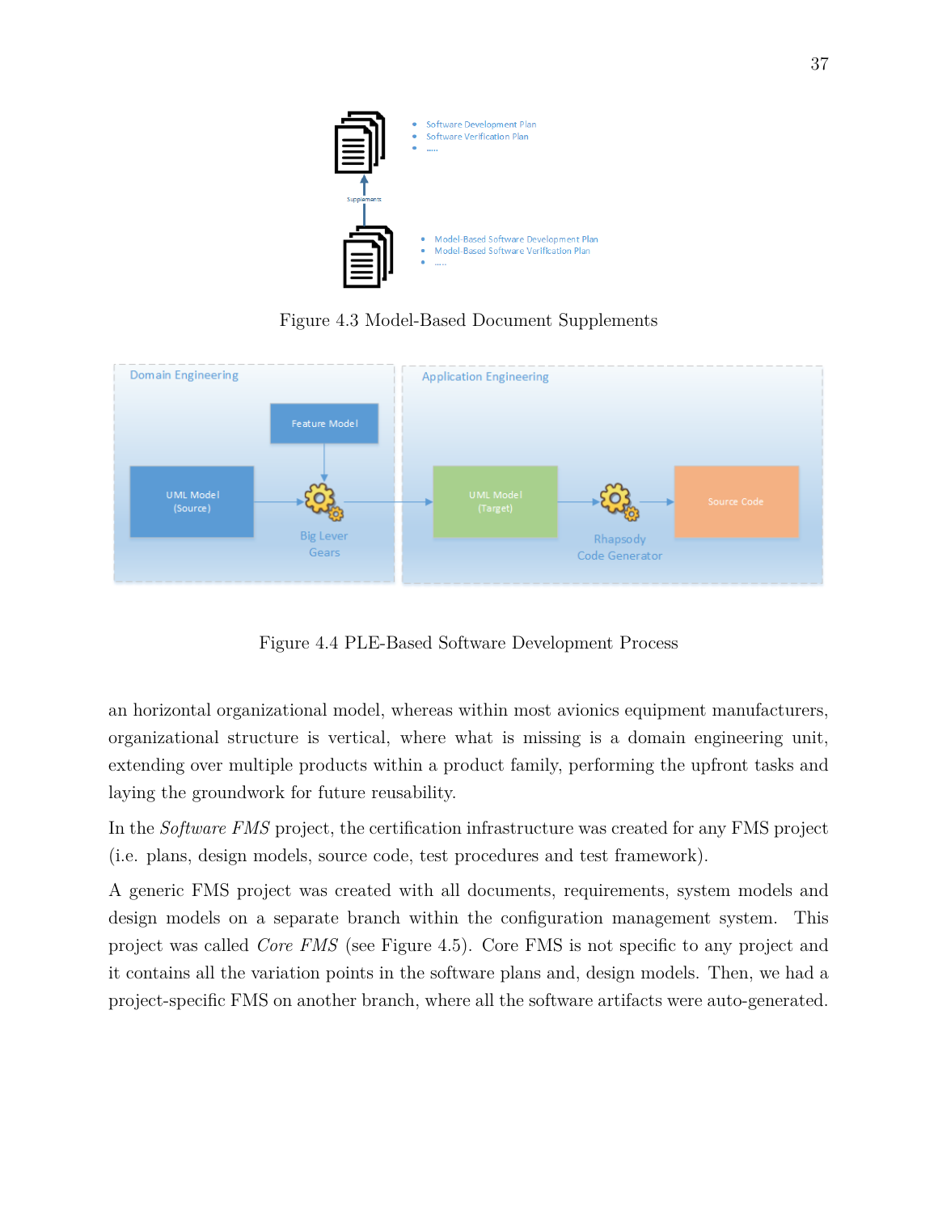Figure 4.3 Model-Based Document Supplements

Figure 4.4 PLE-Based Software Development Process

an horizontal organizational model, whereas within most avionics equipment manufacturers, organizational structure is vertical, where what is missing is a domain engineering unit, extending over multiple products within a product family, performing the upfront tasks and laying the groundwork for future reusability.

In the *Software FMS* project, the certification infrastructure was created for any FMS project (i.e. plans, design models, source code, test procedures and test framework).

A generic FMS project was created with all documents, requirements, system models and design models on a separate branch within the configuration management system. This project was called *Core FMS* (see Figure 4.5). Core FMS is not specific to any project and it contains all the variation points in the software plans and, design models. Then, we had a project-specific FMS on another branch, where all the software artifacts were auto-generated.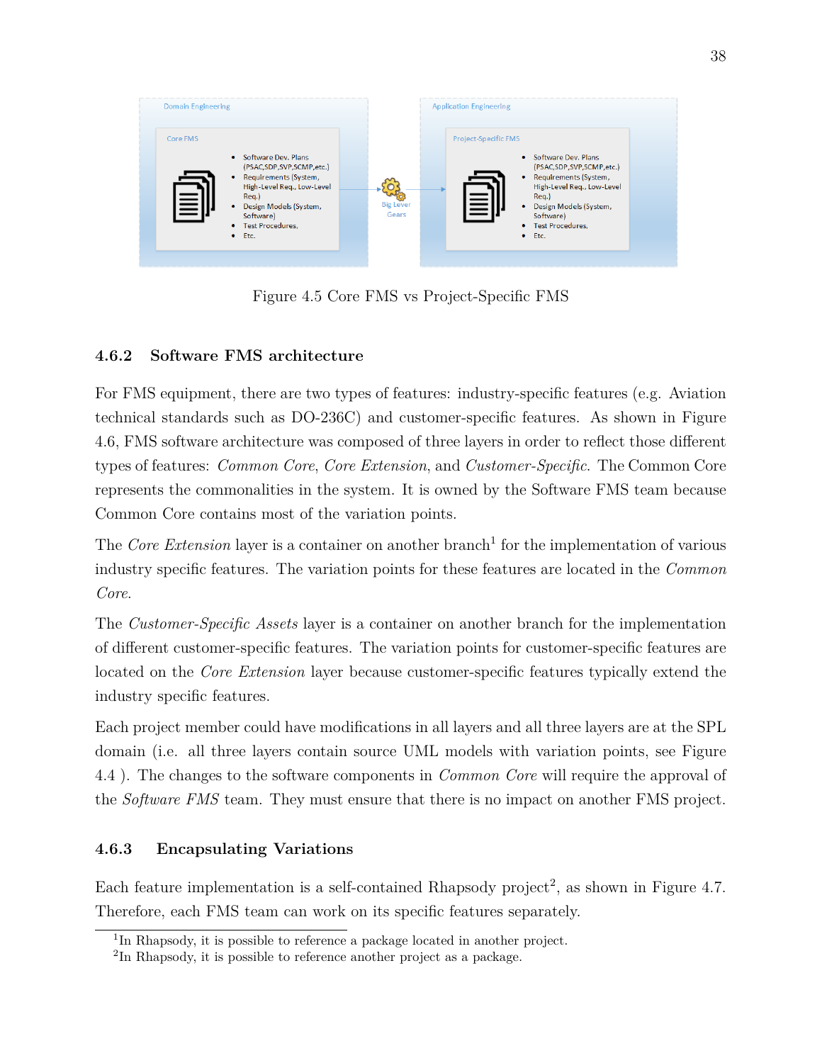Figure 4.5 Core FMS vs Project-Specific FMS

### 4.6.2 Software FMS architecture

For FMS equipment, there are two types of features: industry-specific features (e.g. Aviation technical standards such as DO-236C) and customer-specific features. As shown in Figure 4.6, FMS software architecture was composed of three layers in order to reflect those different types of features: *Common Core*, *Core Extension*, and *Customer-Specific*. The Common Core represents the commonalities in the system. It is owned by the Software FMS team because Common Core contains most of the variation points.

The *Core Extension* layer is a container on another branch[1] for the implementation of various industry specific features. The variation points for these features are located in the *Common Core*.

The *Customer-Specific Assets* layer is a container on another branch for the implementation of different customer-specific features. The variation points for customer-specific features are located on the *Core Extension* layer because customer-specific features typically extend the industry specific features.

Each project member could have modifications in all layers and all three layers are at the SPL domain (i.e. all three layers contain source UML models with variation points, see Figure 4.4 ). The changes to the software components in *Common Core* will require the approval of the *Software FMS* team. They must ensure that there is no impact on another FMS project.

### 4.6.3 Encapsulating Variations

Each feature implementation is a self-contained Rhapsody project[2], as shown in Figure 4.7. Therefore, each FMS team can work on its specific features separately.

[1] In Rhapsody, it is possible to reference a package located in another project.

[2] In Rhapsody, it is possible to reference another project as a package.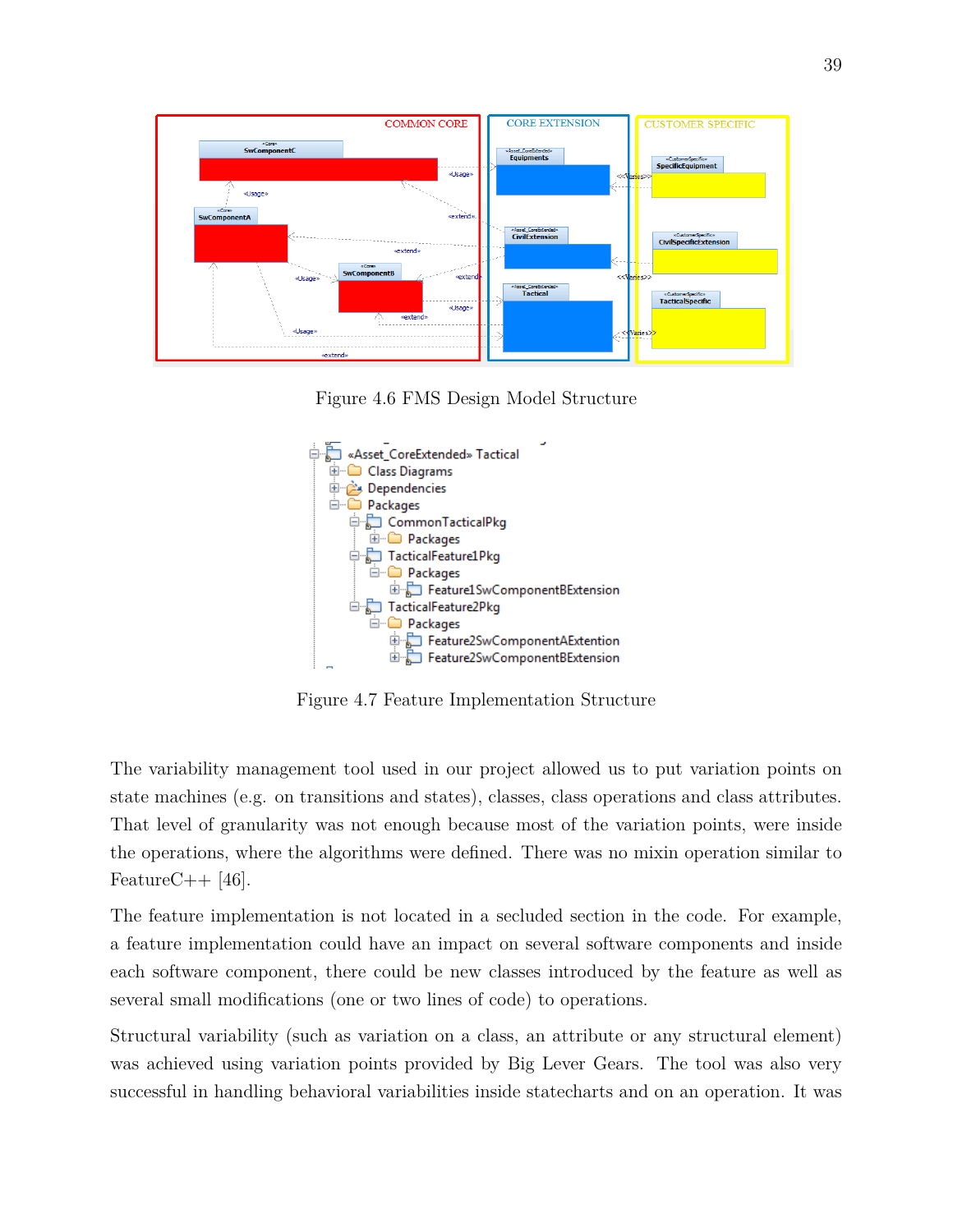Figure 4.6 FMS Design Model Structure

Figure 4.7 Feature Implementation Structure

The variability management tool used in our project allowed us to put variation points on state machines (e.g. on transitions and states), classes, class operations and class attributes. That level of granularity was not enough because most of the variation points, were inside the operations, where the algorithms were defined. There was no mixin operation similar to FeatureC++ [46].

The feature implementation is not located in a secluded section in the code. For example, a feature implementation could have an impact on several software components and inside each software component, there could be new classes introduced by the feature as well as several small modifications (one or two lines of code) to operations.

Structural variability (such as variation on a class, an attribute or any structural element) was achieved using variation points provided by Big Lever Gears. The tool was also very successful in handling behavioral variabilities inside statecharts and on an operation. It was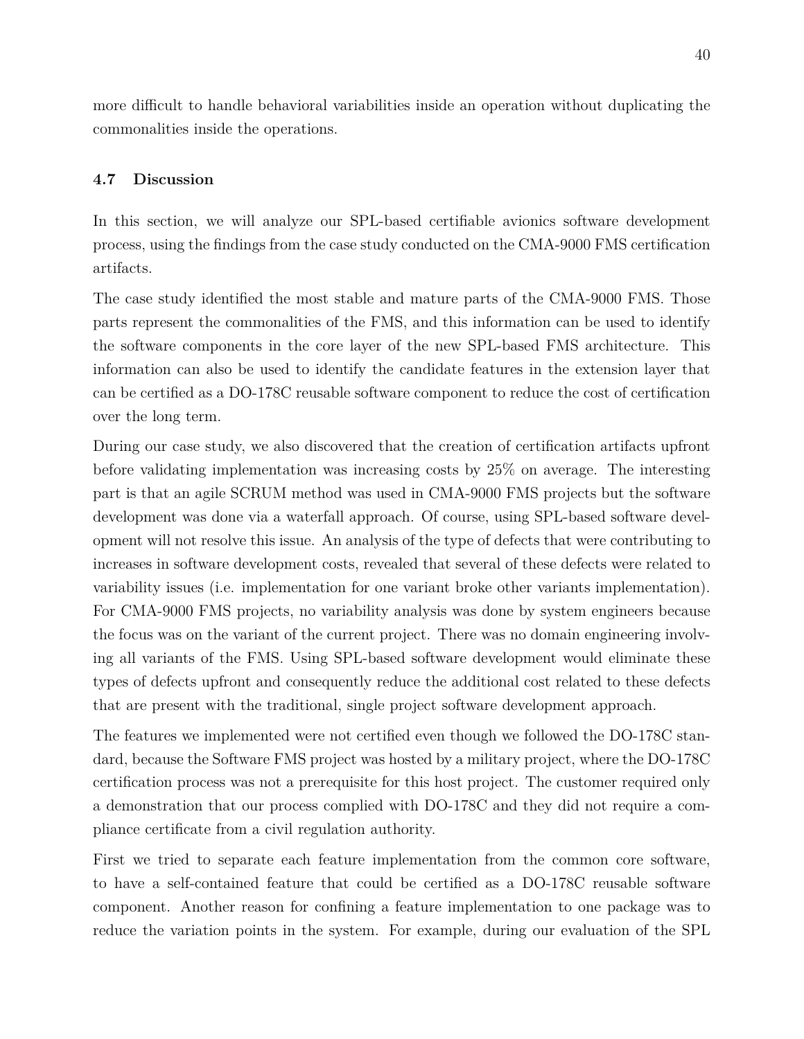more difficult to handle behavioral variabilities inside an operation without duplicating the commonalities inside the operations.

### 4.7 Discussion

In this section, we will analyze our SPL-based certifiable avionics software development process, using the findings from the case study conducted on the CMA-9000 FMS certification artifacts.

The case study identified the most stable and mature parts of the CMA-9000 FMS. Those parts represent the commonalities of the FMS, and this information can be used to identify the software components in the core layer of the new SPL-based FMS architecture. This information can also be used to identify the candidate features in the extension layer that can be certified as a DO-178C reusable software component to reduce the cost of certification over the long term.

During our case study, we also discovered that the creation of certification artifacts upfront before validating implementation was increasing costs by 25% on average. The interesting part is that an agile SCRUM method was used in CMA-9000 FMS projects but the software development was done via a waterfall approach. Of course, using SPL-based software development will not resolve this issue. An analysis of the type of defects that were contributing to increases in software development costs, revealed that several of these defects were related to variability issues (i.e. implementation for one variant broke other variants implementation). For CMA-9000 FMS projects, no variability analysis was done by system engineers because the focus was on the variant of the current project. There was no domain engineering involving all variants of the FMS. Using SPL-based software development would eliminate these types of defects upfront and consequently reduce the additional cost related to these defects that are present with the traditional, single project software development approach.

The features we implemented were not certified even though we followed the DO-178C standard, because the Software FMS project was hosted by a military project, where the DO-178C certification process was not a prerequisite for this host project. The customer required only a demonstration that our process complied with DO-178C and they did not require a compliance certificate from a civil regulation authority.

First we tried to separate each feature implementation from the common core software, to have a self-contained feature that could be certified as a DO-178C reusable software component. Another reason for confining a feature implementation to one package was to reduce the variation points in the system. For example, during our evaluation of the SPL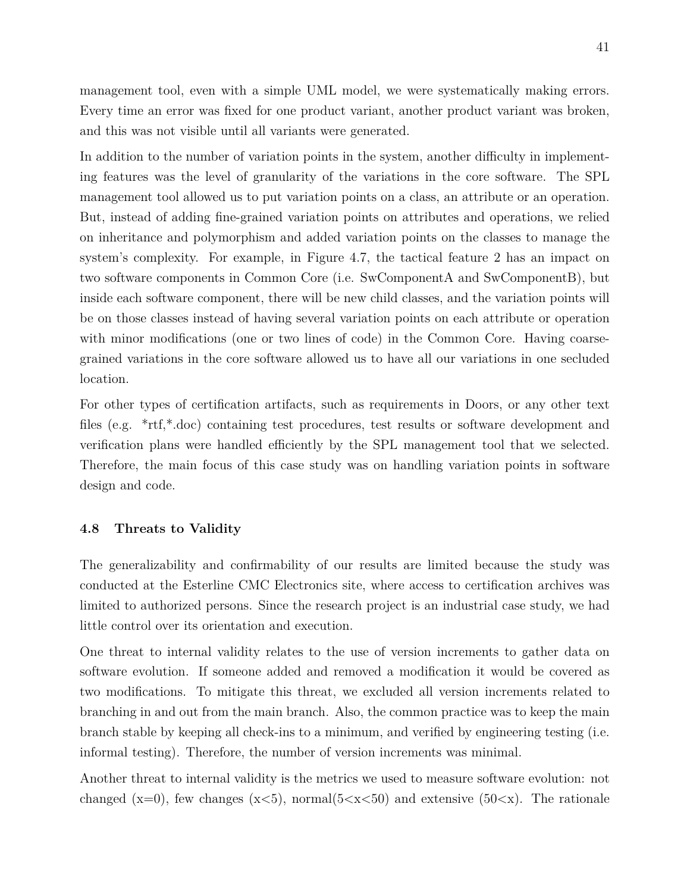management tool, even with a simple UML model, we were systematically making errors. Every time an error was fixed for one product variant, another product variant was broken, and this was not visible until all variants were generated.

In addition to the number of variation points in the system, another difficulty in implementing features was the level of granularity of the variations in the core software. The SPL management tool allowed us to put variation points on a class, an attribute or an operation. But, instead of adding fine-grained variation points on attributes and operations, we relied on inheritance and polymorphism and added variation points on the classes to manage the system's complexity. For example, in Figure 4.7, the tactical feature 2 has an impact on two software components in Common Core (i.e. SwComponentA and SwComponentB), but inside each software component, there will be new child classes, and the variation points will be on those classes instead of having several variation points on each attribute or operation with minor modifications (one or two lines of code) in the Common Core. Having coarse-grained variations in the core software allowed us to have all our variations in one secluded location.

For other types of certification artifacts, such as requirements in Doors, or any other text files (e.g. *rtf,*.doc) containing test procedures, test results or software development and verification plans were handled efficiently by the SPL management tool that we selected. Therefore, the main focus of this case study was on handling variation points in software design and code.

### 4.8 Threats to Validity

The generalizability and confirmability of our results are limited because the study was conducted at the Esterline CMC Electronics site, where access to certification archives was limited to authorized persons. Since the research project is an industrial case study, we had little control over its orientation and execution.

One threat to internal validity relates to the use of version increments to gather data on software evolution. If someone added and removed a modification it would be covered as two modifications. To mitigate this threat, we excluded all version increments related to branching in and out from the main branch. Also, the common practice was to keep the main branch stable by keeping all check-ins to a minimum, and verified by engineering testing (i.e. informal testing). Therefore, the number of version increments was minimal.

Another threat to internal validity is the metrics we used to measure software evolution: not changed ($x=0$), few changes ($x<5$), normal($5<x<50$) and extensive ($50<x$). The rationale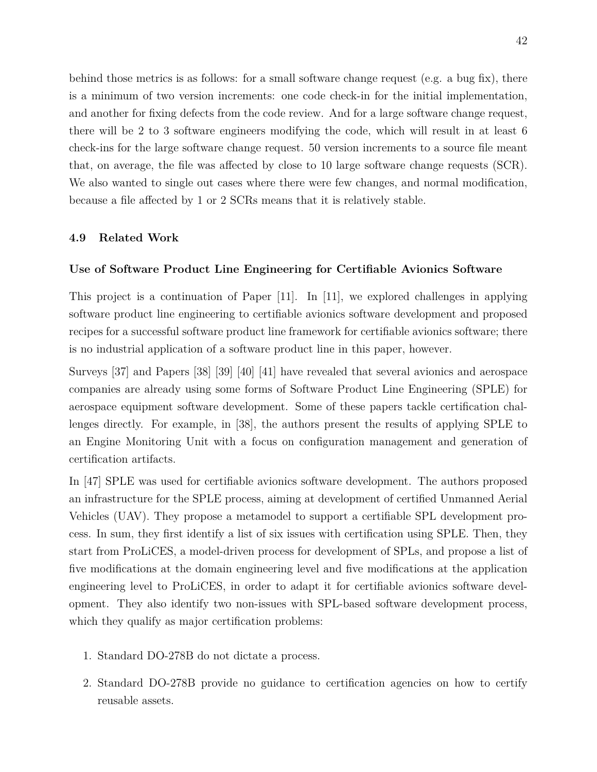behind those metrics is as follows: for a small software change request (e.g. a bug fix), there is a minimum of two version increments: one code check-in for the initial implementation, and another for fixing defects from the code review. And for a large software change request, there will be 2 to 3 software engineers modifying the code, which will result in at least 6 check-ins for the large software change request. 50 version increments to a source file meant that, on average, the file was affected by close to 10 large software change requests (SCR). We also wanted to single out cases where there were few changes, and normal modification, because a file affected by 1 or 2 SCRs means that it is relatively stable.

### 4.9 Related Work

**Use of Software Product Line Engineering for Certifiable Avionics Software**

This project is a continuation of Paper [11]. In [11], we explored challenges in applying software product line engineering to certifiable avionics software development and proposed recipes for a successful software product line framework for certifiable avionics software; there is no industrial application of a software product line in this paper, however.

Surveys [37] and Papers [38] [39] [40] [41] have revealed that several avionics and aerospace companies are already using some forms of Software Product Line Engineering (SPLE) for aerospace equipment software development. Some of these papers tackle certification challenges directly. For example, in [38], the authors present the results of applying SPLE to an Engine Monitoring Unit with a focus on configuration management and generation of certification artifacts.

In [47] SPLE was used for certifiable avionics software development. The authors proposed an infrastructure for the SPLE process, aiming at development of certified Unmanned Aerial Vehicles (UAV). They propose a metamodel to support a certifiable SPL development process. In sum, they first identify a list of six issues with certification using SPLE. Then, they start from ProLiCES, a model-driven process for development of SPLs, and propose a list of five modifications at the domain engineering level and five modifications at the application engineering level to ProLiCES, in order to adapt it for certifiable avionics software development. They also identify two non-issues with SPL-based software development process, which they qualify as major certification problems:

1. Standard DO-278B do not dictate a process.
2. Standard DO-278B provide no guidance to certification agencies on how to certify reusable assets.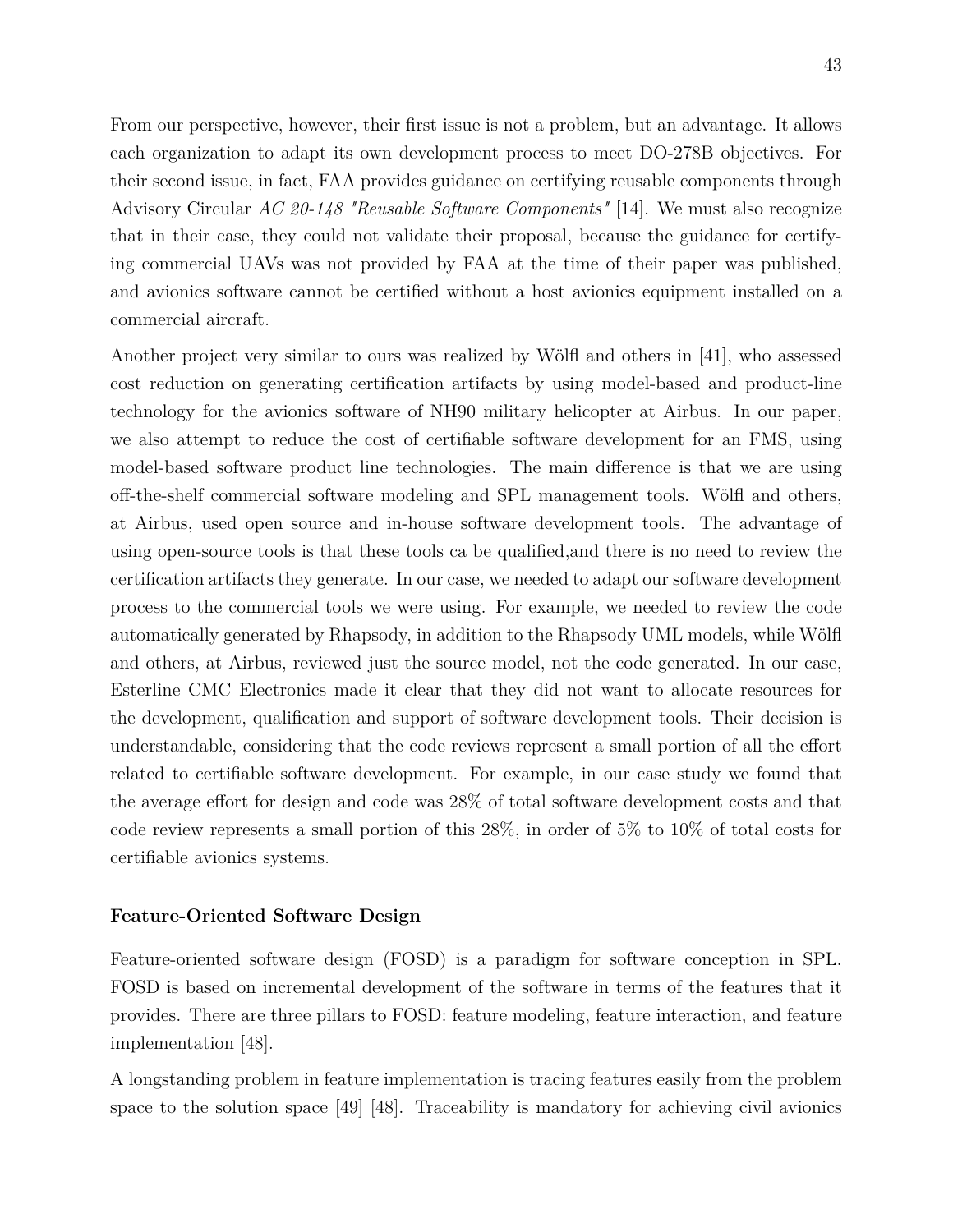From our perspective, however, their first issue is not a problem, but an advantage. It allows each organization to adapt its own development process to meet DO-278B objectives. For their second issue, in fact, FAA provides guidance on certifying reusable components through Advisory Circular *AC 20-148 "Reusable Software Components"* [14]. We must also recognize that in their case, they could not validate their proposal, because the guidance for certifying commercial UAVs was not provided by FAA at the time of their paper was published, and avionics software cannot be certified without a host avionics equipment installed on a commercial aircraft.

Another project very similar to ours was realized by Wölfl and others in [41], who assessed cost reduction on generating certification artifacts by using model-based and product-line technology for the avionics software of NH90 military helicopter at Airbus. In our paper, we also attempt to reduce the cost of certifiable software development for an FMS, using model-based software product line technologies. The main difference is that we are using off-the-shelf commercial software modeling and SPL management tools. Wölfl and others, at Airbus, used open source and in-house software development tools. The advantage of using open-source tools is that these tools ca be qualified,and there is no need to review the certification artifacts they generate. In our case, we needed to adapt our software development process to the commercial tools we were using. For example, we needed to review the code automatically generated by Rhapsody, in addition to the Rhapsody UML models, while Wölfl and others, at Airbus, reviewed just the source model, not the code generated. In our case, Esterline CMC Electronics made it clear that they did not want to allocate resources for the development, qualification and support of software development tools. Their decision is understandable, considering that the code reviews represent a small portion of all the effort related to certifiable software development. For example, in our case study we found that the average effort for design and code was 28% of total software development costs and that code review represents a small portion of this 28%, in order of 5% to 10% of total costs for certifiable avionics systems.

**Feature-Oriented Software Design**

Feature-oriented software design (FOSD) is a paradigm for software conception in SPL. FOSD is based on incremental development of the software in terms of the features that it provides. There are three pillars to FOSD: feature modeling, feature interaction, and feature implementation [48].

A longstanding problem in feature implementation is tracing features easily from the problem space to the solution space [49] [48]. Traceability is mandatory for achieving civil avionics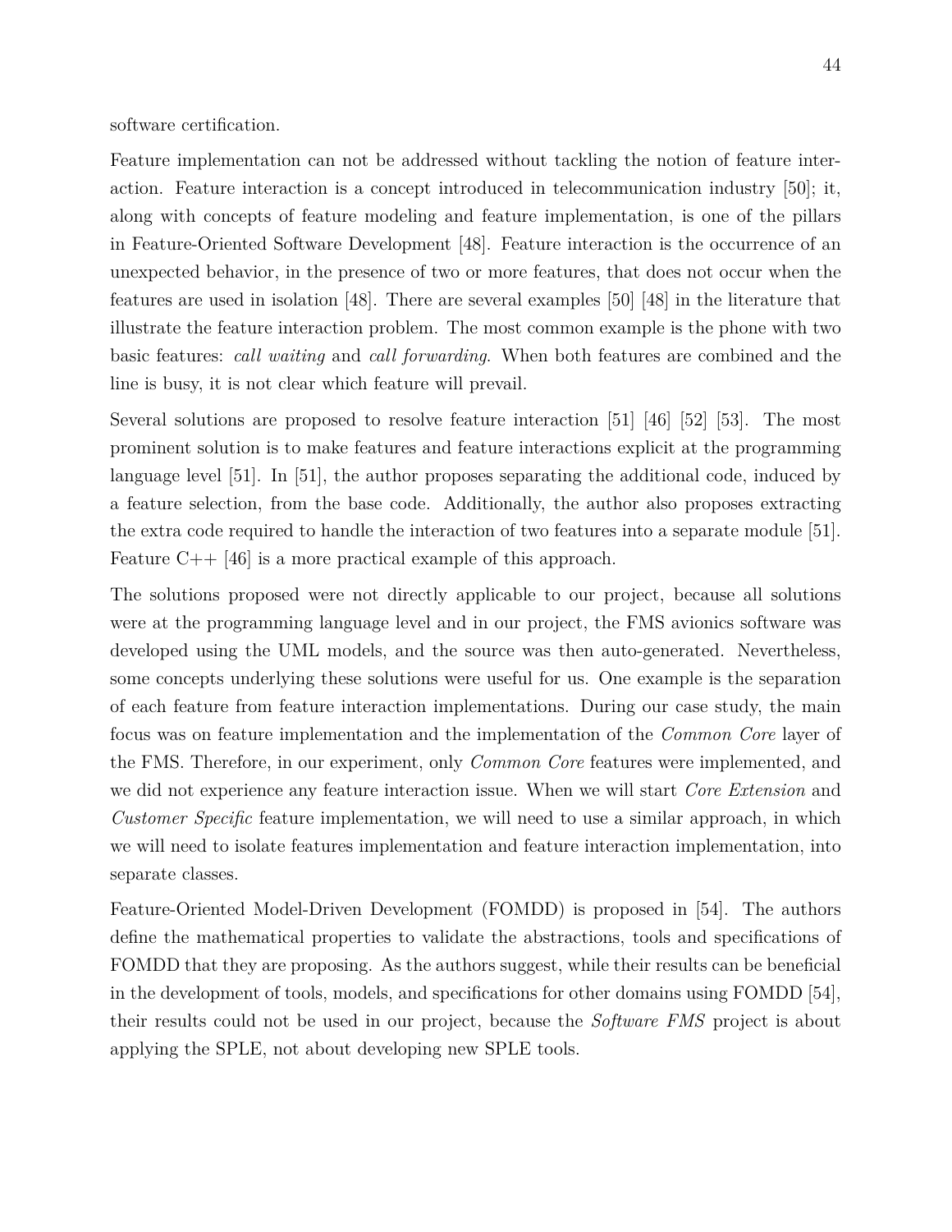software certification.

Feature implementation can not be addressed without tackling the notion of feature interaction. Feature interaction is a concept introduced in telecommunication industry [50]; it, along with concepts of feature modeling and feature implementation, is one of the pillars in Feature-Oriented Software Development [48]. Feature interaction is the occurrence of an unexpected behavior, in the presence of two or more features, that does not occur when the features are used in isolation [48]. There are several examples [50] [48] in the literature that illustrate the feature interaction problem. The most common example is the phone with two basic features: *call waiting* and *call forwarding*. When both features are combined and the line is busy, it is not clear which feature will prevail.

Several solutions are proposed to resolve feature interaction [51] [46] [52] [53]. The most prominent solution is to make features and feature interactions explicit at the programming language level [51]. In [51], the author proposes separating the additional code, induced by a feature selection, from the base code. Additionally, the author also proposes extracting the extra code required to handle the interaction of two features into a separate module [51]. Feature C++ [46] is a more practical example of this approach.

The solutions proposed were not directly applicable to our project, because all solutions were at the programming language level and in our project, the FMS avionics software was developed using the UML models, and the source was then auto-generated. Nevertheless, some concepts underlying these solutions were useful for us. One example is the separation of each feature from feature interaction implementations. During our case study, the main focus was on feature implementation and the implementation of the *Common Core* layer of the FMS. Therefore, in our experiment, only *Common Core* features were implemented, and we did not experience any feature interaction issue. When we will start *Core Extension* and *Customer Specific* feature implementation, we will need to use a similar approach, in which we will need to isolate features implementation and feature interaction implementation, into separate classes.

Feature-Oriented Model-Driven Development (FOMDD) is proposed in [54]. The authors define the mathematical properties to validate the abstractions, tools and specifications of FOMDD that they are proposing. As the authors suggest, while their results can be beneficial in the development of tools, models, and specifications for other domains using FOMDD [54], their results could not be used in our project, because the *Software FMS* project is about applying the SPLE, not about developing new SPLE tools.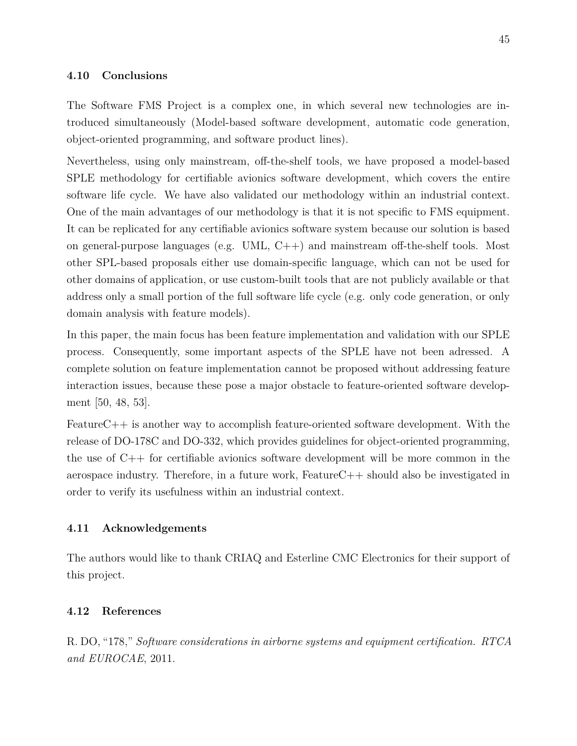### 4.10 Conclusions

The Software FMS Project is a complex one, in which several new technologies are introduced simultaneously (Model-based software development, automatic code generation, object-oriented programming, and software product lines).

Nevertheless, using only mainstream, off-the-shelf tools, we have proposed a model-based SPLE methodology for certifiable avionics software development, which covers the entire software life cycle. We have also validated our methodology within an industrial context. One of the main advantages of our methodology is that it is not specific to FMS equipment. It can be replicated for any certifiable avionics software system because our solution is based on general-purpose languages (e.g. UML, C++) and mainstream off-the-shelf tools. Most other SPL-based proposals either use domain-specific language, which can not be used for other domains of application, or use custom-built tools that are not publicly available or that address only a small portion of the full software life cycle (e.g. only code generation, or only domain analysis with feature models).

In this paper, the main focus has been feature implementation and validation with our SPLE process. Consequently, some important aspects of the SPLE have not been adressed. A complete solution on feature implementation cannot be proposed without addressing feature interaction issues, because these pose a major obstacle to feature-oriented software development [50, 48, 53].

FeatureC++ is another way to accomplish feature-oriented software development. With the release of DO-178C and DO-332, which provides guidelines for object-oriented programming, the use of C++ for certifiable avionics software development will be more common in the aerospace industry. Therefore, in a future work, FeatureC++ should also be investigated in order to verify its usefulness within an industrial context.

### 4.11 Acknowledgements

The authors would like to thank CRIAQ and Esterline CMC Electronics for their support of this project.

### 4.12 References

R. DO, "178," *Software considerations in airborne systems and equipment certification. RTCA and EUROCAE*, 2011.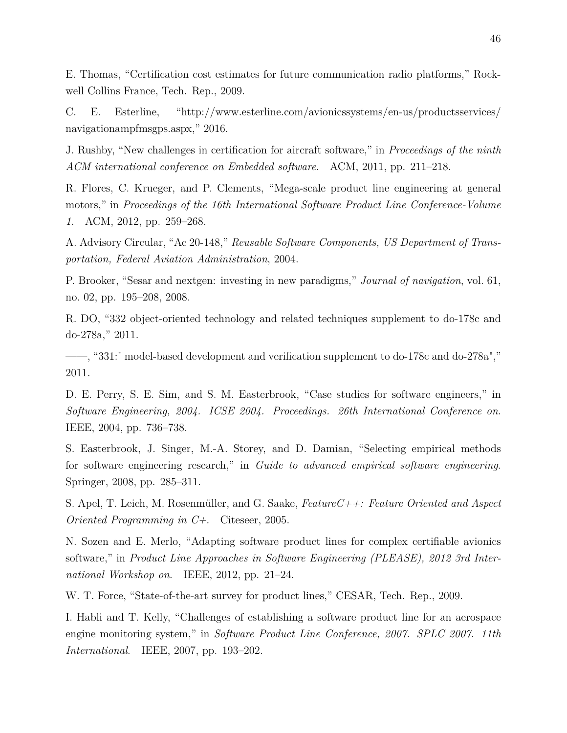E. Thomas, "Certification cost estimates for future communication radio platforms," Rockwell Collins France, Tech. Rep., 2009.

C. E. Esterline, "http://www.esterline.com/avionicssystems/en-us/productsservices/navigationampfmsgps.aspx," 2016.

J. Rushby, "New challenges in certification for aircraft software," in *Proceedings of the ninth ACM international conference on Embedded software*. ACM, 2011, pp. 211–218.

R. Flores, C. Krueger, and P. Clements, "Mega-scale product line engineering at general motors," in *Proceedings of the 16th International Software Product Line Conference-Volume 1*. ACM, 2012, pp. 259–268.

A. Advisory Circular, "Ac 20-148," *Reusable Software Components, US Department of Transportation, Federal Aviation Administration*, 2004.

P. Brooker, "Sesar and nextgen: investing in new paradigms," *Journal of navigation*, vol. 61, no. 02, pp. 195–208, 2008.

R. DO, "332 object-oriented technology and related techniques supplement to do-178c and do-278a," 2011.

——, "331:" model-based development and verification supplement to do-178c and do-278a"," 2011.

D. E. Perry, S. E. Sim, and S. M. Easterbrook, "Case studies for software engineers," in *Software Engineering, 2004. ICSE 2004. Proceedings. 26th International Conference on*. IEEE, 2004, pp. 736–738.

S. Easterbrook, J. Singer, M.-A. Storey, and D. Damian, "Selecting empirical methods for software engineering research," in *Guide to advanced empirical software engineering*. Springer, 2008, pp. 285–311.

S. Apel, T. Leich, M. Rosenmüller, and G. Saake, *FeatureC++: Feature Oriented and Aspect Oriented Programming in C+*. Citeseer, 2005.

N. Sozen and E. Merlo, "Adapting software product lines for complex certifiable avionics software," in *Product Line Approaches in Software Engineering (PLEASE), 2012 3rd International Workshop on*. IEEE, 2012, pp. 21–24.

W. T. Force, "State-of-the-art survey for product lines," CESAR, Tech. Rep., 2009.

I. Habli and T. Kelly, "Challenges of establishing a software product line for an aerospace engine monitoring system," in *Software Product Line Conference, 2007. SPLC 2007. 11th International*. IEEE, 2007, pp. 193–202.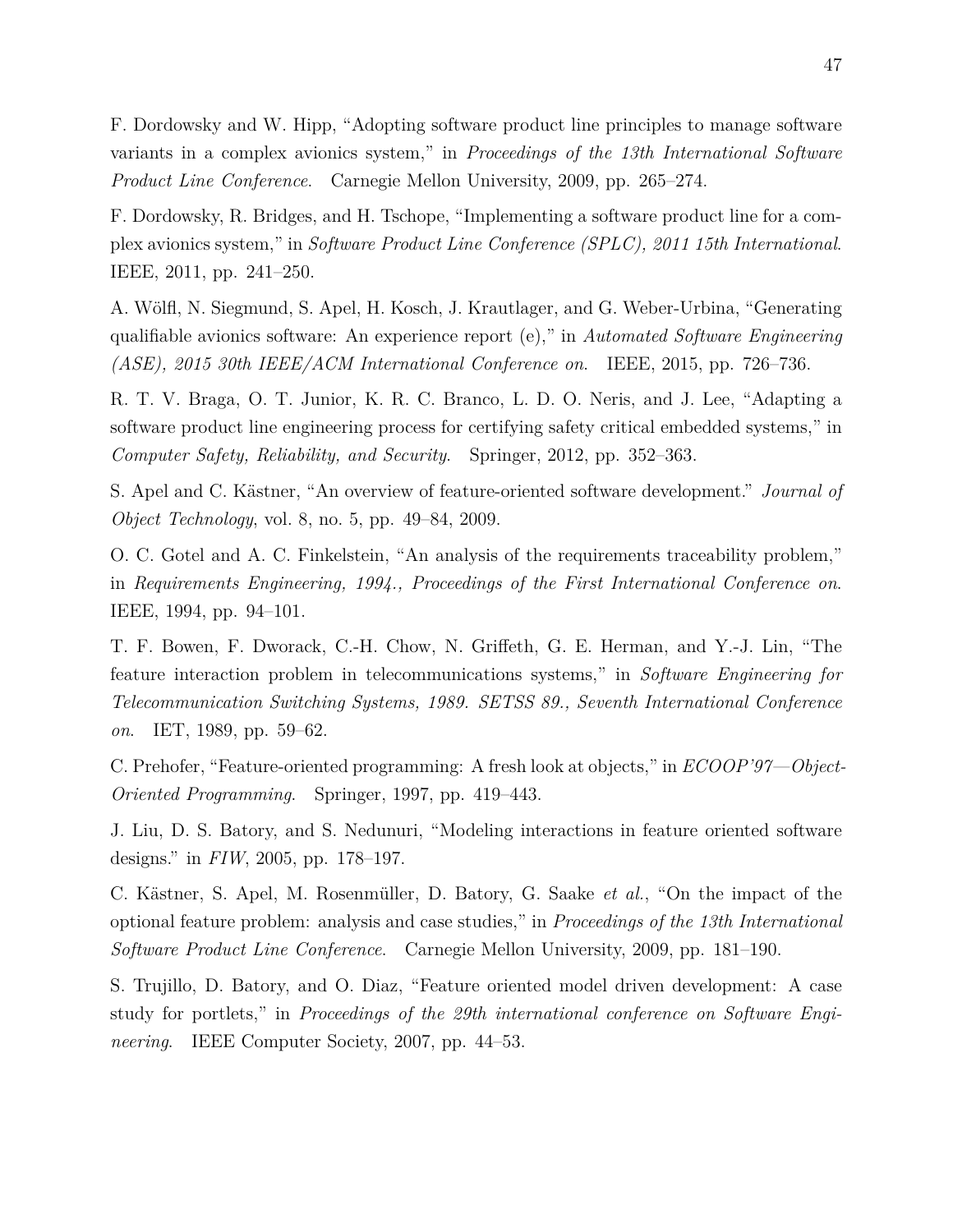F. Dordowsky and W. Hipp, "Adopting software product line principles to manage software variants in a complex avionics system," in *Proceedings of the 13th International Software Product Line Conference*. Carnegie Mellon University, 2009, pp. 265–274.

F. Dordowsky, R. Bridges, and H. Tschope, "Implementing a software product line for a complex avionics system," in *Software Product Line Conference (SPLC), 2011 15th International*. IEEE, 2011, pp. 241–250.

A. Wölfl, N. Siegmund, S. Apel, H. Kosch, J. Krautlager, and G. Weber-Urbina, "Generating qualifiable avionics software: An experience report (e)," in *Automated Software Engineering (ASE), 2015 30th IEEE/ACM International Conference on*. IEEE, 2015, pp. 726–736.

R. T. V. Braga, O. T. Junior, K. R. C. Branco, L. D. O. Neris, and J. Lee, "Adapting a software product line engineering process for certifying safety critical embedded systems," in *Computer Safety, Reliability, and Security*. Springer, 2012, pp. 352–363.

S. Apel and C. Kästner, "An overview of feature-oriented software development." *Journal of Object Technology*, vol. 8, no. 5, pp. 49–84, 2009.

O. C. Gotel and A. C. Finkelstein, "An analysis of the requirements traceability problem," in *Requirements Engineering, 1994., Proceedings of the First International Conference on*. IEEE, 1994, pp. 94–101.

T. F. Bowen, F. Dworack, C.-H. Chow, N. Griffeth, G. E. Herman, and Y.-J. Lin, "The feature interaction problem in telecommunications systems," in *Software Engineering for Telecommunication Switching Systems, 1989. SETSS 89., Seventh International Conference on*. IET, 1989, pp. 59–62.

C. Prehofer, "Feature-oriented programming: A fresh look at objects," in *ECOOP'97—Object-Oriented Programming*. Springer, 1997, pp. 419–443.

J. Liu, D. S. Batory, and S. Nedunuri, "Modeling interactions in feature oriented software designs." in *FIW*, 2005, pp. 178–197.

C. Kästner, S. Apel, M. Rosenmüller, D. Batory, G. Saake *et al.*, "On the impact of the optional feature problem: analysis and case studies," in *Proceedings of the 13th International Software Product Line Conference*. Carnegie Mellon University, 2009, pp. 181–190.

S. Trujillo, D. Batory, and O. Diaz, "Feature oriented model driven development: A case study for portlets," in *Proceedings of the 29th international conference on Software Engineering*. IEEE Computer Society, 2007, pp. 44–53.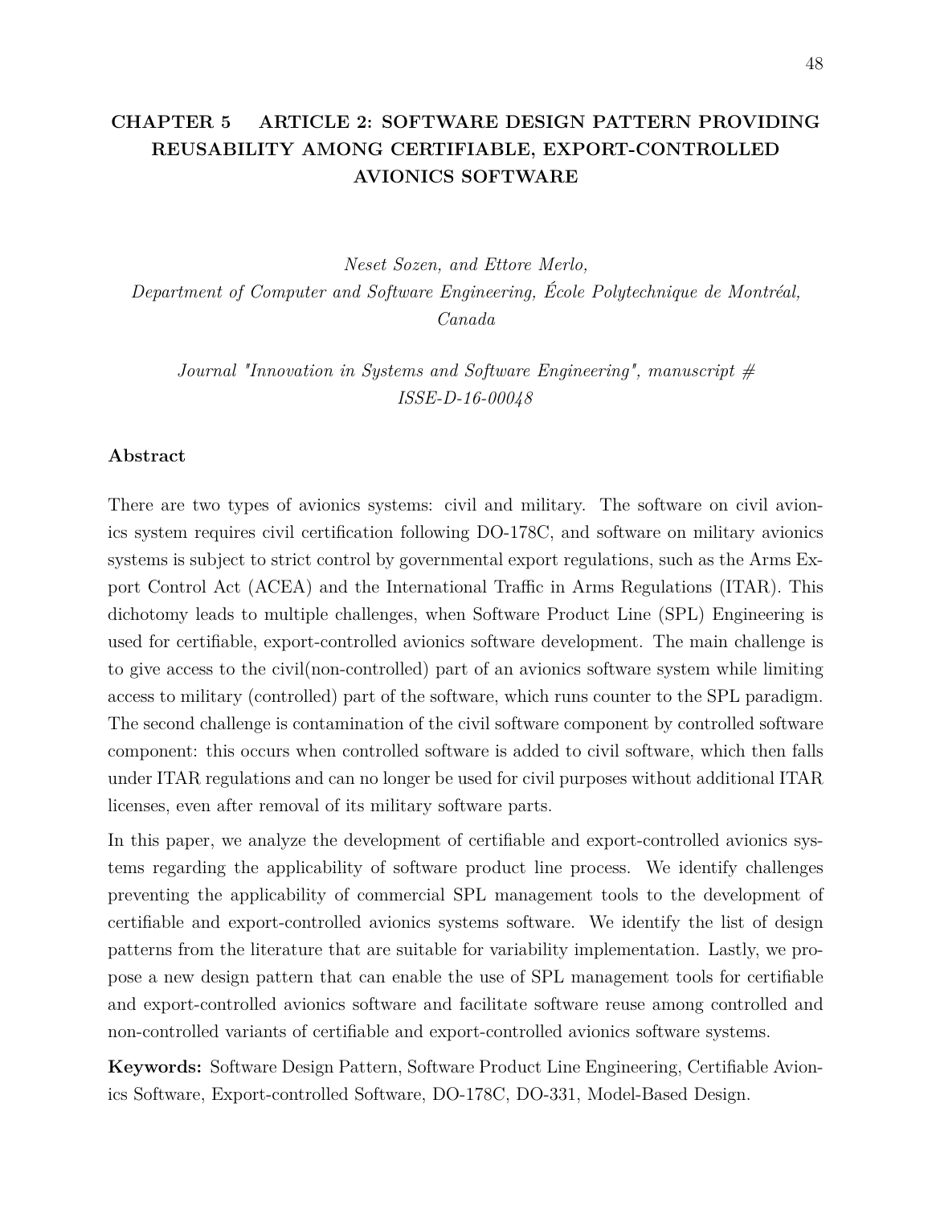# CHAPTER 5 ARTICLE 2: SOFTWARE DESIGN PATTERN PROVIDING REUSABILITY AMONG CERTIFIABLE, EXPORT-CONTROLLED AVIONICS SOFTWARE

*Neset Sozen, and Ettore Merlo,*
*Department of Computer and Software Engineering, École Polytechnique de Montréal, Canada*

*Journal "Innovation in Systems and Software Engineering", manuscript # ISSE-D-16-00048*

### Abstract

There are two types of avionics systems: civil and military. The software on civil avionics system requires civil certification following DO-178C, and software on military avionics systems is subject to strict control by governmental export regulations, such as the Arms Export Control Act (ACEA) and the International Traffic in Arms Regulations (ITAR). This dichotomy leads to multiple challenges, when Software Product Line (SPL) Engineering is used for certifiable, export-controlled avionics software development. The main challenge is to give access to the civil(non-controlled) part of an avionics software system while limiting access to military (controlled) part of the software, which runs counter to the SPL paradigm. The second challenge is contamination of the civil software component by controlled software component: this occurs when controlled software is added to civil software, which then falls under ITAR regulations and can no longer be used for civil purposes without additional ITAR licenses, even after removal of its military software parts.

In this paper, we analyze the development of certifiable and export-controlled avionics systems regarding the applicability of software product line process. We identify challenges preventing the applicability of commercial SPL management tools to the development of certifiable and export-controlled avionics systems software. We identify the list of design patterns from the literature that are suitable for variability implementation. Lastly, we propose a new design pattern that can enable the use of SPL management tools for certifiable and export-controlled avionics software and facilitate software reuse among controlled and non-controlled variants of certifiable and export-controlled avionics software systems.

**Keywords:** Software Design Pattern, Software Product Line Engineering, Certifiable Avionics Software, Export-controlled Software, DO-178C, DO-331, Model-Based Design.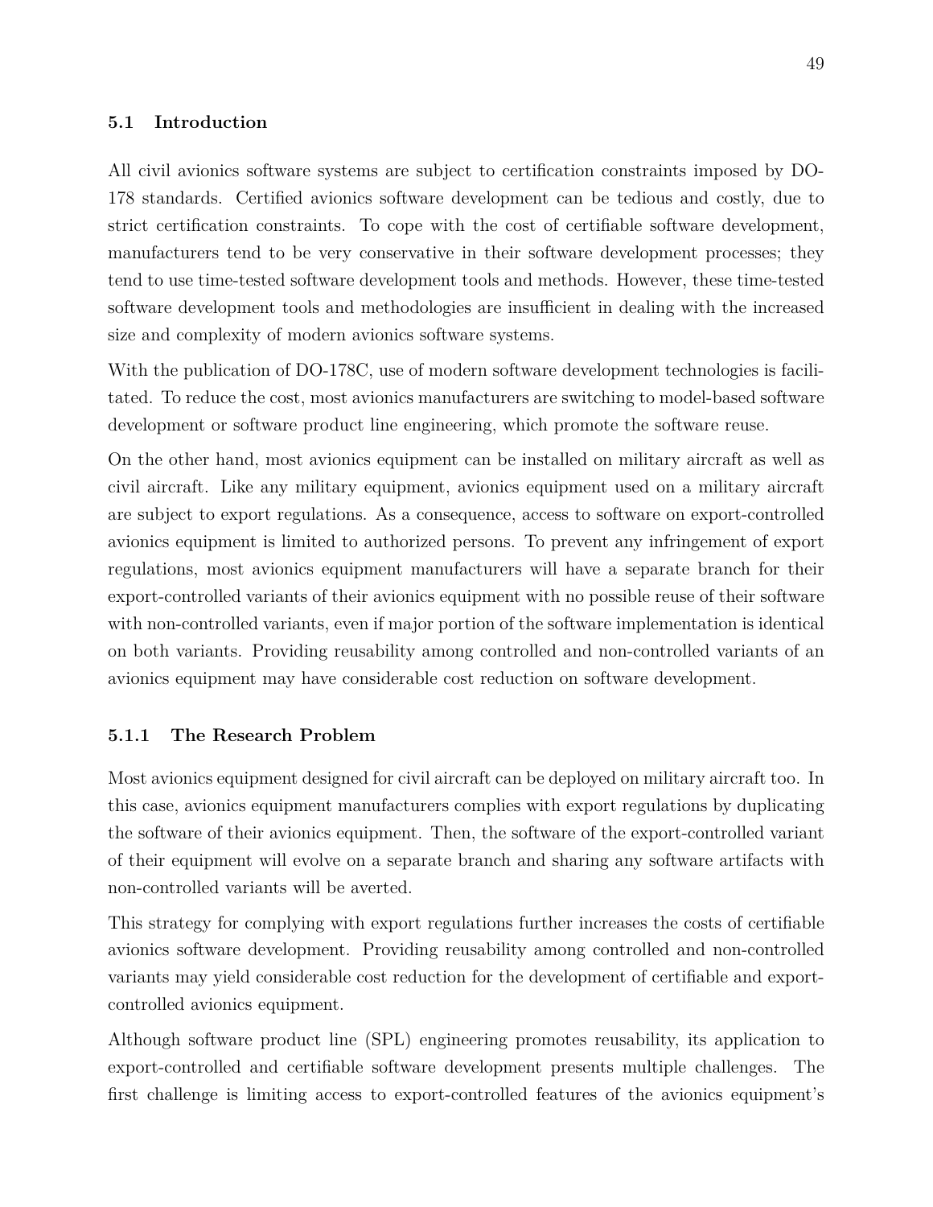### 5.1 Introduction

All civil avionics software systems are subject to certification constraints imposed by DO-178 standards. Certified avionics software development can be tedious and costly, due to strict certification constraints. To cope with the cost of certifiable software development, manufacturers tend to be very conservative in their software development processes; they tend to use time-tested software development tools and methods. However, these time-tested software development tools and methodologies are insufficient in dealing with the increased size and complexity of modern avionics software systems.

With the publication of DO-178C, use of modern software development technologies is facilitated. To reduce the cost, most avionics manufacturers are switching to model-based software development or software product line engineering, which promote the software reuse.

On the other hand, most avionics equipment can be installed on military aircraft as well as civil aircraft. Like any military equipment, avionics equipment used on a military aircraft are subject to export regulations. As a consequence, access to software on export-controlled avionics equipment is limited to authorized persons. To prevent any infringement of export regulations, most avionics equipment manufacturers will have a separate branch for their export-controlled variants of their avionics equipment with no possible reuse of their software with non-controlled variants, even if major portion of the software implementation is identical on both variants. Providing reusability among controlled and non-controlled variants of an avionics equipment may have considerable cost reduction on software development.

#### 5.1.1 The Research Problem

Most avionics equipment designed for civil aircraft can be deployed on military aircraft too. In this case, avionics equipment manufacturers complies with export regulations by duplicating the software of their avionics equipment. Then, the software of the export-controlled variant of their equipment will evolve on a separate branch and sharing any software artifacts with non-controlled variants will be averted.

This strategy for complying with export regulations further increases the costs of certifiable avionics software development. Providing reusability among controlled and non-controlled variants may yield considerable cost reduction for the development of certifiable and export-controlled avionics equipment.

Although software product line (SPL) engineering promotes reusability, its application to export-controlled and certifiable software development presents multiple challenges. The first challenge is limiting access to export-controlled features of the avionics equipment's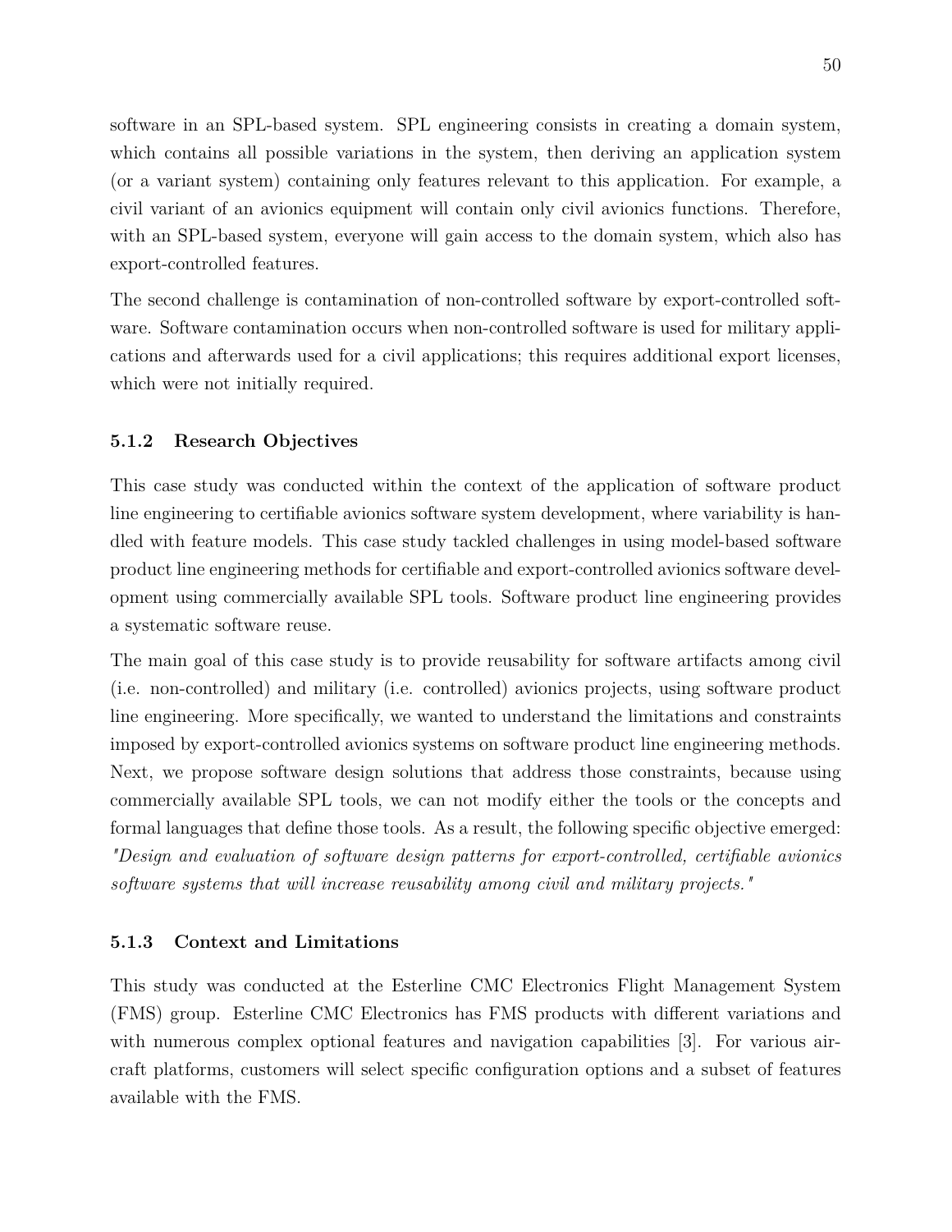software in an SPL-based system. SPL engineering consists in creating a domain system, which contains all possible variations in the system, then deriving an application system (or a variant system) containing only features relevant to this application. For example, a civil variant of an avionics equipment will contain only civil avionics functions. Therefore, with an SPL-based system, everyone will gain access to the domain system, which also has export-controlled features.

The second challenge is contamination of non-controlled software by export-controlled software. Software contamination occurs when non-controlled software is used for military applications and afterwards used for a civil applications; this requires additional export licenses, which were not initially required.

### 5.1.2 Research Objectives

This case study was conducted within the context of the application of software product line engineering to certifiable avionics software system development, where variability is handled with feature models. This case study tackled challenges in using model-based software product line engineering methods for certifiable and export-controlled avionics software development using commercially available SPL tools. Software product line engineering provides a systematic software reuse.

The main goal of this case study is to provide reusability for software artifacts among civil (i.e. non-controlled) and military (i.e. controlled) avionics projects, using software product line engineering. More specifically, we wanted to understand the limitations and constraints imposed by export-controlled avionics systems on software product line engineering methods. Next, we propose software design solutions that address those constraints, because using commercially available SPL tools, we can not modify either the tools or the concepts and formal languages that define those tools. As a result, the following specific objective emerged: *"Design and evaluation of software design patterns for export-controlled, certifiable avionics software systems that will increase reusability among civil and military projects."*

### 5.1.3 Context and Limitations

This study was conducted at the Esterline CMC Electronics Flight Management System (FMS) group. Esterline CMC Electronics has FMS products with different variations and with numerous complex optional features and navigation capabilities [3]. For various aircraft platforms, customers will select specific configuration options and a subset of features available with the FMS.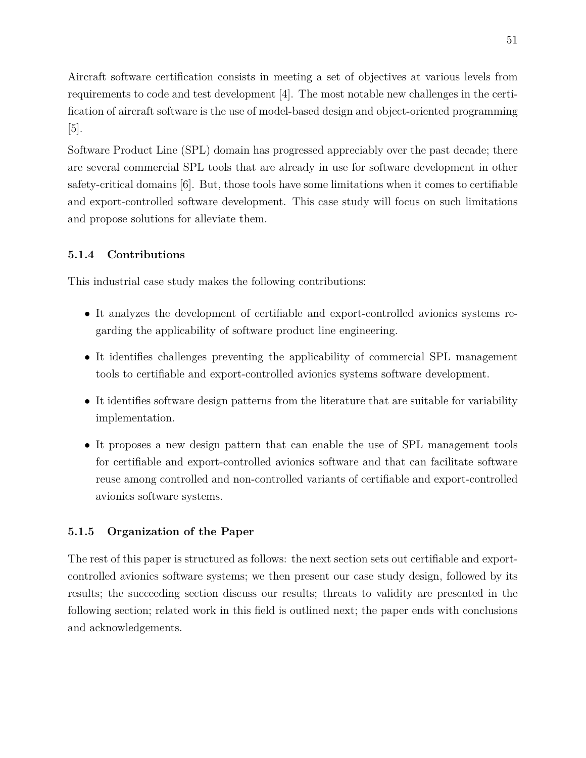Aircraft software certification consists in meeting a set of objectives at various levels from requirements to code and test development [4]. The most notable new challenges in the certification of aircraft software is the use of model-based design and object-oriented programming [5].

Software Product Line (SPL) domain has progressed appreciably over the past decade; there are several commercial SPL tools that are already in use for software development in other safety-critical domains [6]. But, those tools have some limitations when it comes to certifiable and export-controlled software development. This case study will focus on such limitations and propose solutions for alleviate them.

### 5.1.4 Contributions

This industrial case study makes the following contributions:

- It analyzes the development of certifiable and export-controlled avionics systems regarding the applicability of software product line engineering.
- It identifies challenges preventing the applicability of commercial SPL management tools to certifiable and export-controlled avionics systems software development.
- It identifies software design patterns from the literature that are suitable for variability implementation.
- It proposes a new design pattern that can enable the use of SPL management tools for certifiable and export-controlled avionics software and that can facilitate software reuse among controlled and non-controlled variants of certifiable and export-controlled avionics software systems.

### 5.1.5 Organization of the Paper

The rest of this paper is structured as follows: the next section sets out certifiable and export-controlled avionics software systems; we then present our case study design, followed by its results; the succeeding section discuss our results; threats to validity are presented in the following section; related work in this field is outlined next; the paper ends with conclusions and acknowledgements.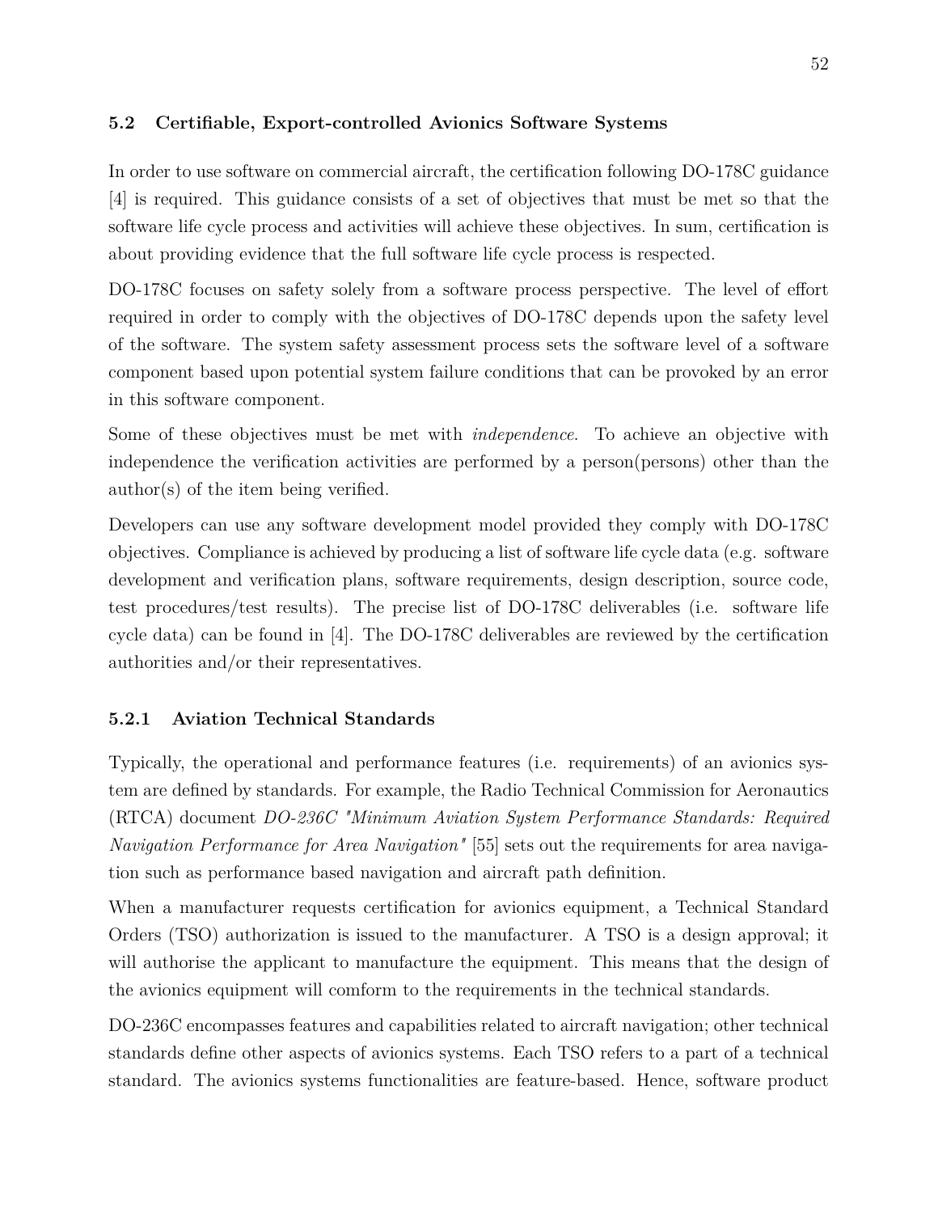### 5.2 Certifiable, Export-controlled Avionics Software Systems

In order to use software on commercial aircraft, the certification following DO-178C guidance [4] is required. This guidance consists of a set of objectives that must be met so that the software life cycle process and activities will achieve these objectives. In sum, certification is about providing evidence that the full software life cycle process is respected.

DO-178C focuses on safety solely from a software process perspective. The level of effort required in order to comply with the objectives of DO-178C depends upon the safety level of the software. The system safety assessment process sets the software level of a software component based upon potential system failure conditions that can be provoked by an error in this software component.

Some of these objectives must be met with *independence*. To achieve an objective with independence the verification activities are performed by a person(persons) other than the author(s) of the item being verified.

Developers can use any software development model provided they comply with DO-178C objectives. Compliance is achieved by producing a list of software life cycle data (e.g. software development and verification plans, software requirements, design description, source code, test procedures/test results). The precise list of DO-178C deliverables (i.e. software life cycle data) can be found in [4]. The DO-178C deliverables are reviewed by the certification authorities and/or their representatives.

#### 5.2.1 Aviation Technical Standards

Typically, the operational and performance features (i.e. requirements) of an avionics system are defined by standards. For example, the Radio Technical Commission for Aeronautics (RTCA) document *DO-236C "Minimum Aviation System Performance Standards: Required Navigation Performance for Area Navigation"* [55] sets out the requirements for area navigation such as performance based navigation and aircraft path definition.

When a manufacturer requests certification for avionics equipment, a Technical Standard Orders (TSO) authorization is issued to the manufacturer. A TSO is a design approval; it will authorise the applicant to manufacture the equipment. This means that the design of the avionics equipment will comform to the requirements in the technical standards.

DO-236C encompasses features and capabilities related to aircraft navigation; other technical standards define other aspects of avionics systems. Each TSO refers to a part of a technical standard. The avionics systems functionalities are feature-based. Hence, software product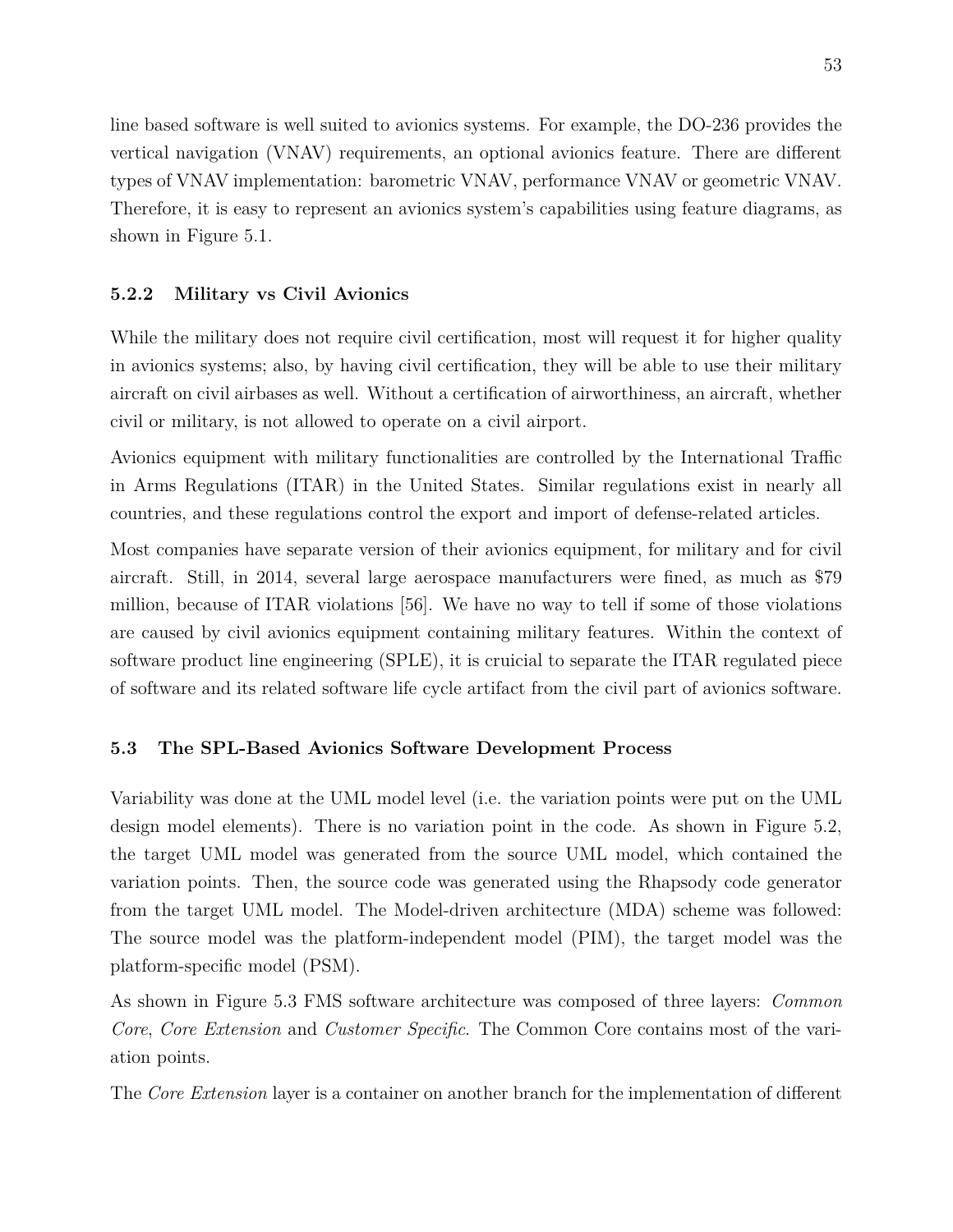line based software is well suited to avionics systems. For example, the DO-236 provides the vertical navigation (VNAV) requirements, an optional avionics feature. There are different types of VNAV implementation: barometric VNAV, performance VNAV or geometric VNAV. Therefore, it is easy to represent an avionics system's capabilities using feature diagrams, as shown in Figure 5.1.

### 5.2.2 Military vs Civil Avionics

While the military does not require civil certification, most will request it for higher quality in avionics systems; also, by having civil certification, they will be able to use their military aircraft on civil airbases as well. Without a certification of airworthiness, an aircraft, whether civil or military, is not allowed to operate on a civil airport.

Avionics equipment with military functionalities are controlled by the International Traffic in Arms Regulations (ITAR) in the United States. Similar regulations exist in nearly all countries, and these regulations control the export and import of defense-related articles.

Most companies have separate version of their avionics equipment, for military and for civil aircraft. Still, in 2014, several large aerospace manufacturers were fined, as much as $79 million, because of ITAR violations [56]. We have no way to tell if some of those violations are caused by civil avionics equipment containing military features. Within the context of software product line engineering (SPLE), it is cruicial to separate the ITAR regulated piece of software and its related software life cycle artifact from the civil part of avionics software.

## 5.3 The SPL-Based Avionics Software Development Process

Variability was done at the UML model level (i.e. the variation points were put on the UML design model elements). There is no variation point in the code. As shown in Figure 5.2, the target UML model was generated from the source UML model, which contained the variation points. Then, the source code was generated using the Rhapsody code generator from the target UML model. The Model-driven architecture (MDA) scheme was followed: The source model was the platform-independent model (PIM), the target model was the platform-specific model (PSM).

As shown in Figure 5.3 FMS software architecture was composed of three layers: *Common Core*, *Core Extension* and *Customer Specific*. The Common Core contains most of the variation points.

The *Core Extension* layer is a container on another branch for the implementation of different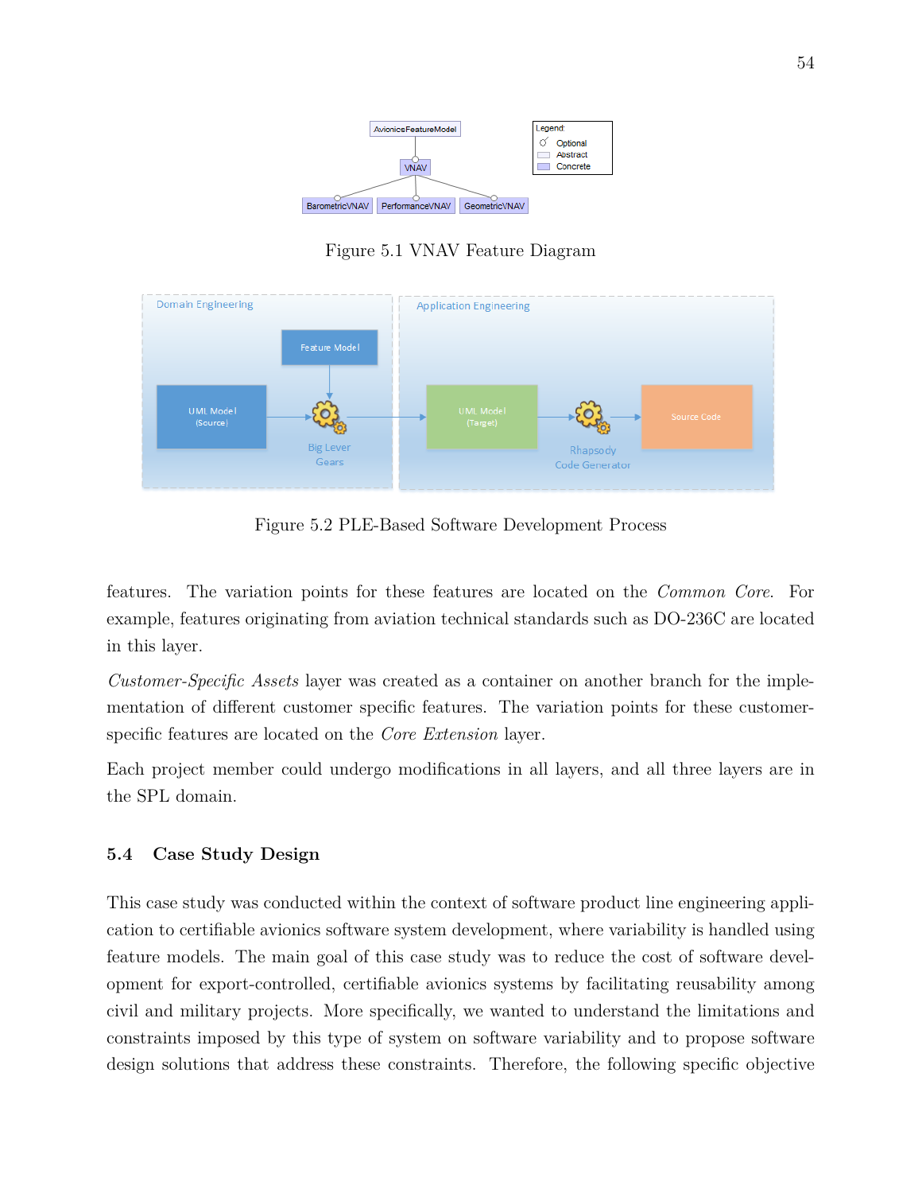Figure 5.1 VNAV Feature Diagram

Figure 5.2 PLE-Based Software Development Process

features. The variation points for these features are located on the *Common Core*. For example, features originating from aviation technical standards such as DO-236C are located in this layer.

*Customer-Specific Assets* layer was created as a container on another branch for the implementation of different customer specific features. The variation points for these customer-specific features are located on the *Core Extension* layer.

Each project member could undergo modifications in all layers, and all three layers are in the SPL domain.

### 5.4 Case Study Design

This case study was conducted within the context of software product line engineering application to certifiable avionics software system development, where variability is handled using feature models. The main goal of this case study was to reduce the cost of software development for export-controlled, certifiable avionics systems by facilitating reusability among civil and military projects. More specifically, we wanted to understand the limitations and constraints imposed by this type of system on software variability and to propose software design solutions that address these constraints. Therefore, the following specific objective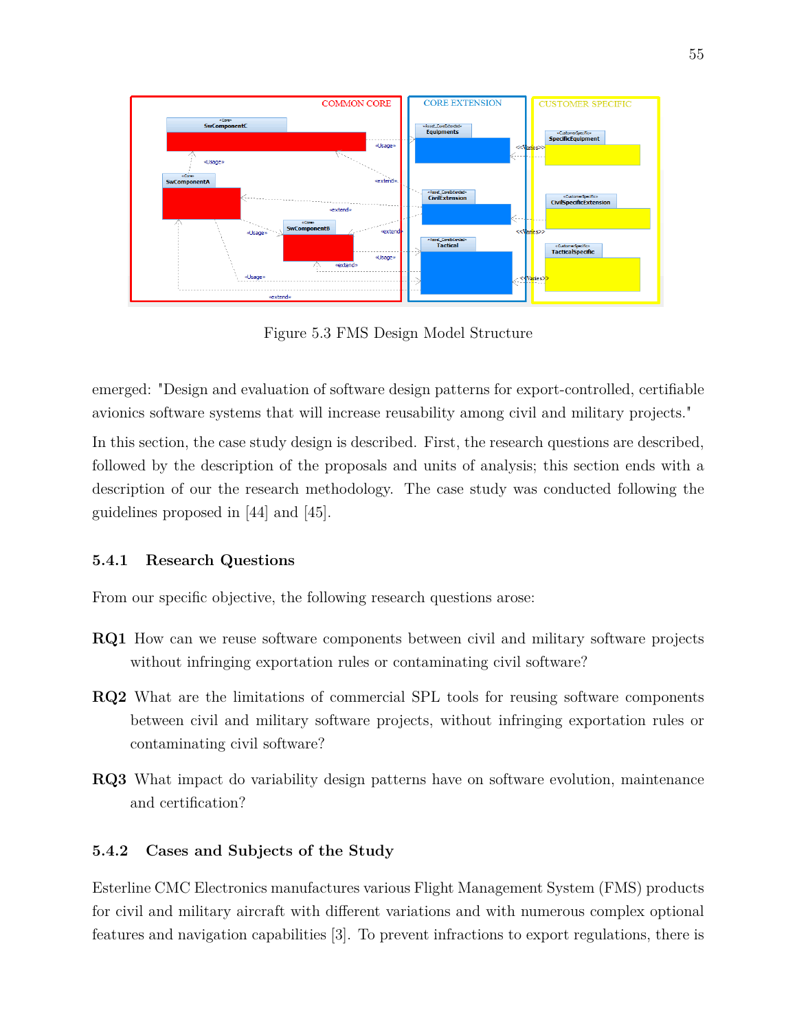Figure 5.3 FMS Design Model Structure

emerged: "Design and evaluation of software design patterns for export-controlled, certifiable avionics software systems that will increase reusability among civil and military projects."

In this section, the case study design is described. First, the research questions are described, followed by the description of the proposals and units of analysis; this section ends with a description of our the research methodology. The case study was conducted following the guidelines proposed in [44] and [45].

### 5.4.1 Research Questions

From our specific objective, the following research questions arose:

**RQ1** How can we reuse software components between civil and military software projects without infringing exportation rules or contaminating civil software?

**RQ2** What are the limitations of commercial SPL tools for reusing software components between civil and military software projects, without infringing exportation rules or contaminating civil software?

**RQ3** What impact do variability design patterns have on software evolution, maintenance and certification?

### 5.4.2 Cases and Subjects of the Study

Esterline CMC Electronics manufactures various Flight Management System (FMS) products for civil and military aircraft with different variations and with numerous complex optional features and navigation capabilities [3]. To prevent infractions to export regulations, there is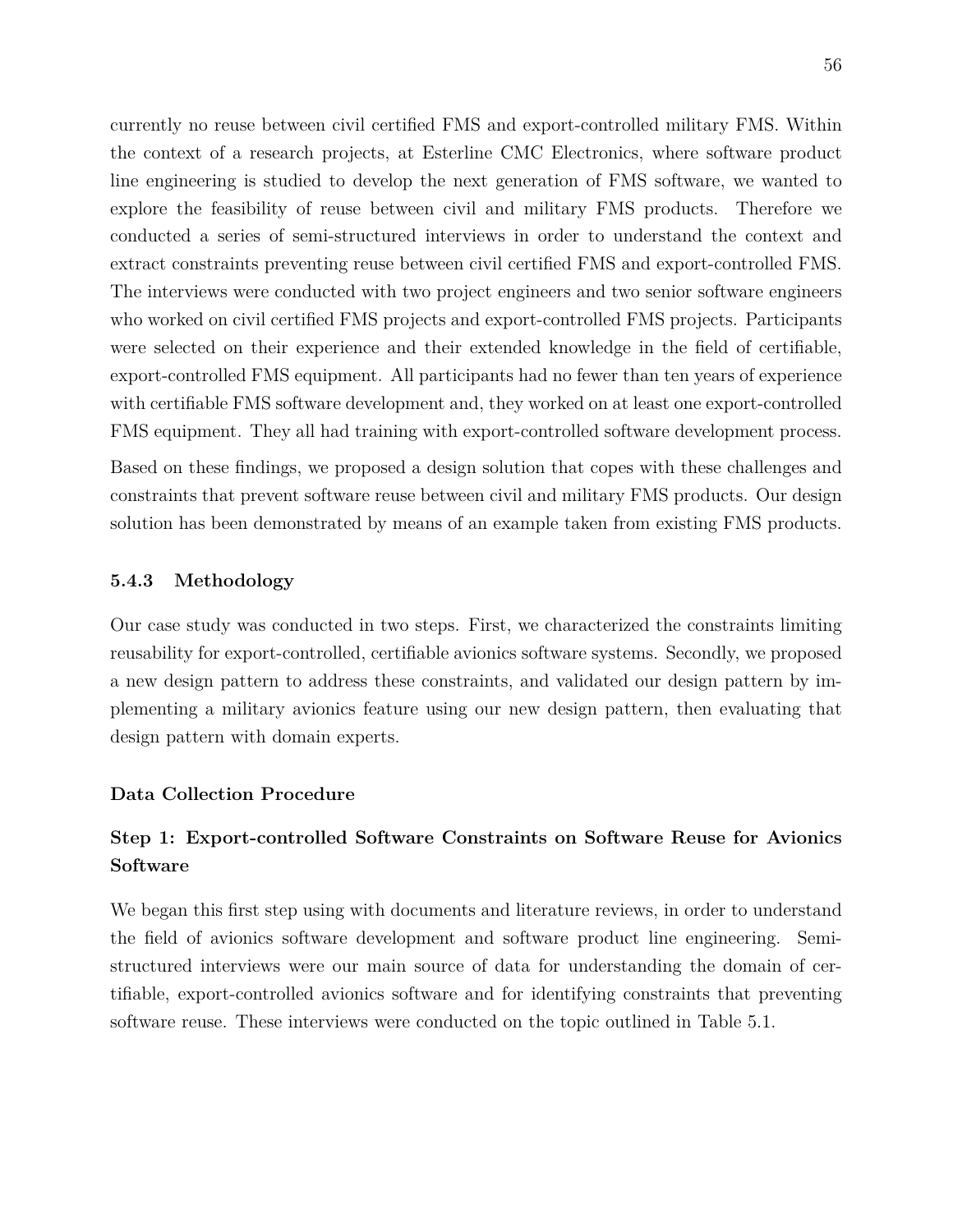currently no reuse between civil certified FMS and export-controlled military FMS. Within the context of a research projects, at Esterline CMC Electronics, where software product line engineering is studied to develop the next generation of FMS software, we wanted to explore the feasibility of reuse between civil and military FMS products. Therefore we conducted a series of semi-structured interviews in order to understand the context and extract constraints preventing reuse between civil certified FMS and export-controlled FMS. The interviews were conducted with two project engineers and two senior software engineers who worked on civil certified FMS projects and export-controlled FMS projects. Participants were selected on their experience and their extended knowledge in the field of certifiable, export-controlled FMS equipment. All participants had no fewer than ten years of experience with certifiable FMS software development and, they worked on at least one export-controlled FMS equipment. They all had training with export-controlled software development process.

Based on these findings, we proposed a design solution that copes with these challenges and constraints that prevent software reuse between civil and military FMS products. Our design solution has been demonstrated by means of an example taken from existing FMS products.

### 5.4.3 Methodology

Our case study was conducted in two steps. First, we characterized the constraints limiting reusability for export-controlled, certifiable avionics software systems. Secondly, we proposed a new design pattern to address these constraints, and validated our design pattern by implementing a military avionics feature using our new design pattern, then evaluating that design pattern with domain experts.

#### Data Collection Procedure

#### Step 1: Export-controlled Software Constraints on Software Reuse for Avionics Software

We began this first step using with documents and literature reviews, in order to understand the field of avionics software development and software product line engineering. Semi-structured interviews were our main source of data for understanding the domain of certifiable, export-controlled avionics software and for identifying constraints that preventing software reuse. These interviews were conducted on the topic outlined in Table 5.1.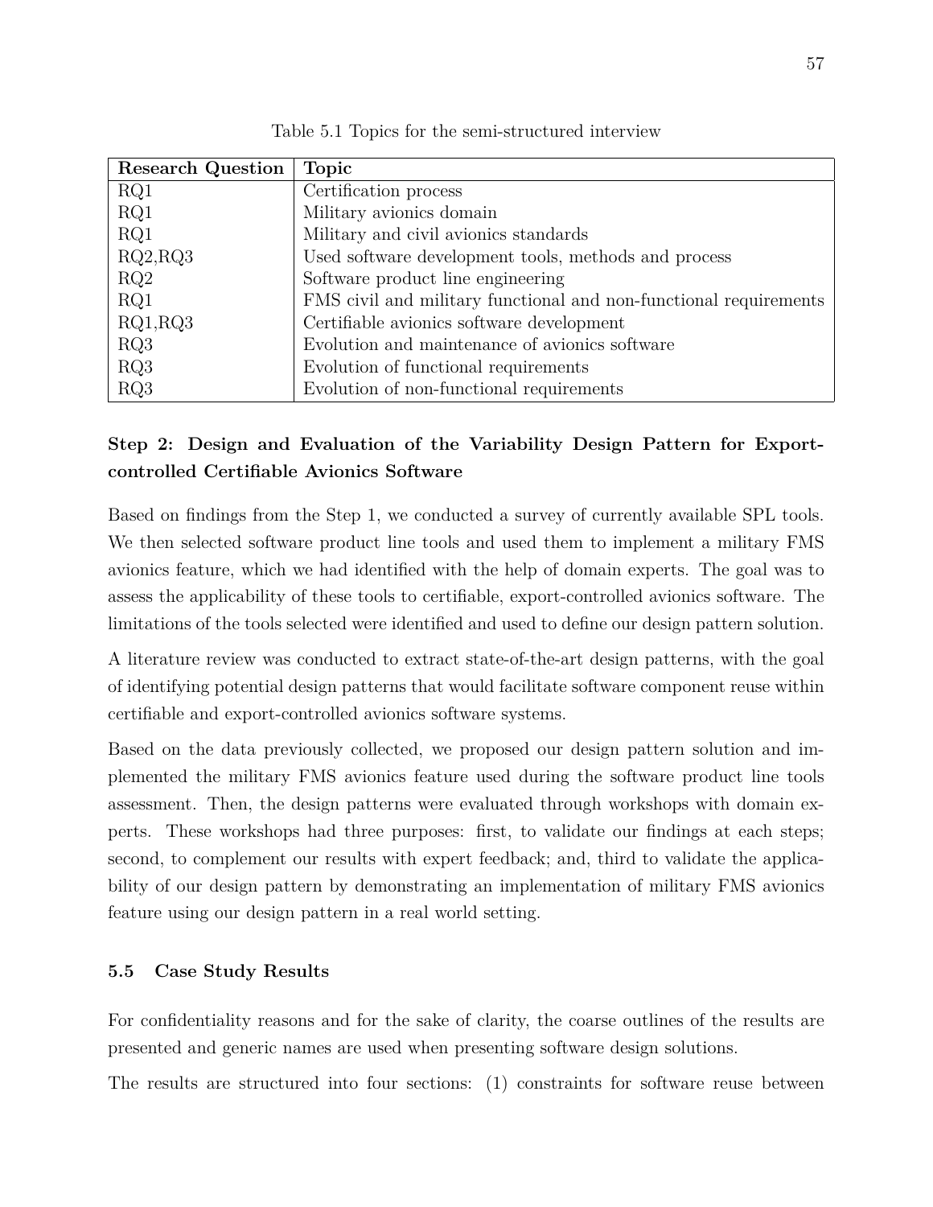Table 5.1 Topics for the semi-structured interview

| Research Question | Topic |
|---|---|
| RQ1 | Certification process |
| RQ1 | Military avionics domain |
| RQ1 | Military and civil avionics standards |
| RQ2,RQ3 | Used software development tools, methods and process |
| RQ2 | Software product line engineering |
| RQ1 | FMS civil and military functional and non-functional requirements |
| RQ1,RQ3 | Certifiable avionics software development |
| RQ3 | Evolution and maintenance of avionics software |
| RQ3 | Evolution of functional requirements |
| RQ3 | Evolution of non-functional requirements |

**Step 2: Design and Evaluation of the Variability Design Pattern for Export-controlled Certifiable Avionics Software**

Based on findings from the Step 1, we conducted a survey of currently available SPL tools. We then selected software product line tools and used them to implement a military FMS avionics feature, which we had identified with the help of domain experts. The goal was to assess the applicability of these tools to certifiable, export-controlled avionics software. The limitations of the tools selected were identified and used to define our design pattern solution.

A literature review was conducted to extract state-of-the-art design patterns, with the goal of identifying potential design patterns that would facilitate software component reuse within certifiable and export-controlled avionics software systems.

Based on the data previously collected, we proposed our design pattern solution and implemented the military FMS avionics feature used during the software product line tools assessment. Then, the design patterns were evaluated through workshops with domain experts. These workshops had three purposes: first, to validate our findings at each steps; second, to complement our results with expert feedback; and, third to validate the applicability of our design pattern by demonstrating an implementation of military FMS avionics feature using our design pattern in a real world setting.

### 5.5 Case Study Results

For confidentiality reasons and for the sake of clarity, the coarse outlines of the results are presented and generic names are used when presenting software design solutions.

The results are structured into four sections: (1) constraints for software reuse between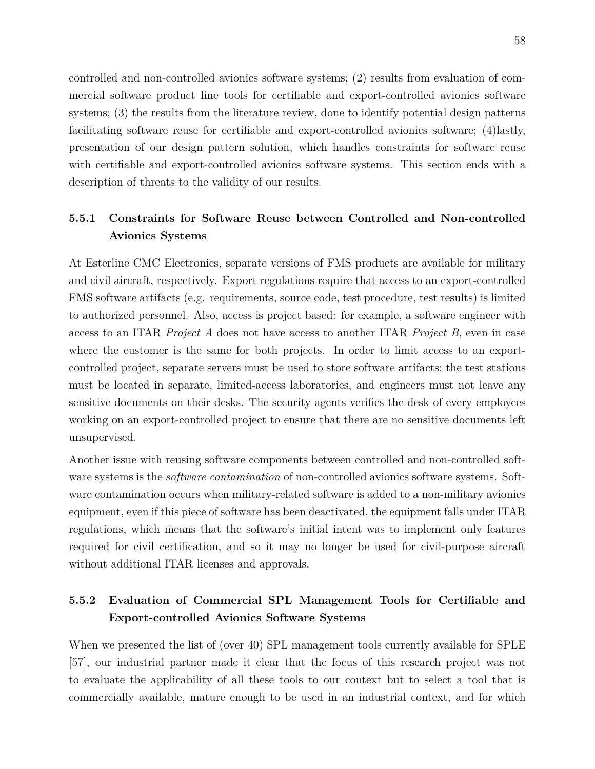controlled and non-controlled avionics software systems; (2) results from evaluation of commercial software product line tools for certifiable and export-controlled avionics software systems; (3) the results from the literature review, done to identify potential design patterns facilitating software reuse for certifiable and export-controlled avionics software; (4)lastly, presentation of our design pattern solution, which handles constraints for software reuse with certifiable and export-controlled avionics software systems. This section ends with a description of threats to the validity of our results.

### 5.5.1 Constraints for Software Reuse between Controlled and Non-controlled Avionics Systems

At Esterline CMC Electronics, separate versions of FMS products are available for military and civil aircraft, respectively. Export regulations require that access to an export-controlled FMS software artifacts (e.g. requirements, source code, test procedure, test results) is limited to authorized personnel. Also, access is project based: for example, a software engineer with access to an ITAR *Project A* does not have access to another ITAR *Project B*, even in case where the customer is the same for both projects. In order to limit access to an export-controlled project, separate servers must be used to store software artifacts; the test stations must be located in separate, limited-access laboratories, and engineers must not leave any sensitive documents on their desks. The security agents verifies the desk of every employees working on an export-controlled project to ensure that there are no sensitive documents left unsupervised.

Another issue with reusing software components between controlled and non-controlled software systems is the *software contamination* of non-controlled avionics software systems. Software contamination occurs when military-related software is added to a non-military avionics equipment, even if this piece of software has been deactivated, the equipment falls under ITAR regulations, which means that the software's initial intent was to implement only features required for civil certification, and so it may no longer be used for civil-purpose aircraft without additional ITAR licenses and approvals.

### 5.5.2 Evaluation of Commercial SPL Management Tools for Certifiable and Export-controlled Avionics Software Systems

When we presented the list of (over 40) SPL management tools currently available for SPLE [57], our industrial partner made it clear that the focus of this research project was not to evaluate the applicability of all these tools to our context but to select a tool that is commercially available, mature enough to be used in an industrial context, and for which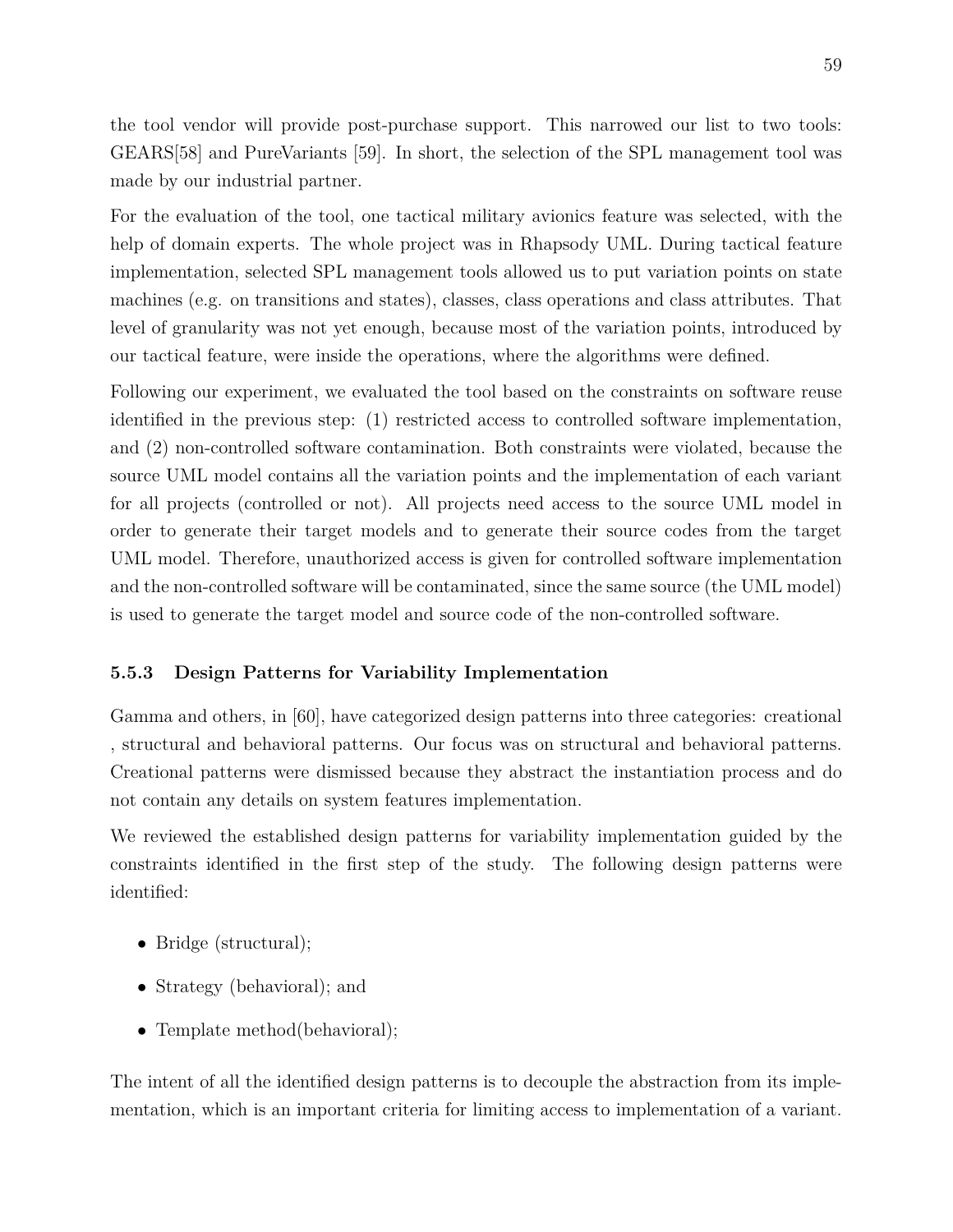the tool vendor will provide post-purchase support. This narrowed our list to two tools: GEARS[58] and PureVariants [59]. In short, the selection of the SPL management tool was made by our industrial partner.

For the evaluation of the tool, one tactical military avionics feature was selected, with the help of domain experts. The whole project was in Rhapsody UML. During tactical feature implementation, selected SPL management tools allowed us to put variation points on state machines (e.g. on transitions and states), classes, class operations and class attributes. That level of granularity was not yet enough, because most of the variation points, introduced by our tactical feature, were inside the operations, where the algorithms were defined.

Following our experiment, we evaluated the tool based on the constraints on software reuse identified in the previous step: (1) restricted access to controlled software implementation, and (2) non-controlled software contamination. Both constraints were violated, because the source UML model contains all the variation points and the implementation of each variant for all projects (controlled or not). All projects need access to the source UML model in order to generate their target models and to generate their source codes from the target UML model. Therefore, unauthorized access is given for controlled software implementation and the non-controlled software will be contaminated, since the same source (the UML model) is used to generate the target model and source code of the non-controlled software.

### 5.5.3 Design Patterns for Variability Implementation

Gamma and others, in [60], have categorized design patterns into three categories: creational , structural and behavioral patterns. Our focus was on structural and behavioral patterns. Creational patterns were dismissed because they abstract the instantiation process and do not contain any details on system features implementation.

We reviewed the established design patterns for variability implementation guided by the constraints identified in the first step of the study. The following design patterns were identified:

- Bridge (structural);
- Strategy (behavioral); and
- Template method(behavioral);

The intent of all the identified design patterns is to decouple the abstraction from its implementation, which is an important criteria for limiting access to implementation of a variant.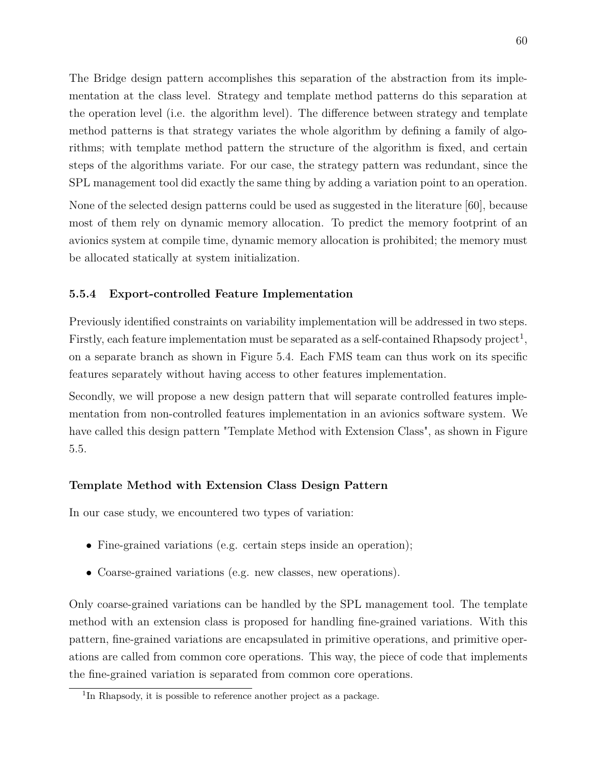The Bridge design pattern accomplishes this separation of the abstraction from its implementation at the class level. Strategy and template method patterns do this separation at the operation level (i.e. the algorithm level). The difference between strategy and template method patterns is that strategy variates the whole algorithm by defining a family of algorithms; with template method pattern the structure of the algorithm is fixed, and certain steps of the algorithms variate. For our case, the strategy pattern was redundant, since the SPL management tool did exactly the same thing by adding a variation point to an operation.

None of the selected design patterns could be used as suggested in the literature [60], because most of them rely on dynamic memory allocation. To predict the memory footprint of an avionics system at compile time, dynamic memory allocation is prohibited; the memory must be allocated statically at system initialization.

### 5.5.4 Export-controlled Feature Implementation

Previously identified constraints on variability implementation will be addressed in two steps. Firstly, each feature implementation must be separated as a self-contained Rhapsody project[1], on a separate branch as shown in Figure 5.4. Each FMS team can thus work on its specific features separately without having access to other features implementation.

Secondly, we will propose a new design pattern that will separate controlled features implementation from non-controlled features implementation in an avionics software system. We have called this design pattern "Template Method with Extension Class", as shown in Figure 5.5.

#### Template Method with Extension Class Design Pattern

In our case study, we encountered two types of variation:

- Fine-grained variations (e.g. certain steps inside an operation);
- Coarse-grained variations (e.g. new classes, new operations).

Only coarse-grained variations can be handled by the SPL management tool. The template method with an extension class is proposed for handling fine-grained variations. With this pattern, fine-grained variations are encapsulated in primitive operations, and primitive operations are called from common core operations. This way, the piece of code that implements the fine-grained variation is separated from common core operations.

[1] In Rhapsody, it is possible to reference another project as a package.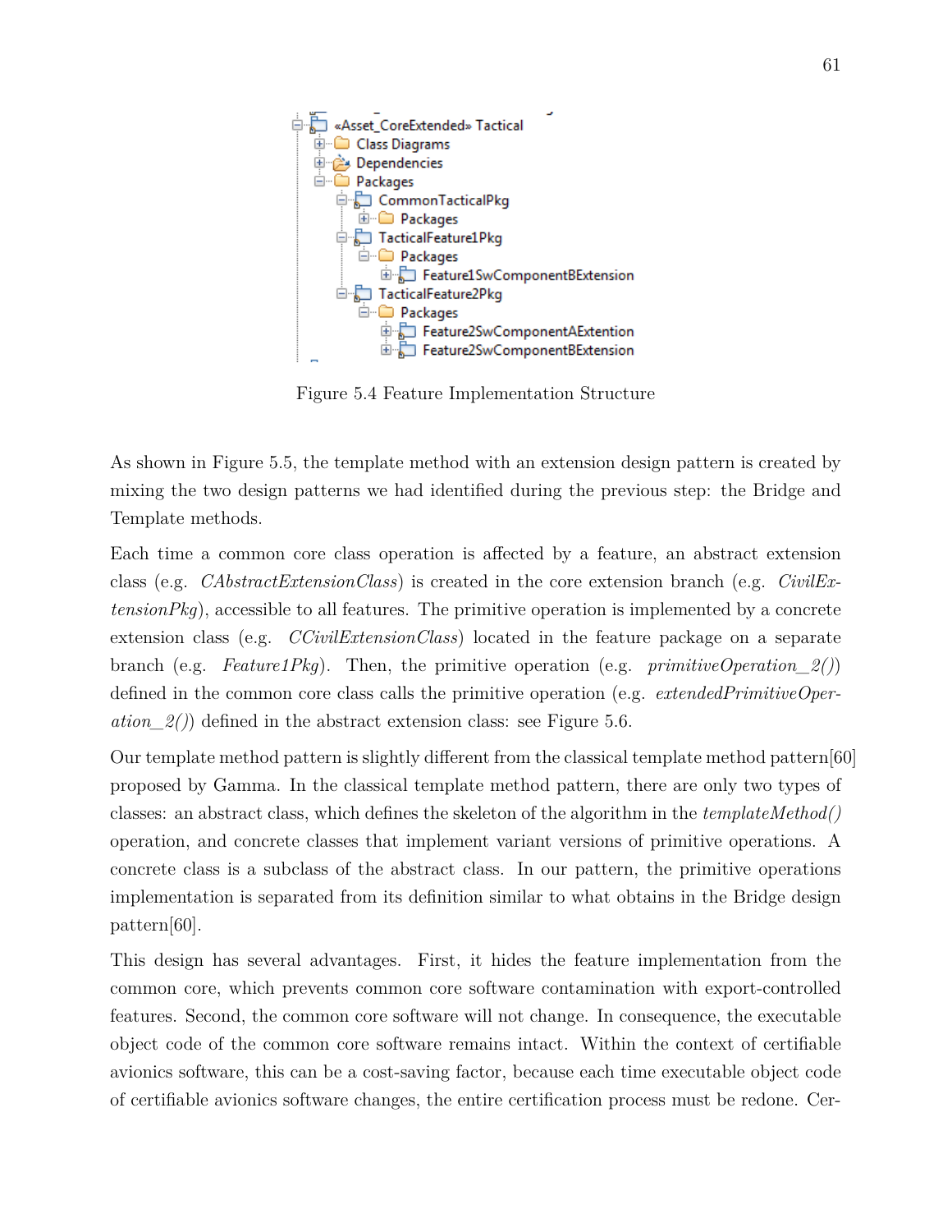Figure 5.4 Feature Implementation Structure

As shown in Figure 5.5, the template method with an extension design pattern is created by mixing the two design patterns we had identified during the previous step: the Bridge and Template methods.

Each time a common core class operation is affected by a feature, an abstract extension class (e.g. *CAbstractExtensionClass*) is created in the core extension branch (e.g. *CivilExtensionPkg*), accessible to all features. The primitive operation is implemented by a concrete extension class (e.g. *CCivilExtensionClass*) located in the feature package on a separate branch (e.g. *Feature1Pkg*). Then, the primitive operation (e.g. *primitiveOperation_2()*) defined in the common core class calls the primitive operation (e.g. *extendedPrimitiveOperation_2()*) defined in the abstract extension class: see Figure 5.6.

Our template method pattern is slightly different from the classical template method pattern[60] proposed by Gamma. In the classical template method pattern, there are only two types of classes: an abstract class, which defines the skeleton of the algorithm in the *templateMethod()* operation, and concrete classes that implement variant versions of primitive operations. A concrete class is a subclass of the abstract class. In our pattern, the primitive operations implementation is separated from its definition similar to what obtains in the Bridge design pattern[60].

This design has several advantages. First, it hides the feature implementation from the common core, which prevents common core software contamination with export-controlled features. Second, the common core software will not change. In consequence, the executable object code of the common core software remains intact. Within the context of certifiable avionics software, this can be a cost-saving factor, because each time executable object code of certifiable avionics software changes, the entire certification process must be redone. Cer-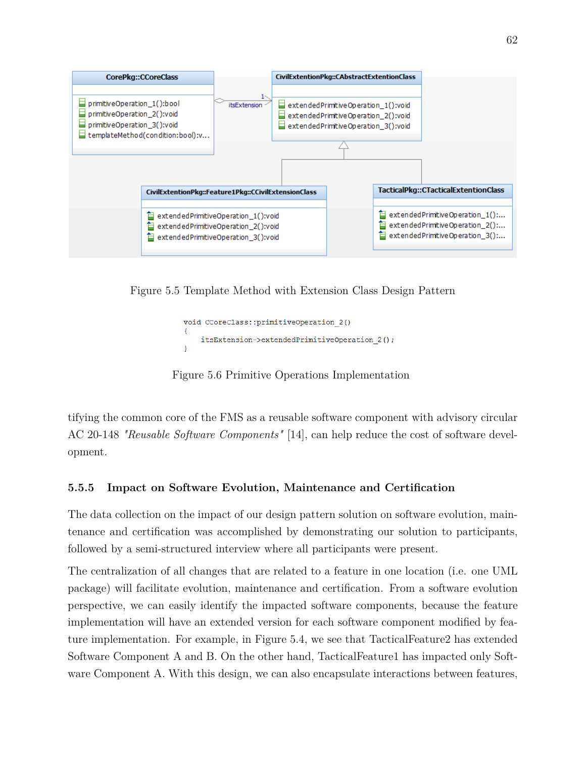Figure 5.5 Template Method with Extension Class Design Pattern

```
void CCoreClass::primitiveOperation_2()
{
    itsExtension->extendedPrimitiveOperation_2();
}
```

Figure 5.6 Primitive Operations Implementation

tifying the common core of the FMS as a reusable software component with advisory circular AC 20-148 *"Reusable Software Components"* [14], can help reduce the cost of software development.

### 5.5.5 Impact on Software Evolution, Maintenance and Certification

The data collection on the impact of our design pattern solution on software evolution, maintenance and certification was accomplished by demonstrating our solution to participants, followed by a semi-structured interview where all participants were present.

The centralization of all changes that are related to a feature in one location (i.e. one UML package) will facilitate evolution, maintenance and certification. From a software evolution perspective, we can easily identify the impacted software components, because the feature implementation will have an extended version for each software component modified by feature implementation. For example, in Figure 5.4, we see that TacticalFeature2 has extended Software Component A and B. On the other hand, TacticalFeature1 has impacted only Software Component A. With this design, we can also encapsulate interactions between features,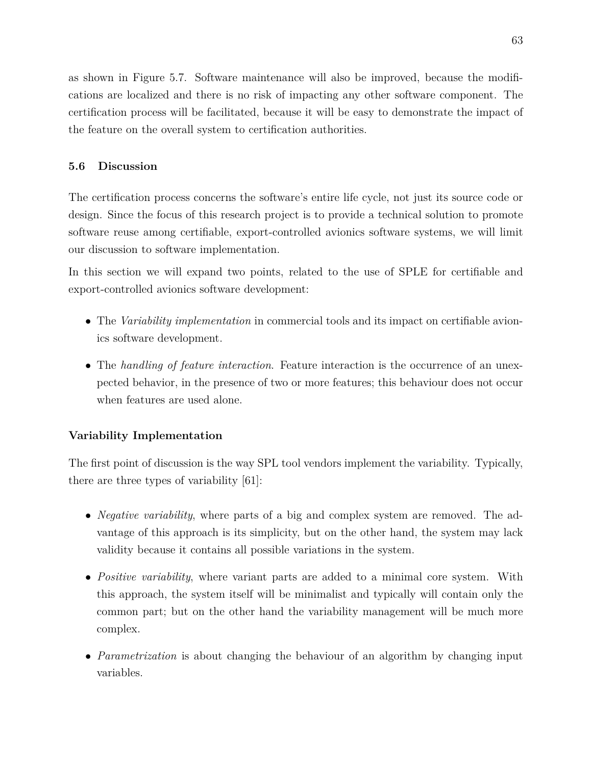as shown in Figure 5.7. Software maintenance will also be improved, because the modifications are localized and there is no risk of impacting any other software component. The certification process will be facilitated, because it will be easy to demonstrate the impact of the feature on the overall system to certification authorities.

### 5.6 Discussion

The certification process concerns the software's entire life cycle, not just its source code or design. Since the focus of this research project is to provide a technical solution to promote software reuse among certifiable, export-controlled avionics software systems, we will limit our discussion to software implementation.

In this section we will expand two points, related to the use of SPLE for certifiable and export-controlled avionics software development:

- The *Variability implementation* in commercial tools and its impact on certifiable avionics software development.
- The *handling of feature interaction*. Feature interaction is the occurrence of an unexpected behavior, in the presence of two or more features; this behaviour does not occur when features are used alone.

#### Variability Implementation

The first point of discussion is the way SPL tool vendors implement the variability. Typically, there are three types of variability [61]:

- *Negative variability*, where parts of a big and complex system are removed. The advantage of this approach is its simplicity, but on the other hand, the system may lack validity because it contains all possible variations in the system.
- *Positive variability*, where variant parts are added to a minimal core system. With this approach, the system itself will be minimalist and typically will contain only the common part; but on the other hand the variability management will be much more complex.
- *Parametrization* is about changing the behaviour of an algorithm by changing input variables.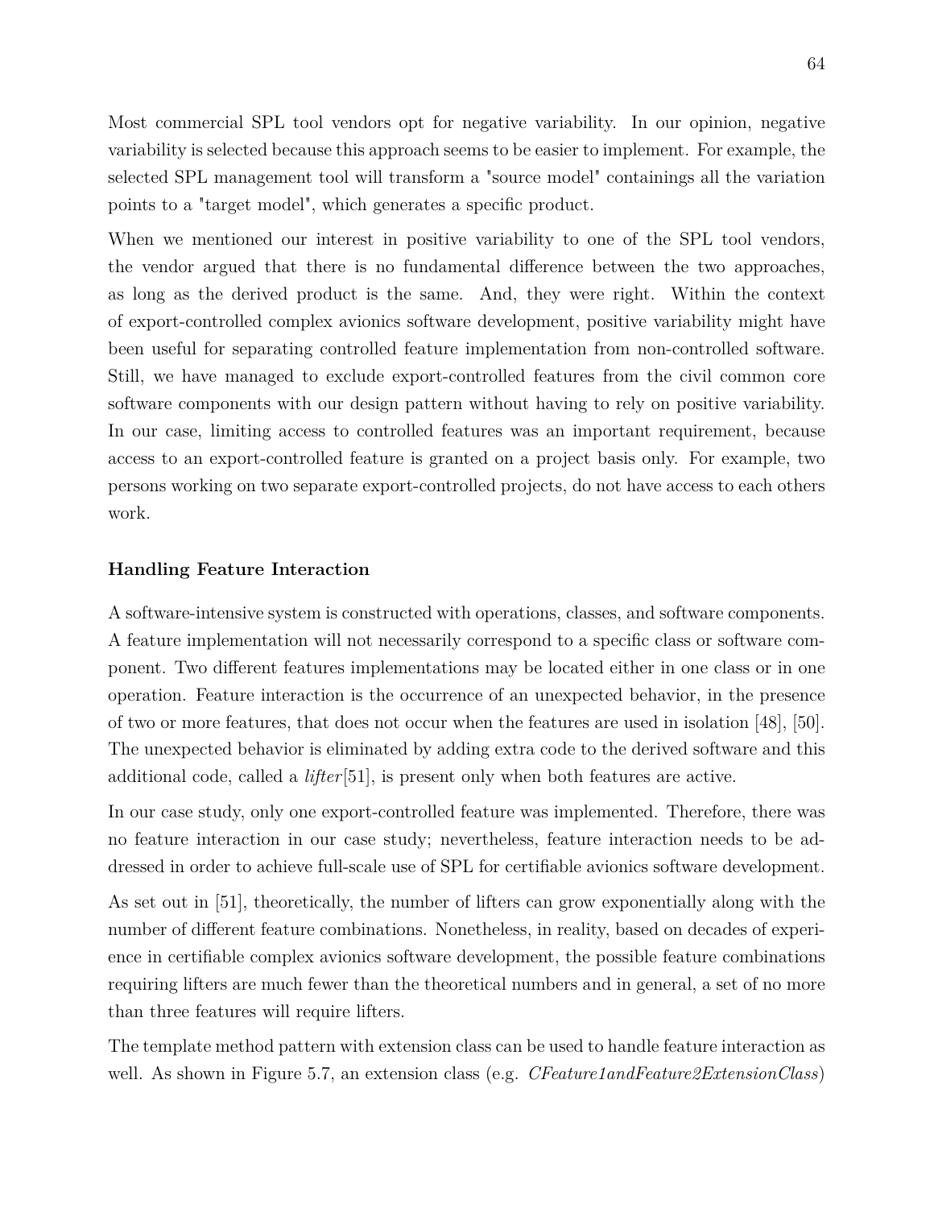Most commercial SPL tool vendors opt for negative variability. In our opinion, negative variability is selected because this approach seems to be easier to implement. For example, the selected SPL management tool will transform a "source model" containings all the variation points to a "target model", which generates a specific product.

When we mentioned our interest in positive variability to one of the SPL tool vendors, the vendor argued that there is no fundamental difference between the two approaches, as long as the derived product is the same. And, they were right. Within the context of export-controlled complex avionics software development, positive variability might have been useful for separating controlled feature implementation from non-controlled software. Still, we have managed to exclude export-controlled features from the civil common core software components with our design pattern without having to rely on positive variability. In our case, limiting access to controlled features was an important requirement, because access to an export-controlled feature is granted on a project basis only. For example, two persons working on two separate export-controlled projects, do not have access to each others work.

### Handling Feature Interaction

A software-intensive system is constructed with operations, classes, and software components. A feature implementation will not necessarily correspond to a specific class or software component. Two different features implementations may be located either in one class or in one operation. Feature interaction is the occurrence of an unexpected behavior, in the presence of two or more features, that does not occur when the features are used in isolation [48], [50]. The unexpected behavior is eliminated by adding extra code to the derived software and this additional code, called a *lifter*[51], is present only when both features are active.

In our case study, only one export-controlled feature was implemented. Therefore, there was no feature interaction in our case study; nevertheless, feature interaction needs to be addressed in order to achieve full-scale use of SPL for certifiable avionics software development.

As set out in [51], theoretically, the number of lifters can grow exponentially along with the number of different feature combinations. Nonetheless, in reality, based on decades of experience in certifiable complex avionics software development, the possible feature combinations requiring lifters are much fewer than the theoretical numbers and in general, a set of no more than three features will require lifters.

The template method pattern with extension class can be used to handle feature interaction as well. As shown in Figure 5.7, an extension class (e.g. *CFeature1andFeature2ExtensionClass*)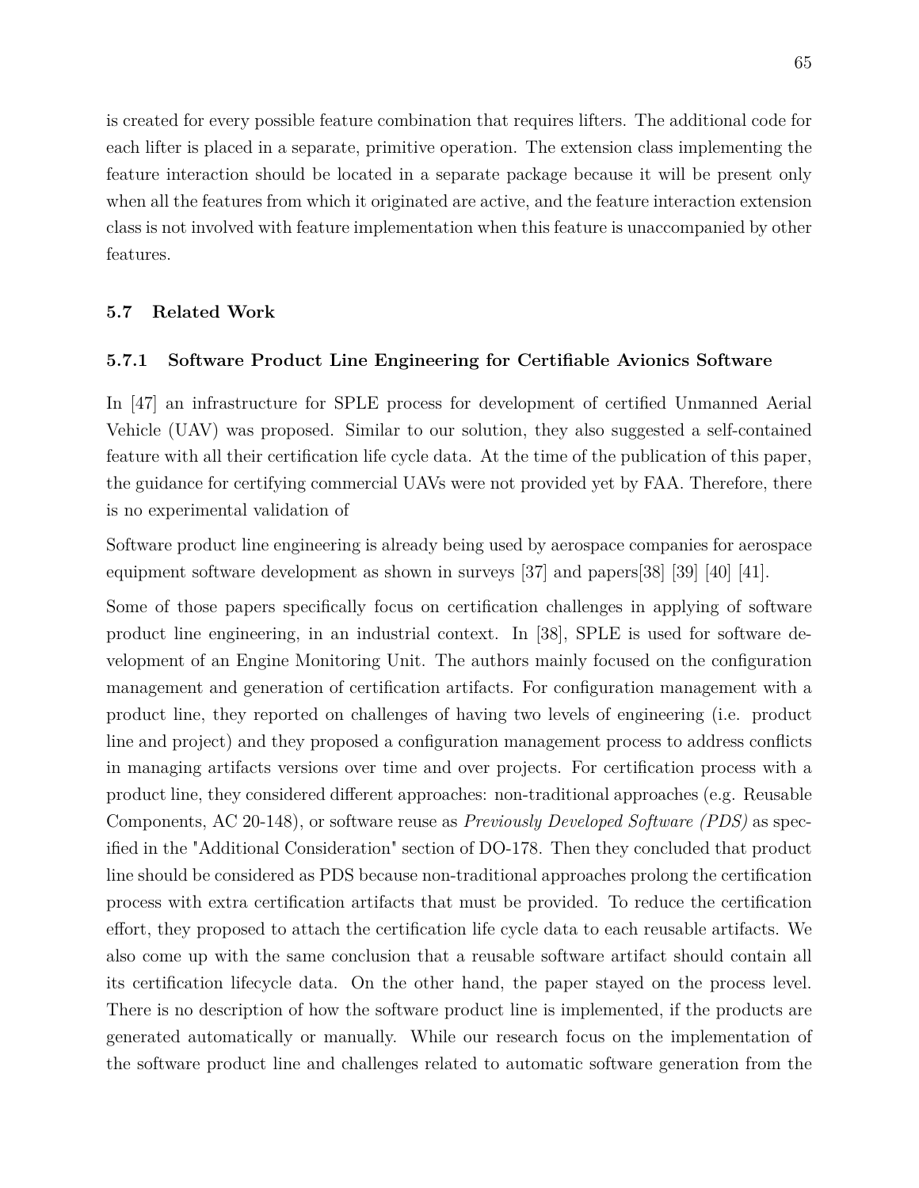is created for every possible feature combination that requires lifters. The additional code for each lifter is placed in a separate, primitive operation. The extension class implementing the feature interaction should be located in a separate package because it will be present only when all the features from which it originated are active, and the feature interaction extension class is not involved with feature implementation when this feature is unaccompanied by other features.

## 5.7 Related Work

### 5.7.1 Software Product Line Engineering for Certifiable Avionics Software

In [47] an infrastructure for SPLE process for development of certified Unmanned Aerial Vehicle (UAV) was proposed. Similar to our solution, they also suggested a self-contained feature with all their certification life cycle data. At the time of the publication of this paper, the guidance for certifying commercial UAVs were not provided yet by FAA. Therefore, there is no experimental validation of

Software product line engineering is already being used by aerospace companies for aerospace equipment software development as shown in surveys [37] and papers[38] [39] [40] [41].

Some of those papers specifically focus on certification challenges in applying of software product line engineering, in an industrial context. In [38], SPLE is used for software development of an Engine Monitoring Unit. The authors mainly focused on the configuration management and generation of certification artifacts. For configuration management with a product line, they reported on challenges of having two levels of engineering (i.e. product line and project) and they proposed a configuration management process to address conflicts in managing artifacts versions over time and over projects. For certification process with a product line, they considered different approaches: non-traditional approaches (e.g. Reusable Components, AC 20-148), or software reuse as *Previously Developed Software (PDS)* as specified in the "Additional Consideration" section of DO-178. Then they concluded that product line should be considered as PDS because non-traditional approaches prolong the certification process with extra certification artifacts that must be provided. To reduce the certification effort, they proposed to attach the certification life cycle data to each reusable artifacts. We also come up with the same conclusion that a reusable software artifact should contain all its certification lifecycle data. On the other hand, the paper stayed on the process level. There is no description of how the software product line is implemented, if the products are generated automatically or manually. While our research focus on the implementation of the software product line and challenges related to automatic software generation from the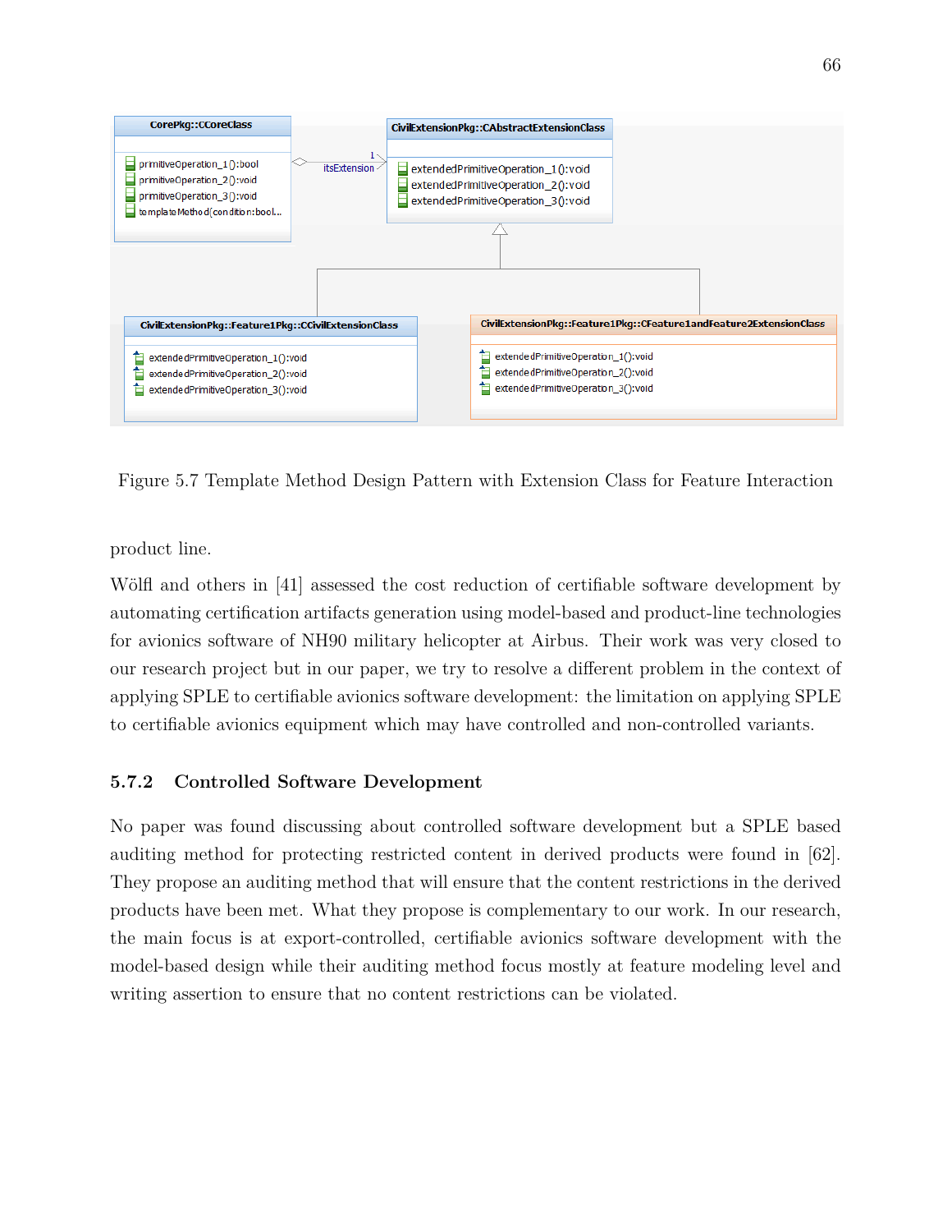Figure 5.7 Template Method Design Pattern with Extension Class for Feature Interaction

product line.

Wölfl and others in [41] assessed the cost reduction of certifiable software development by automating certification artifacts generation using model-based and product-line technologies for avionics software of NH90 military helicopter at Airbus. Their work was very closed to our research project but in our paper, we try to resolve a different problem in the context of applying SPLE to certifiable avionics software development: the limitation on applying SPLE to certifiable avionics equipment which may have controlled and non-controlled variants.

### 5.7.2 Controlled Software Development

No paper was found discussing about controlled software development but a SPLE based auditing method for protecting restricted content in derived products were found in [62]. They propose an auditing method that will ensure that the content restrictions in the derived products have been met. What they propose is complementary to our work. In our research, the main focus is at export-controlled, certifiable avionics software development with the model-based design while their auditing method focus mostly at feature modeling level and writing assertion to ensure that no content restrictions can be violated.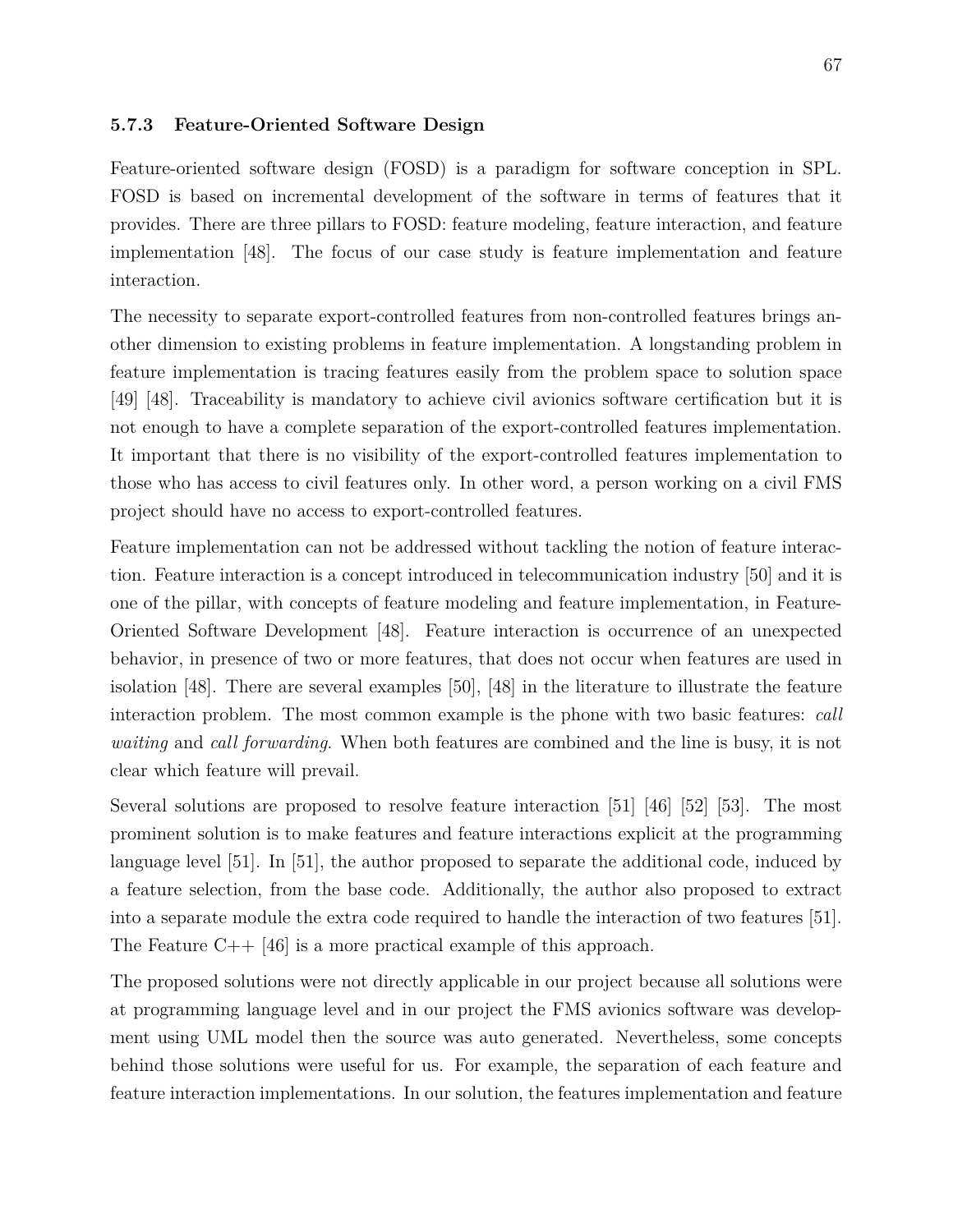### 5.7.3 Feature-Oriented Software Design

Feature-oriented software design (FOSD) is a paradigm for software conception in SPL. FOSD is based on incremental development of the software in terms of features that it provides. There are three pillars to FOSD: feature modeling, feature interaction, and feature implementation [48]. The focus of our case study is feature implementation and feature interaction.

The necessity to separate export-controlled features from non-controlled features brings another dimension to existing problems in feature implementation. A longstanding problem in feature implementation is tracing features easily from the problem space to solution space [49] [48]. Traceability is mandatory to achieve civil avionics software certification but it is not enough to have a complete separation of the export-controlled features implementation. It important that there is no visibility of the export-controlled features implementation to those who has access to civil features only. In other word, a person working on a civil FMS project should have no access to export-controlled features.

Feature implementation can not be addressed without tackling the notion of feature interaction. Feature interaction is a concept introduced in telecommunication industry [50] and it is one of the pillar, with concepts of feature modeling and feature implementation, in Feature-Oriented Software Development [48]. Feature interaction is occurrence of an unexpected behavior, in presence of two or more features, that does not occur when features are used in isolation [48]. There are several examples [50], [48] in the literature to illustrate the feature interaction problem. The most common example is the phone with two basic features: *call waiting* and *call forwarding*. When both features are combined and the line is busy, it is not clear which feature will prevail.

Several solutions are proposed to resolve feature interaction [51] [46] [52] [53]. The most prominent solution is to make features and feature interactions explicit at the programming language level [51]. In [51], the author proposed to separate the additional code, induced by a feature selection, from the base code. Additionally, the author also proposed to extract into a separate module the extra code required to handle the interaction of two features [51]. The Feature C++ [46] is a more practical example of this approach.

The proposed solutions were not directly applicable in our project because all solutions were at programming language level and in our project the FMS avionics software was development using UML model then the source was auto generated. Nevertheless, some concepts behind those solutions were useful for us. For example, the separation of each feature and feature interaction implementations. In our solution, the features implementation and feature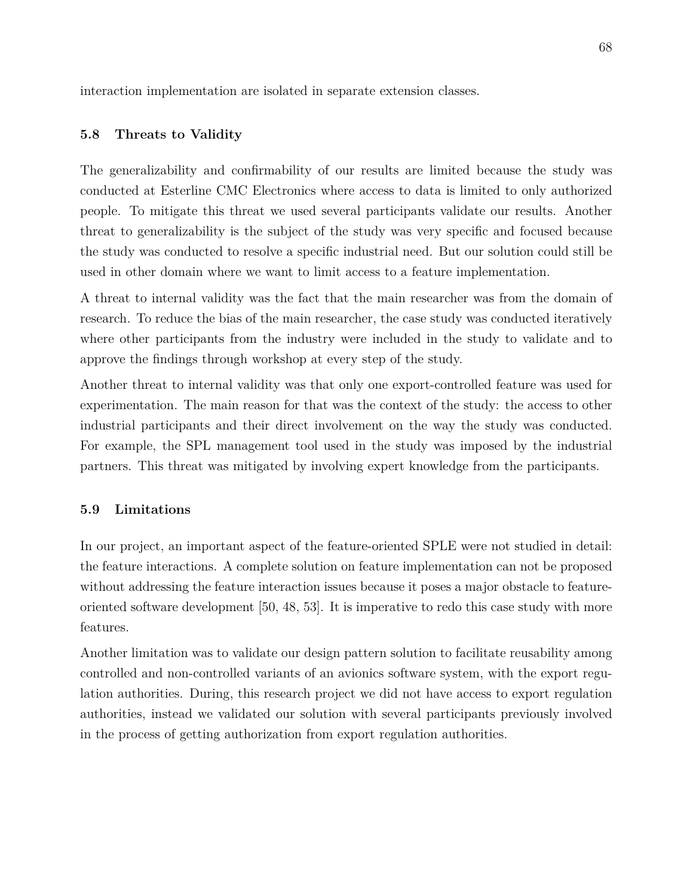interaction implementation are isolated in separate extension classes.

### 5.8 Threats to Validity

The generalizability and confirmability of our results are limited because the study was conducted at Esterline CMC Electronics where access to data is limited to only authorized people. To mitigate this threat we used several participants validate our results. Another threat to generalizability is the subject of the study was very specific and focused because the study was conducted to resolve a specific industrial need. But our solution could still be used in other domain where we want to limit access to a feature implementation.

A threat to internal validity was the fact that the main researcher was from the domain of research. To reduce the bias of the main researcher, the case study was conducted iteratively where other participants from the industry were included in the study to validate and to approve the findings through workshop at every step of the study.

Another threat to internal validity was that only one export-controlled feature was used for experimentation. The main reason for that was the context of the study: the access to other industrial participants and their direct involvement on the way the study was conducted. For example, the SPL management tool used in the study was imposed by the industrial partners. This threat was mitigated by involving expert knowledge from the participants.

### 5.9 Limitations

In our project, an important aspect of the feature-oriented SPLE were not studied in detail: the feature interactions. A complete solution on feature implementation can not be proposed without addressing the feature interaction issues because it poses a major obstacle to feature-oriented software development [50, 48, 53]. It is imperative to redo this case study with more features.

Another limitation was to validate our design pattern solution to facilitate reusability among controlled and non-controlled variants of an avionics software system, with the export regulation authorities. During, this research project we did not have access to export regulation authorities, instead we validated our solution with several participants previously involved in the process of getting authorization from export regulation authorities.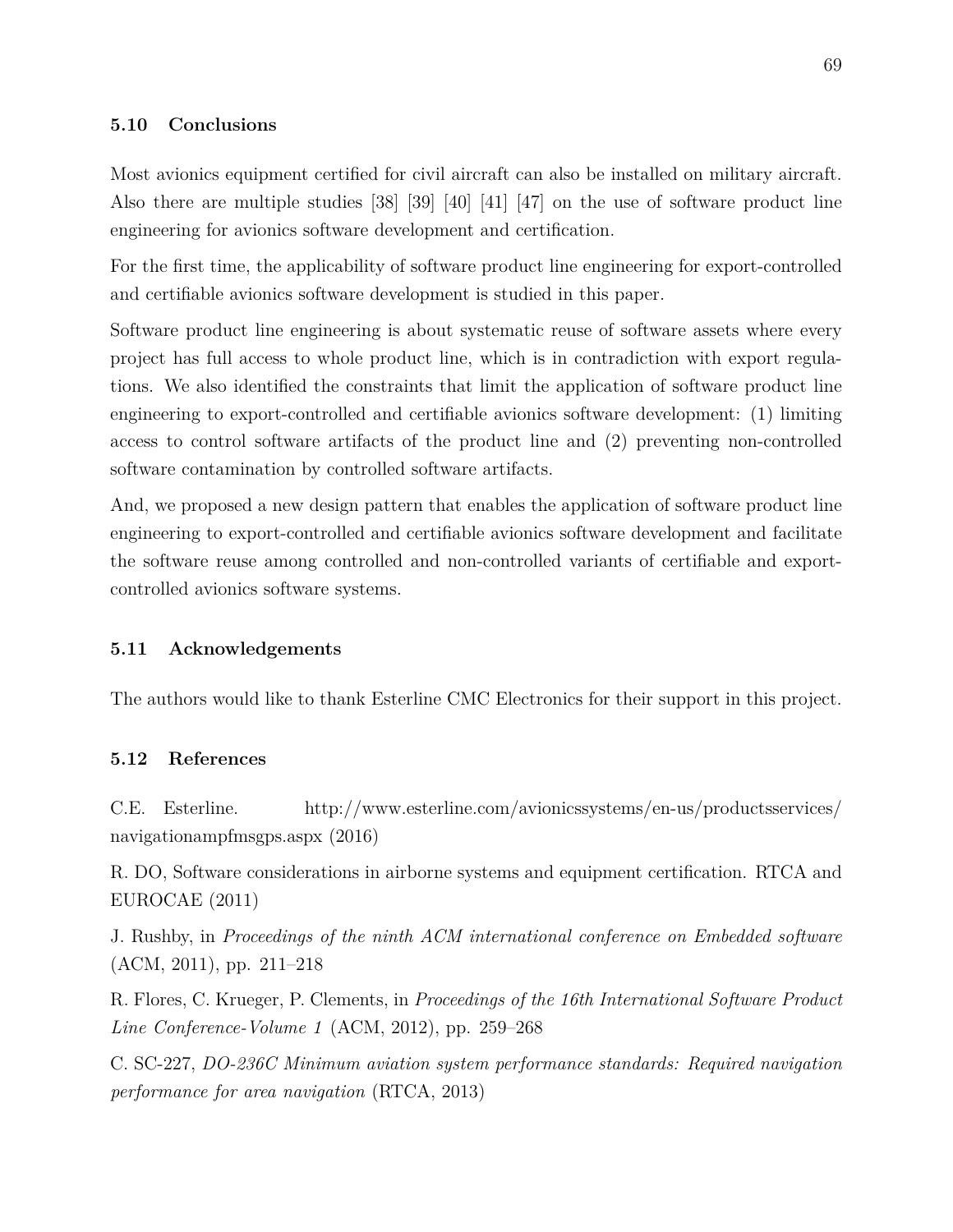### 5.10 Conclusions

Most avionics equipment certified for civil aircraft can also be installed on military aircraft. Also there are multiple studies [38] [39] [40] [41] [47] on the use of software product line engineering for avionics software development and certification.

For the first time, the applicability of software product line engineering for export-controlled and certifiable avionics software development is studied in this paper.

Software product line engineering is about systematic reuse of software assets where every project has full access to whole product line, which is in contradiction with export regulations. We also identified the constraints that limit the application of software product line engineering to export-controlled and certifiable avionics software development: (1) limiting access to control software artifacts of the product line and (2) preventing non-controlled software contamination by controlled software artifacts.

And, we proposed a new design pattern that enables the application of software product line engineering to export-controlled and certifiable avionics software development and facilitate the software reuse among controlled and non-controlled variants of certifiable and export-controlled avionics software systems.

### 5.11 Acknowledgements

The authors would like to thank Esterline CMC Electronics for their support in this project.

### 5.12 References

C.E. Esterline. http://www.esterline.com/avionicssystems/en-us/productsservices/navigationampfmsgps.aspx (2016)

R. DO, Software considerations in airborne systems and equipment certification. RTCA and EUROCAE (2011)

J. Rushby, in *Proceedings of the ninth ACM international conference on Embedded software* (ACM, 2011), pp. 211–218

R. Flores, C. Krueger, P. Clements, in *Proceedings of the 16th International Software Product Line Conference-Volume 1* (ACM, 2012), pp. 259–268

C. SC-227, *DO-236C Minimum aviation system performance standards: Required navigation performance for area navigation* (RTCA, 2013)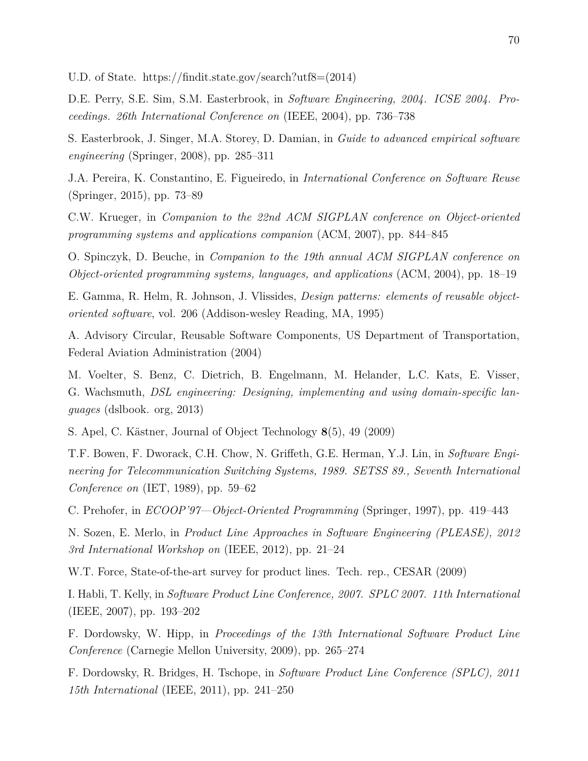U.D. of State. https://findit.state.gov/search?utf8=(2014)

D.E. Perry, S.E. Sim, S.M. Easterbrook, in *Software Engineering, 2004. ICSE 2004. Proceedings. 26th International Conference on* (IEEE, 2004), pp. 736–738

S. Easterbrook, J. Singer, M.A. Storey, D. Damian, in *Guide to advanced empirical software engineering* (Springer, 2008), pp. 285–311

J.A. Pereira, K. Constantino, E. Figueiredo, in *International Conference on Software Reuse* (Springer, 2015), pp. 73–89

C.W. Krueger, in *Companion to the 22nd ACM SIGPLAN conference on Object-oriented programming systems and applications companion* (ACM, 2007), pp. 844–845

O. Spinczyk, D. Beuche, in *Companion to the 19th annual ACM SIGPLAN conference on Object-oriented programming systems, languages, and applications* (ACM, 2004), pp. 18–19

E. Gamma, R. Helm, R. Johnson, J. Vlissides, *Design patterns: elements of reusable object-oriented software*, vol. 206 (Addison-wesley Reading, MA, 1995)

A. Advisory Circular, Reusable Software Components, US Department of Transportation, Federal Aviation Administration (2004)

M. Voelter, S. Benz, C. Dietrich, B. Engelmann, M. Helander, L.C. Kats, E. Visser, G. Wachsmuth, *DSL engineering: Designing, implementing and using domain-specific languages* (dslbook. org, 2013)

S. Apel, C. Kästner, Journal of Object Technology **8**(5), 49 (2009)

T.F. Bowen, F. Dworack, C.H. Chow, N. Griffeth, G.E. Herman, Y.J. Lin, in *Software Engineering for Telecommunication Switching Systems, 1989. SETSS 89., Seventh International Conference on* (IET, 1989), pp. 59–62

C. Prehofer, in *ECOOP'97—Object-Oriented Programming* (Springer, 1997), pp. 419–443

N. Sozen, E. Merlo, in *Product Line Approaches in Software Engineering (PLEASE), 2012 3rd International Workshop on* (IEEE, 2012), pp. 21–24

W.T. Force, State-of-the-art survey for product lines. Tech. rep., CESAR (2009)

I. Habli, T. Kelly, in *Software Product Line Conference, 2007. SPLC 2007. 11th International* (IEEE, 2007), pp. 193–202

F. Dordowsky, W. Hipp, in *Proceedings of the 13th International Software Product Line Conference* (Carnegie Mellon University, 2009), pp. 265–274

F. Dordowsky, R. Bridges, H. Tschope, in *Software Product Line Conference (SPLC), 2011 15th International* (IEEE, 2011), pp. 241–250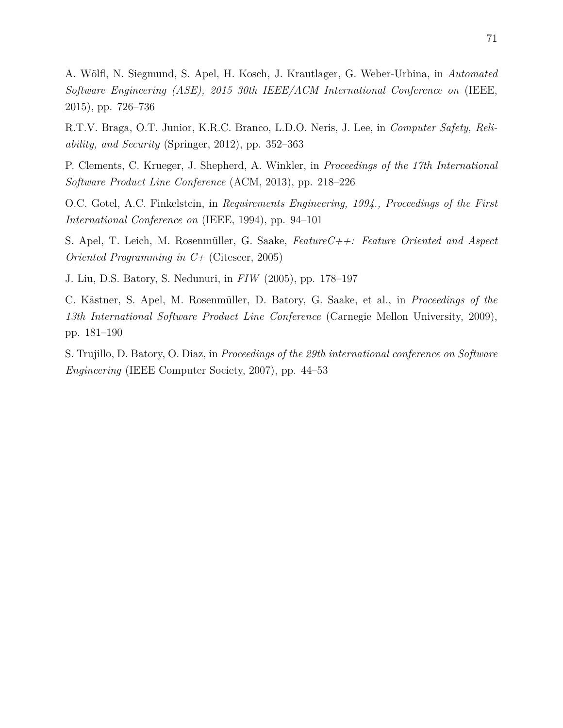A. Wölfl, N. Siegmund, S. Apel, H. Kosch, J. Krautlager, G. Weber-Urbina, in *Automated Software Engineering (ASE), 2015 30th IEEE/ACM International Conference on* (IEEE, 2015), pp. 726–736

R.T.V. Braga, O.T. Junior, K.R.C. Branco, L.D.O. Neris, J. Lee, in *Computer Safety, Reliability, and Security* (Springer, 2012), pp. 352–363

P. Clements, C. Krueger, J. Shepherd, A. Winkler, in *Proceedings of the 17th International Software Product Line Conference* (ACM, 2013), pp. 218–226

O.C. Gotel, A.C. Finkelstein, in *Requirements Engineering, 1994., Proceedings of the First International Conference on* (IEEE, 1994), pp. 94–101

S. Apel, T. Leich, M. Rosenmüller, G. Saake, *FeatureC++: Feature Oriented and Aspect Oriented Programming in C+* (Citeseer, 2005)

J. Liu, D.S. Batory, S. Nedunuri, in *FIW* (2005), pp. 178–197

C. Kästner, S. Apel, M. Rosenmüller, D. Batory, G. Saake, et al., in *Proceedings of the 13th International Software Product Line Conference* (Carnegie Mellon University, 2009), pp. 181–190

S. Trujillo, D. Batory, O. Diaz, in *Proceedings of the 29th international conference on Software Engineering* (IEEE Computer Society, 2007), pp. 44–53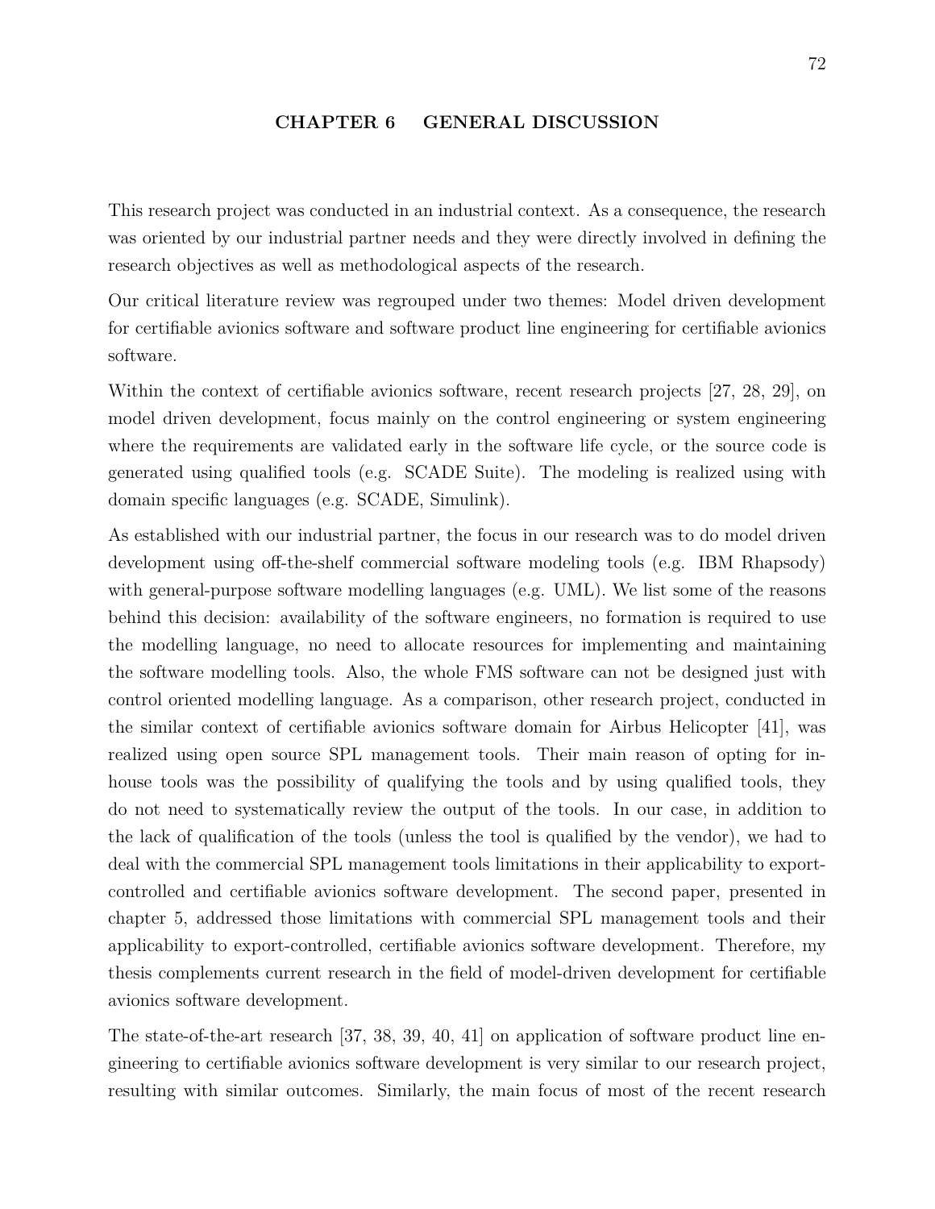# CHAPTER 6 GENERAL DISCUSSION

This research project was conducted in an industrial context. As a consequence, the research was oriented by our industrial partner needs and they were directly involved in defining the research objectives as well as methodological aspects of the research.

Our critical literature review was regrouped under two themes: Model driven development for certifiable avionics software and software product line engineering for certifiable avionics software.

Within the context of certifiable avionics software, recent research projects [27, 28, 29], on model driven development, focus mainly on the control engineering or system engineering where the requirements are validated early in the software life cycle, or the source code is generated using qualified tools (e.g. SCADE Suite). The modeling is realized using with domain specific languages (e.g. SCADE, Simulink).

As established with our industrial partner, the focus in our research was to do model driven development using off-the-shelf commercial software modeling tools (e.g. IBM Rhapsody) with general-purpose software modelling languages (e.g. UML). We list some of the reasons behind this decision: availability of the software engineers, no formation is required to use the modelling language, no need to allocate resources for implementing and maintaining the software modelling tools. Also, the whole FMS software can not be designed just with control oriented modelling language. As a comparison, other research project, conducted in the similar context of certifiable avionics software domain for Airbus Helicopter [41], was realized using open source SPL management tools. Their main reason of opting for in-house tools was the possibility of qualifying the tools and by using qualified tools, they do not need to systematically review the output of the tools. In our case, in addition to the lack of qualification of the tools (unless the tool is qualified by the vendor), we had to deal with the commercial SPL management tools limitations in their applicability to export-controlled and certifiable avionics software development. The second paper, presented in chapter 5, addressed those limitations with commercial SPL management tools and their applicability to export-controlled, certifiable avionics software development. Therefore, my thesis complements current research in the field of model-driven development for certifiable avionics software development.

The state-of-the-art research [37, 38, 39, 40, 41] on application of software product line engineering to certifiable avionics software development is very similar to our research project, resulting with similar outcomes. Similarly, the main focus of most of the recent research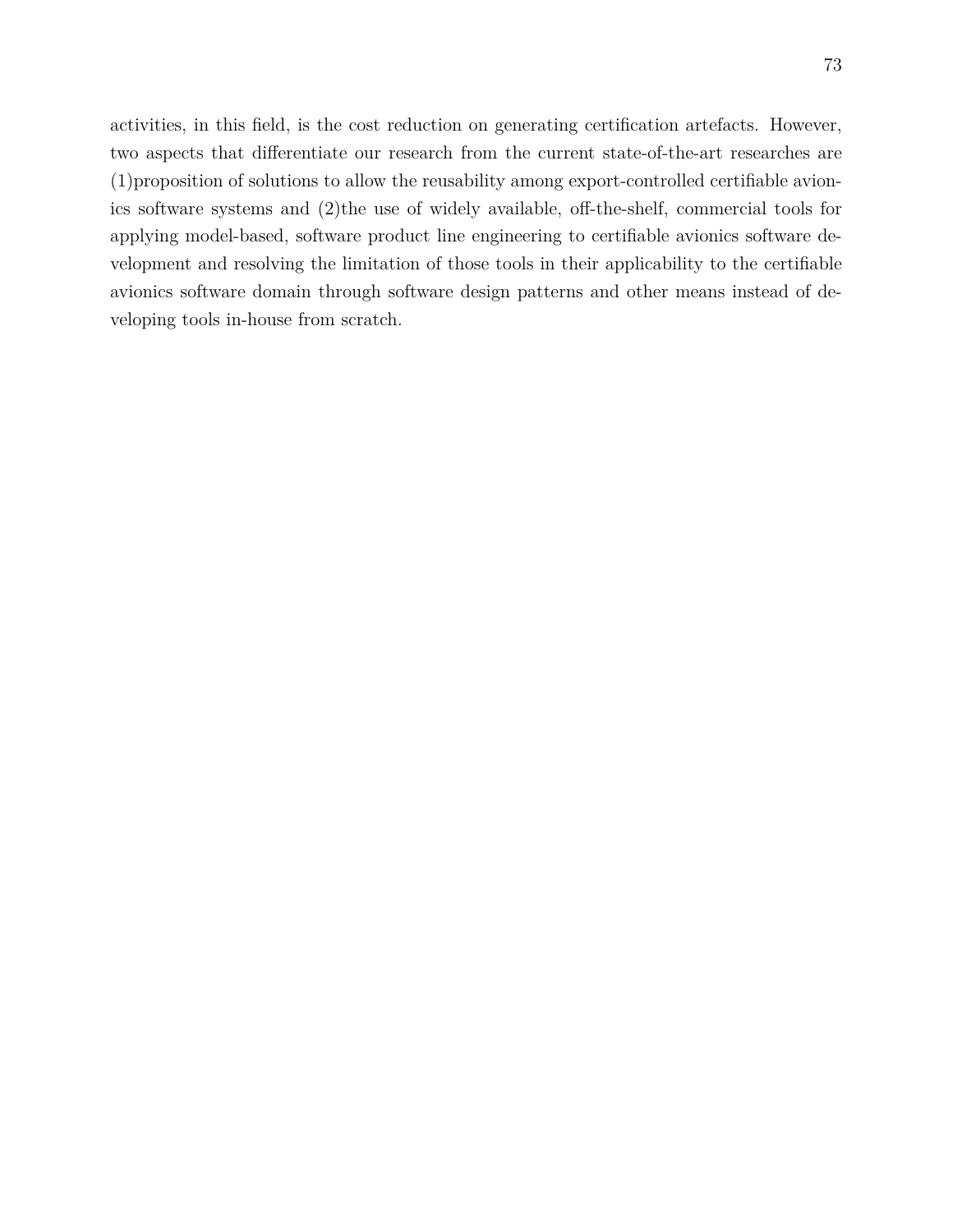activities, in this field, is the cost reduction on generating certification artefacts. However, two aspects that differentiate our research from the current state-of-the-art researches are (1)proposition of solutions to allow the reusability among export-controlled certifiable avionics software systems and (2)the use of widely available, off-the-shelf, commercial tools for applying model-based, software product line engineering to certifiable avionics software development and resolving the limitation of those tools in their applicability to the certifiable avionics software domain through software design patterns and other means instead of developing tools in-house from scratch.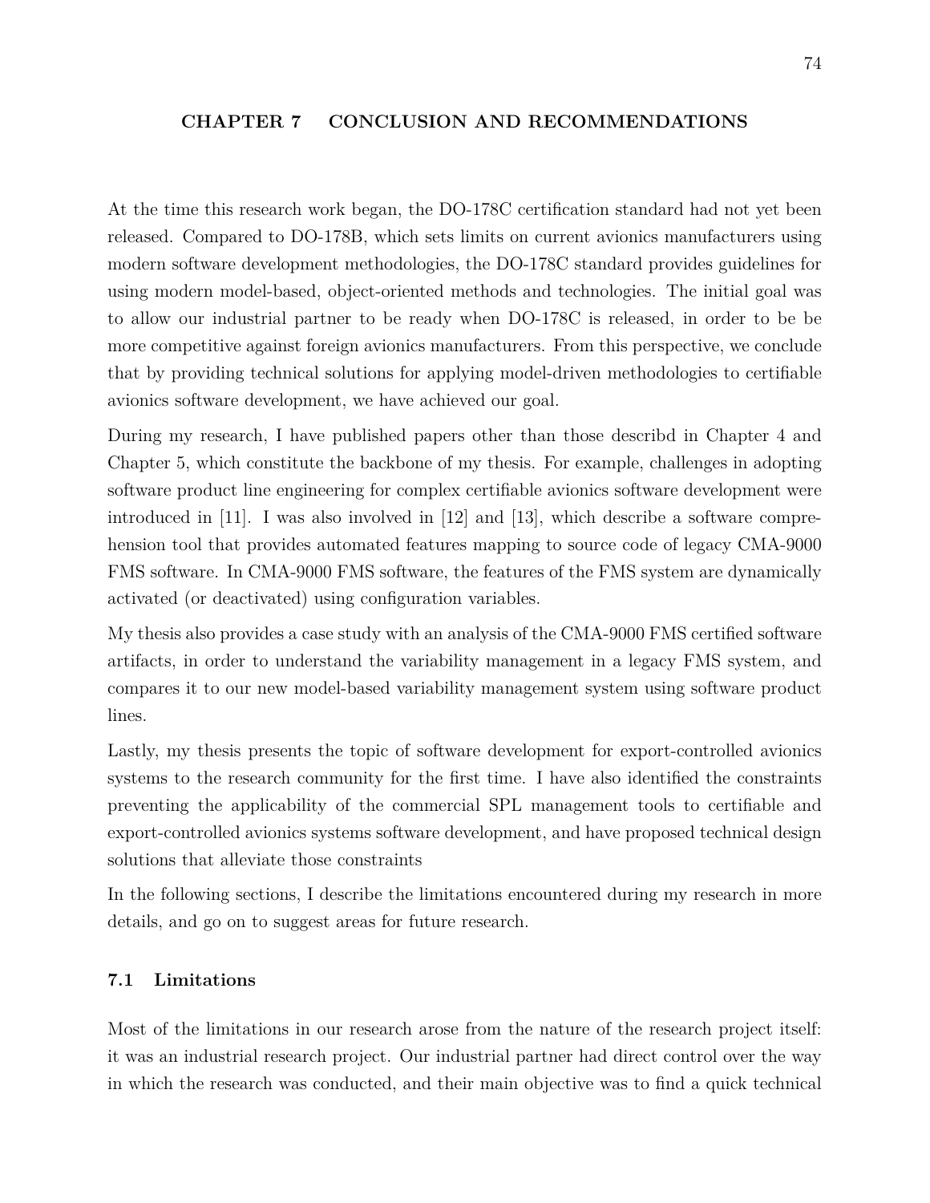# CHAPTER 7 CONCLUSION AND RECOMMENDATIONS

At the time this research work began, the DO-178C certification standard had not yet been released. Compared to DO-178B, which sets limits on current avionics manufacturers using modern software development methodologies, the DO-178C standard provides guidelines for using modern model-based, object-oriented methods and technologies. The initial goal was to allow our industrial partner to be ready when DO-178C is released, in order to be be more competitive against foreign avionics manufacturers. From this perspective, we conclude that by providing technical solutions for applying model-driven methodologies to certifiable avionics software development, we have achieved our goal.

During my research, I have published papers other than those describd in Chapter 4 and Chapter 5, which constitute the backbone of my thesis. For example, challenges in adopting software product line engineering for complex certifiable avionics software development were introduced in [11]. I was also involved in [12] and [13], which describe a software comprehension tool that provides automated features mapping to source code of legacy CMA-9000 FMS software. In CMA-9000 FMS software, the features of the FMS system are dynamically activated (or deactivated) using configuration variables.

My thesis also provides a case study with an analysis of the CMA-9000 FMS certified software artifacts, in order to understand the variability management in a legacy FMS system, and compares it to our new model-based variability management system using software product lines.

Lastly, my thesis presents the topic of software development for export-controlled avionics systems to the research community for the first time. I have also identified the constraints preventing the applicability of the commercial SPL management tools to certifiable and export-controlled avionics systems software development, and have proposed technical design solutions that alleviate those constraints

In the following sections, I describe the limitations encountered during my research in more details, and go on to suggest areas for future research.

## 7.1 Limitations

Most of the limitations in our research arose from the nature of the research project itself: it was an industrial research project. Our industrial partner had direct control over the way in which the research was conducted, and their main objective was to find a quick technical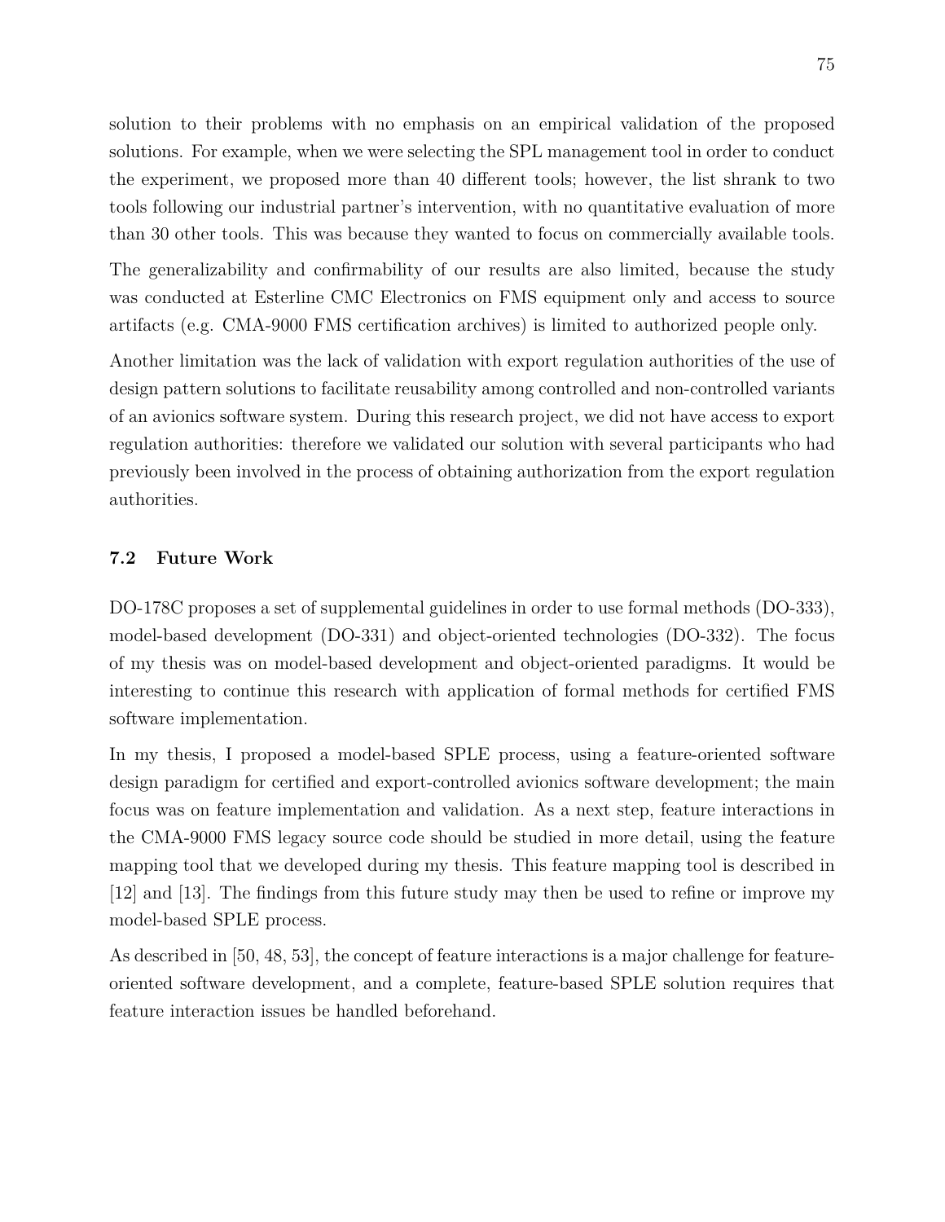solution to their problems with no emphasis on an empirical validation of the proposed solutions. For example, when we were selecting the SPL management tool in order to conduct the experiment, we proposed more than 40 different tools; however, the list shrank to two tools following our industrial partner's intervention, with no quantitative evaluation of more than 30 other tools. This was because they wanted to focus on commercially available tools.

The generalizability and confirmability of our results are also limited, because the study was conducted at Esterline CMC Electronics on FMS equipment only and access to source artifacts (e.g. CMA-9000 FMS certification archives) is limited to authorized people only.

Another limitation was the lack of validation with export regulation authorities of the use of design pattern solutions to facilitate reusability among controlled and non-controlled variants of an avionics software system. During this research project, we did not have access to export regulation authorities: therefore we validated our solution with several participants who had previously been involved in the process of obtaining authorization from the export regulation authorities.

### 7.2 Future Work

DO-178C proposes a set of supplemental guidelines in order to use formal methods (DO-333), model-based development (DO-331) and object-oriented technologies (DO-332). The focus of my thesis was on model-based development and object-oriented paradigms. It would be interesting to continue this research with application of formal methods for certified FMS software implementation.

In my thesis, I proposed a model-based SPLE process, using a feature-oriented software design paradigm for certified and export-controlled avionics software development; the main focus was on feature implementation and validation. As a next step, feature interactions in the CMA-9000 FMS legacy source code should be studied in more detail, using the feature mapping tool that we developed during my thesis. This feature mapping tool is described in [12] and [13]. The findings from this future study may then be used to refine or improve my model-based SPLE process.

As described in [50, 48, 53], the concept of feature interactions is a major challenge for feature-oriented software development, and a complete, feature-based SPLE solution requires that feature interaction issues be handled beforehand.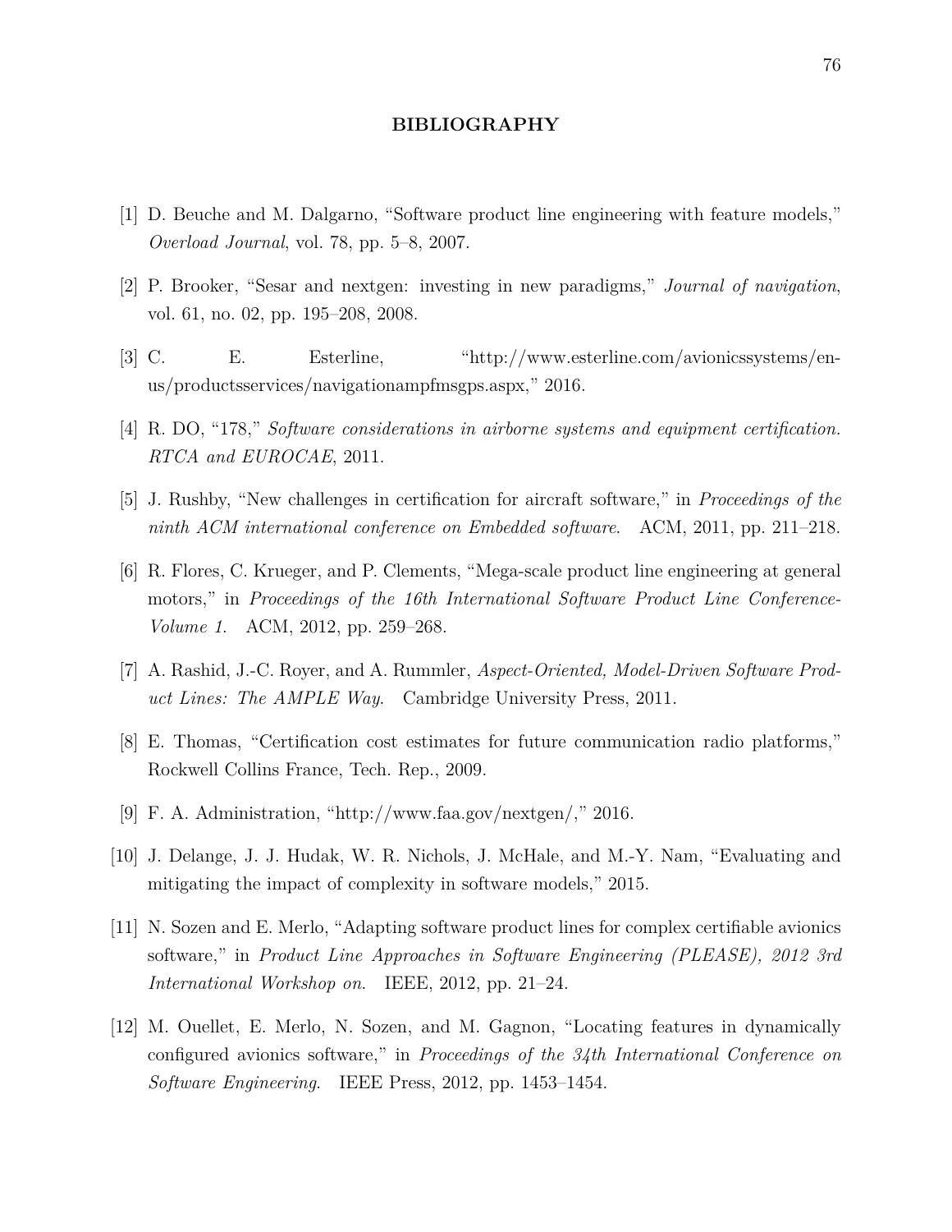# BIBLIOGRAPHY

[1] D. Beuche and M. Dalgarno, "Software product line engineering with feature models," *Overload Journal*, vol. 78, pp. 5–8, 2007.

[2] P. Brooker, "Sesar and nextgen: investing in new paradigms," *Journal of navigation*, vol. 61, no. 02, pp. 195–208, 2008.

[3] C. E. Esterline, "http://www.esterline.com/avionicssystems/en-us/productsservices/navigationampfmsgps.aspx," 2016.

[4] R. DO, "178," *Software considerations in airborne systems and equipment certification. RTCA and EUROCAE*, 2011.

[5] J. Rushby, "New challenges in certification for aircraft software," in *Proceedings of the ninth ACM international conference on Embedded software*. ACM, 2011, pp. 211–218.

[6] R. Flores, C. Krueger, and P. Clements, "Mega-scale product line engineering at general motors," in *Proceedings of the 16th International Software Product Line Conference-Volume 1*. ACM, 2012, pp. 259–268.

[7] A. Rashid, J.-C. Royer, and A. Rummler, *Aspect-Oriented, Model-Driven Software Product Lines: The AMPLE Way*. Cambridge University Press, 2011.

[8] E. Thomas, "Certification cost estimates for future communication radio platforms," Rockwell Collins France, Tech. Rep., 2009.

[9] F. A. Administration, "http://www.faa.gov/nextgen/," 2016.

[10] J. Delange, J. J. Hudak, W. R. Nichols, J. McHale, and M.-Y. Nam, "Evaluating and mitigating the impact of complexity in software models," 2015.

[11] N. Sozen and E. Merlo, "Adapting software product lines for complex certifiable avionics software," in *Product Line Approaches in Software Engineering (PLEASE), 2012 3rd International Workshop on*. IEEE, 2012, pp. 21–24.

[12] M. Ouellet, E. Merlo, N. Sozen, and M. Gagnon, "Locating features in dynamically configured avionics software," in *Proceedings of the 34th International Conference on Software Engineering*. IEEE Press, 2012, pp. 1453–1454.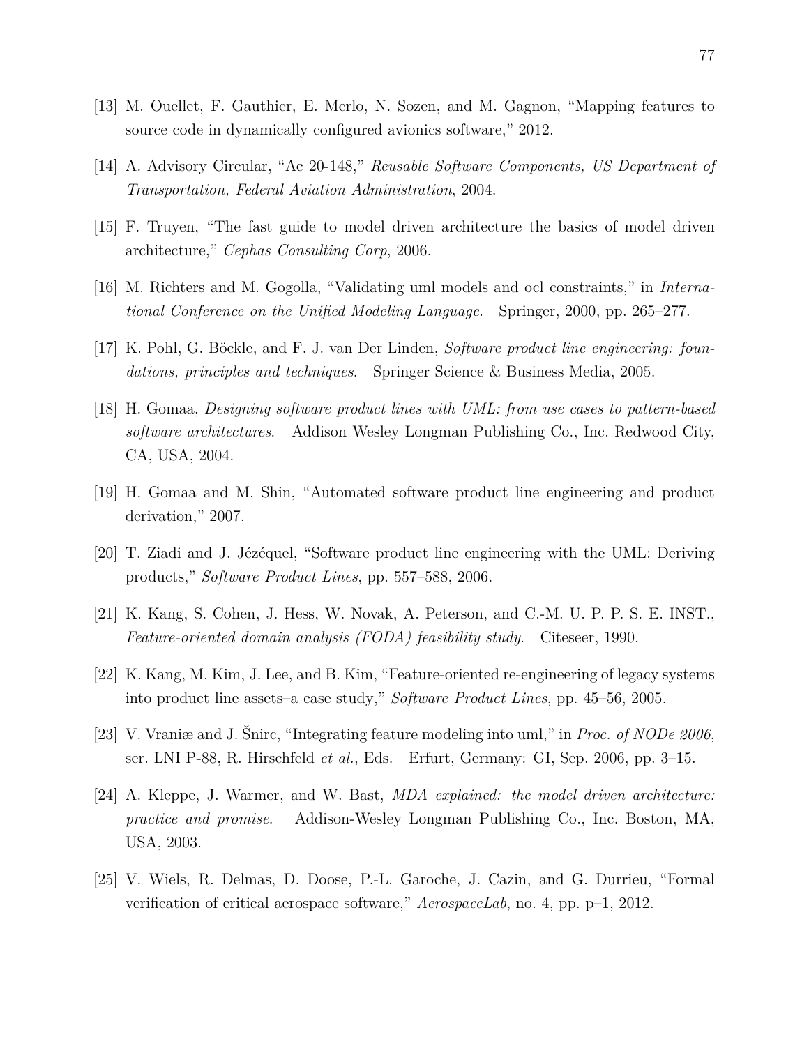[13] M. Ouellet, F. Gauthier, E. Merlo, N. Sozen, and M. Gagnon, "Mapping features to source code in dynamically configured avionics software," 2012.

[14] A. Advisory Circular, "Ac 20-148," *Reusable Software Components, US Department of Transportation, Federal Aviation Administration*, 2004.

[15] F. Truyen, "The fast guide to model driven architecture the basics of model driven architecture," *Cephas Consulting Corp*, 2006.

[16] M. Richters and M. Gogolla, "Validating uml models and ocl constraints," in *International Conference on the Unified Modeling Language*. Springer, 2000, pp. 265–277.

[17] K. Pohl, G. Böckle, and F. J. van Der Linden, *Software product line engineering: foundations, principles and techniques*. Springer Science & Business Media, 2005.

[18] H. Gomaa, *Designing software product lines with UML: from use cases to pattern-based software architectures*. Addison Wesley Longman Publishing Co., Inc. Redwood City, CA, USA, 2004.

[19] H. Gomaa and M. Shin, "Automated software product line engineering and product derivation," 2007.

[20] T. Ziadi and J. Jézéquel, "Software product line engineering with the UML: Deriving products," *Software Product Lines*, pp. 557–588, 2006.

[21] K. Kang, S. Cohen, J. Hess, W. Novak, A. Peterson, and C.-M. U. P. P. S. E. INST., *Feature-oriented domain analysis (FODA) feasibility study*. Citeseer, 1990.

[22] K. Kang, M. Kim, J. Lee, and B. Kim, "Feature-oriented re-engineering of legacy systems into product line assets–a case study," *Software Product Lines*, pp. 45–56, 2005.

[23] V. Vraniæ and J. Šnirc, "Integrating feature modeling into uml," in *Proc. of NODe 2006*, ser. LNI P-88, R. Hirschfeld *et al.*, Eds. Erfurt, Germany: GI, Sep. 2006, pp. 3–15.

[24] A. Kleppe, J. Warmer, and W. Bast, *MDA explained: the model driven architecture: practice and promise*. Addison-Wesley Longman Publishing Co., Inc. Boston, MA, USA, 2003.

[25] V. Wiels, R. Delmas, D. Doose, P.-L. Garoche, J. Cazin, and G. Durrieu, "Formal verification of critical aerospace software," *AerospaceLab*, no. 4, pp. p–1, 2012.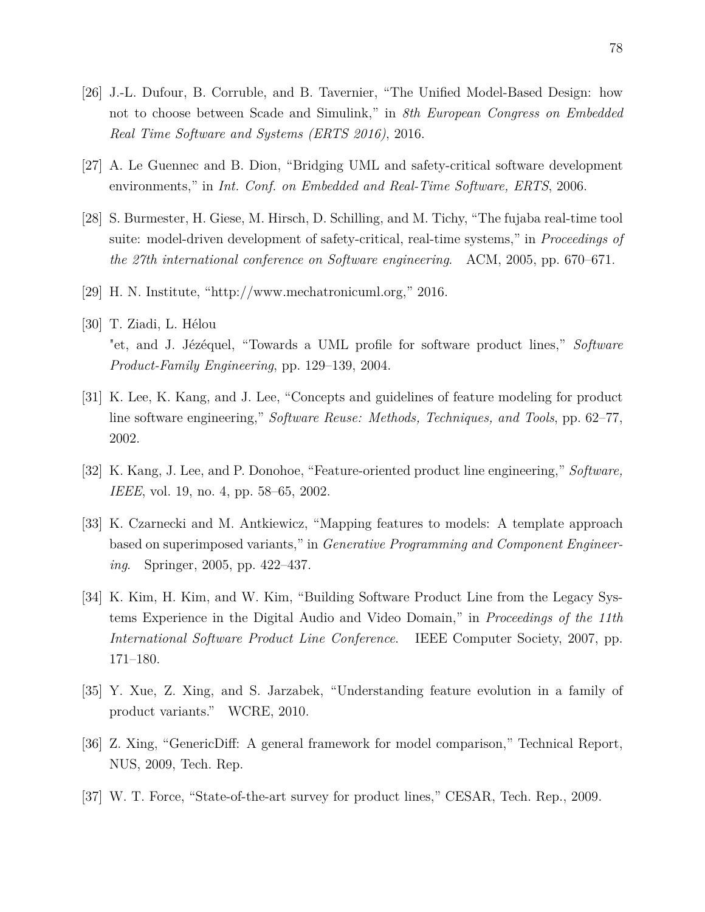[26] J.-L. Dufour, B. Corruble, and B. Tavernier, "The Unified Model-Based Design: how not to choose between Scade and Simulink," in *8th European Congress on Embedded Real Time Software and Systems (ERTS 2016)*, 2016.

[27] A. Le Guennec and B. Dion, "Bridging UML and safety-critical software development environments," in *Int. Conf. on Embedded and Real-Time Software, ERTS*, 2006.

[28] S. Burmester, H. Giese, M. Hirsch, D. Schilling, and M. Tichy, "The fujaba real-time tool suite: model-driven development of safety-critical, real-time systems," in *Proceedings of the 27th international conference on Software engineering*. ACM, 2005, pp. 670–671.

[29] H. N. Institute, "http://www.mechatronicuml.org," 2016.

[30] T. Ziadi, L. Hélou
"et, and J. Jézéquel, "Towards a UML profile for software product lines," *Software Product-Family Engineering*, pp. 129–139, 2004.

[31] K. Lee, K. Kang, and J. Lee, "Concepts and guidelines of feature modeling for product line software engineering," *Software Reuse: Methods, Techniques, and Tools*, pp. 62–77, 2002.

[32] K. Kang, J. Lee, and P. Donohoe, "Feature-oriented product line engineering," *Software, IEEE*, vol. 19, no. 4, pp. 58–65, 2002.

[33] K. Czarnecki and M. Antkiewicz, "Mapping features to models: A template approach based on superimposed variants," in *Generative Programming and Component Engineering*. Springer, 2005, pp. 422–437.

[34] K. Kim, H. Kim, and W. Kim, "Building Software Product Line from the Legacy Systems Experience in the Digital Audio and Video Domain," in *Proceedings of the 11th International Software Product Line Conference*. IEEE Computer Society, 2007, pp. 171–180.

[35] Y. Xue, Z. Xing, and S. Jarzabek, "Understanding feature evolution in a family of product variants." WCRE, 2010.

[36] Z. Xing, "GenericDiff: A general framework for model comparison," Technical Report, NUS, 2009, Tech. Rep.

[37] W. T. Force, "State-of-the-art survey for product lines," CESAR, Tech. Rep., 2009.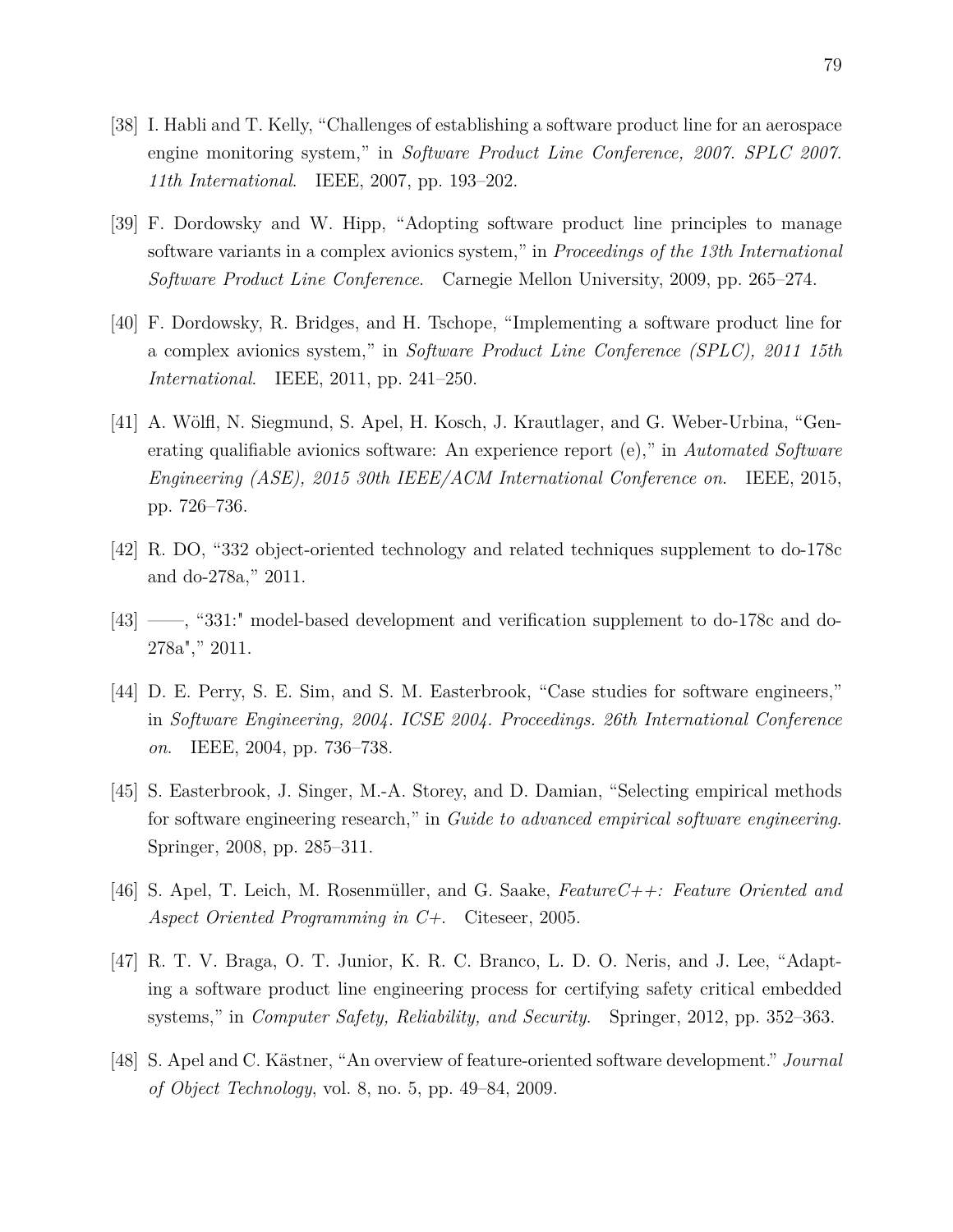[38] I. Habli and T. Kelly, "Challenges of establishing a software product line for an aerospace engine monitoring system," in *Software Product Line Conference, 2007. SPLC 2007. 11th International*. IEEE, 2007, pp. 193–202.

[39] F. Dordowsky and W. Hipp, "Adopting software product line principles to manage software variants in a complex avionics system," in *Proceedings of the 13th International Software Product Line Conference*. Carnegie Mellon University, 2009, pp. 265–274.

[40] F. Dordowsky, R. Bridges, and H. Tschope, "Implementing a software product line for a complex avionics system," in *Software Product Line Conference (SPLC), 2011 15th International*. IEEE, 2011, pp. 241–250.

[41] A. Wölfl, N. Siegmund, S. Apel, H. Kosch, J. Krautlager, and G. Weber-Urbina, "Generating qualifiable avionics software: An experience report (e)," in *Automated Software Engineering (ASE), 2015 30th IEEE/ACM International Conference on*. IEEE, 2015, pp. 726–736.

[42] R. DO, "332 object-oriented technology and related techniques supplement to do-178c and do-278a," 2011.

[43] ——, "331:" model-based development and verification supplement to do-178c and do-278a"," 2011.

[44] D. E. Perry, S. E. Sim, and S. M. Easterbrook, "Case studies for software engineers," in *Software Engineering, 2004. ICSE 2004. Proceedings. 26th International Conference on*. IEEE, 2004, pp. 736–738.

[45] S. Easterbrook, J. Singer, M.-A. Storey, and D. Damian, "Selecting empirical methods for software engineering research," in *Guide to advanced empirical software engineering*. Springer, 2008, pp. 285–311.

[46] S. Apel, T. Leich, M. Rosenmüller, and G. Saake, *FeatureC++: Feature Oriented and Aspect Oriented Programming in C+*. Citeseer, 2005.

[47] R. T. V. Braga, O. T. Junior, K. R. C. Branco, L. D. O. Neris, and J. Lee, "Adapting a software product line engineering process for certifying safety critical embedded systems," in *Computer Safety, Reliability, and Security*. Springer, 2012, pp. 352–363.

[48] S. Apel and C. Kästner, "An overview of feature-oriented software development." *Journal of Object Technology*, vol. 8, no. 5, pp. 49–84, 2009.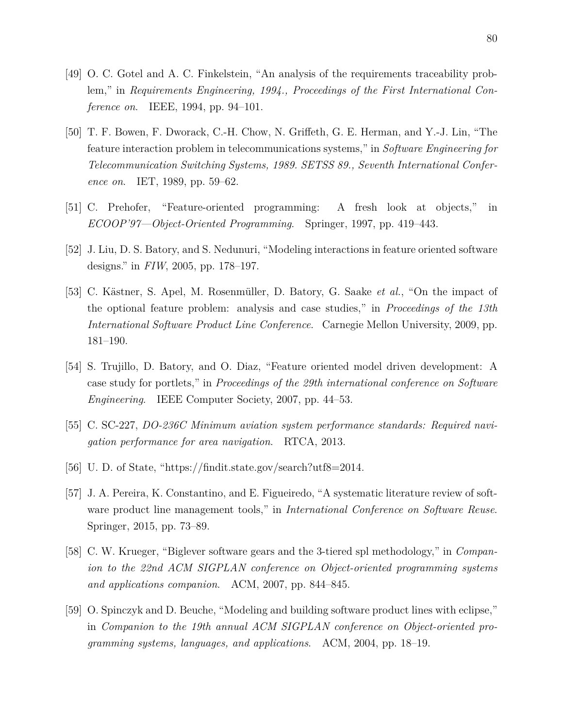[49] O. C. Gotel and A. C. Finkelstein, "An analysis of the requirements traceability problem," in *Requirements Engineering, 1994., Proceedings of the First International Conference on*. IEEE, 1994, pp. 94–101.

[50] T. F. Bowen, F. Dworack, C.-H. Chow, N. Griffeth, G. E. Herman, and Y.-J. Lin, "The feature interaction problem in telecommunications systems," in *Software Engineering for Telecommunication Switching Systems, 1989. SETSS 89., Seventh International Conference on*. IET, 1989, pp. 59–62.

[51] C. Prehofer, "Feature-oriented programming: A fresh look at objects," in *ECOOP'97—Object-Oriented Programming*. Springer, 1997, pp. 419–443.

[52] J. Liu, D. S. Batory, and S. Nedunuri, "Modeling interactions in feature oriented software designs." in *FIW*, 2005, pp. 178–197.

[53] C. Kästner, S. Apel, M. Rosenmüller, D. Batory, G. Saake *et al.*, "On the impact of the optional feature problem: analysis and case studies," in *Proceedings of the 13th International Software Product Line Conference*. Carnegie Mellon University, 2009, pp. 181–190.

[54] S. Trujillo, D. Batory, and O. Diaz, "Feature oriented model driven development: A case study for portlets," in *Proceedings of the 29th international conference on Software Engineering*. IEEE Computer Society, 2007, pp. 44–53.

[55] C. SC-227, *DO-236C Minimum aviation system performance standards: Required navigation performance for area navigation*. RTCA, 2013.

[56] U. D. of State, "https://findit.state.gov/search?utf8=2014.

[57] J. A. Pereira, K. Constantino, and E. Figueiredo, "A systematic literature review of software product line management tools," in *International Conference on Software Reuse*. Springer, 2015, pp. 73–89.

[58] C. W. Krueger, "Biglever software gears and the 3-tiered spl methodology," in *Companion to the 22nd ACM SIGPLAN conference on Object-oriented programming systems and applications companion*. ACM, 2007, pp. 844–845.

[59] O. Spinczyk and D. Beuche, "Modeling and building software product lines with eclipse," in *Companion to the 19th annual ACM SIGPLAN conference on Object-oriented programming systems, languages, and applications*. ACM, 2004, pp. 18–19.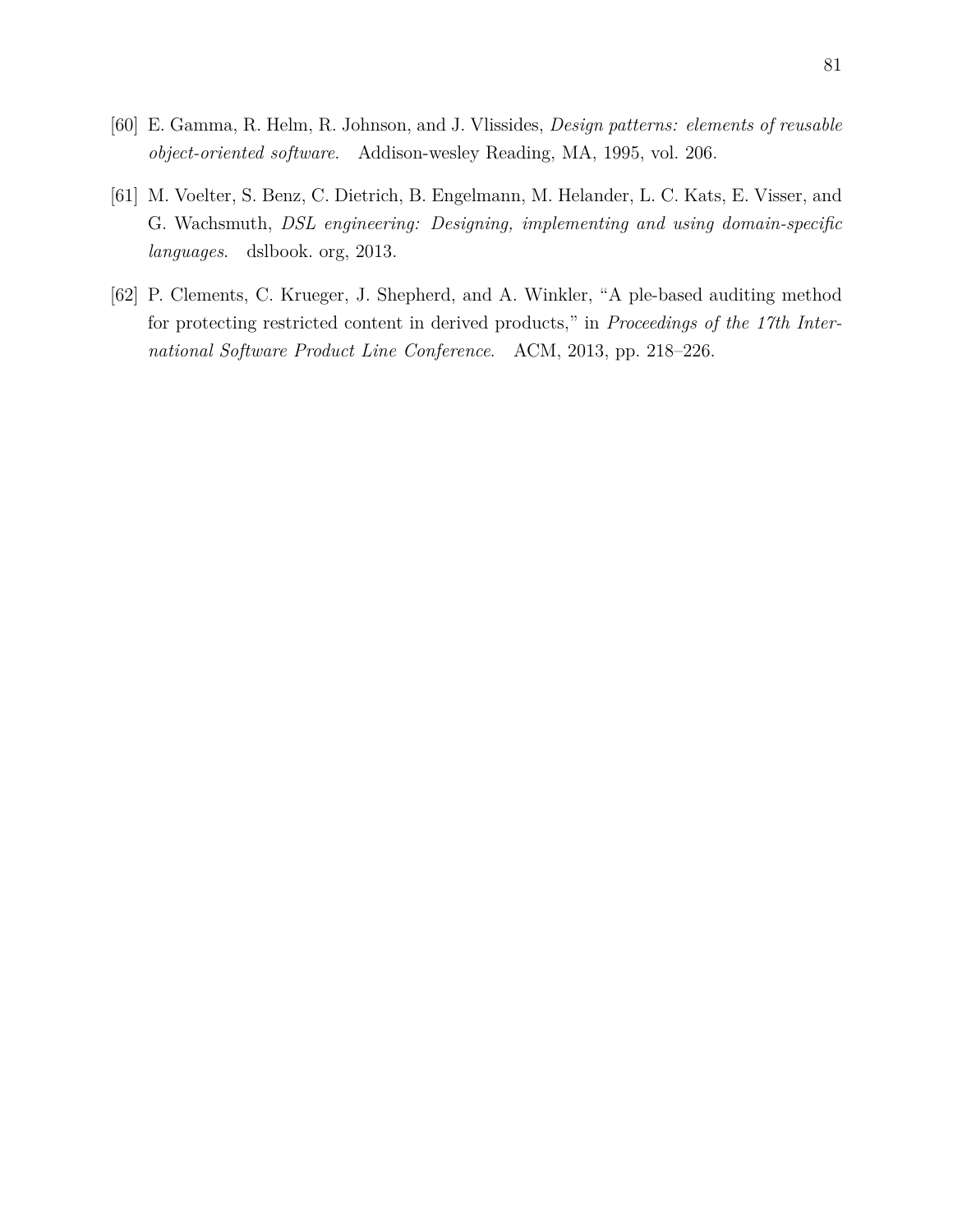[60] E. Gamma, R. Helm, R. Johnson, and J. Vlissides, *Design patterns: elements of reusable object-oriented software*. Addison-wesley Reading, MA, 1995, vol. 206.

[61] M. Voelter, S. Benz, C. Dietrich, B. Engelmann, M. Helander, L. C. Kats, E. Visser, and G. Wachsmuth, *DSL engineering: Designing, implementing and using domain-specific languages*. dslbook. org, 2013.

[62] P. Clements, C. Krueger, J. Shepherd, and A. Winkler, "A ple-based auditing method for protecting restricted content in derived products," in *Proceedings of the 17th International Software Product Line Conference*. ACM, 2013, pp. 218–226.